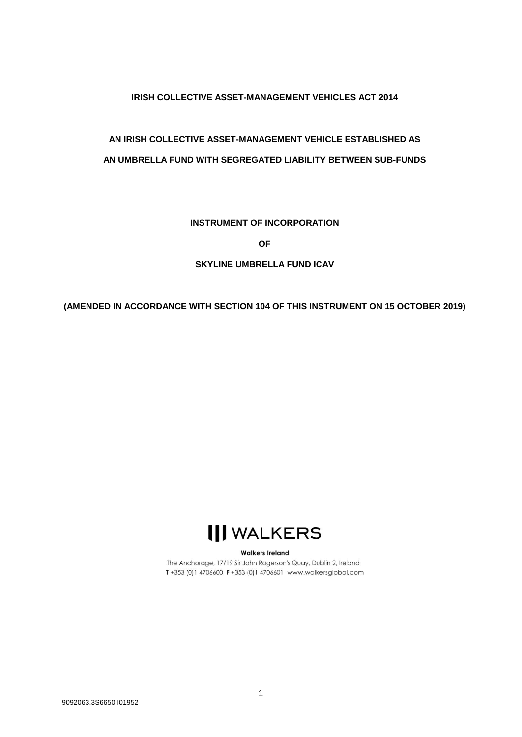**IRISH COLLECTIVE ASSET-MANAGEMENT VEHICLES ACT 2014**

**AN IRISH COLLECTIVE ASSET-MANAGEMENT VEHICLE ESTABLISHED AS**

**AN UMBRELLA FUND WITH SEGREGATED LIABILITY BETWEEN SUB-FUNDS**

**INSTRUMENT OF INCORPORATION**

**OF**

**SKYLINE UMBRELLA FUND ICAV**

**(AMENDED IN ACCORDANCE WITH SECTION 104 OF THIS INSTRUMENT ON 15 OCTOBER 2019)**

WALKERS

**Walkers Ireland**

The Anchorage, 17/19 Sir John Rogerson's Quay, Dublin 2, Ireland

**T** +353 (0)1 4706600 **F** +353 (0)1 4706601 www.walkersglobal.com

9092063.3S6650.I01952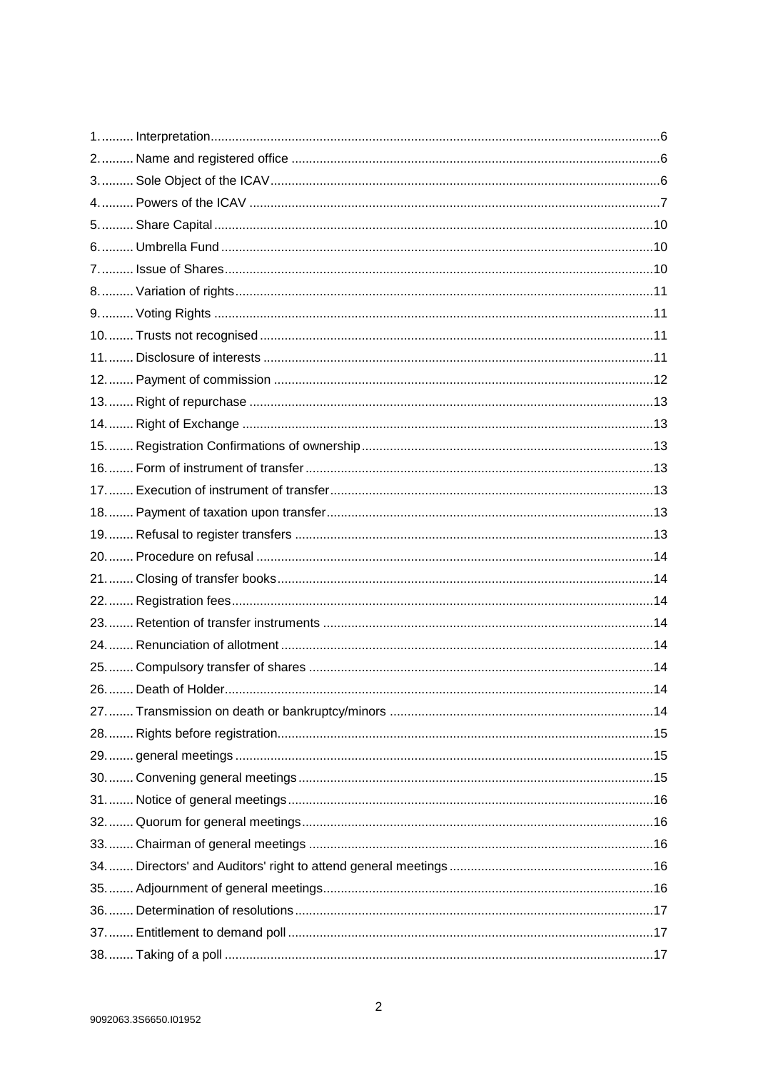1.......... Interpretation..............................................................................................................................6
2.......... Name and registered office .......................................................................................................6
3.......... Sole Object of the ICAV.............................................................................................................6
4.......... Powers of the ICAV ...................................................................................................................7
5.......... Share Capital............................................................................................................................10
6.......... Umbrella Fund ..........................................................................................................................10
7.......... Issue of Shares.........................................................................................................................10
8.......... Variation of rights.....................................................................................................................11
9.......... Voting Rights ...........................................................................................................................11
10........ Trusts not recognised ..............................................................................................................11
11........ Disclosure of interests .............................................................................................................11
12........ Payment of commission ..........................................................................................................12
13........ Right of repurchase .................................................................................................................13
14........ Right of Exchange ...................................................................................................................13
15........ Registration Confirmations of ownership..................................................................................13
16........ Form of instrument of transfer .................................................................................................13
17........ Execution of instrument of transfer..........................................................................................13
18........ Payment of taxation upon transfer...........................................................................................13
19........ Refusal to register transfers ....................................................................................................13
20........ Procedure on refusal ...............................................................................................................14
21........ Closing of transfer books.........................................................................................................14
22........ Registration fees......................................................................................................................14
23........ Retention of transfer instruments ............................................................................................14
24........ Renunciation of allotment ........................................................................................................14
25........ Compulsory transfer of shares ................................................................................................14
26........ Death of Holder........................................................................................................................14
27........ Transmission on death or bankruptcy/minors ..........................................................................14
28........ Rights before registration.........................................................................................................15
29........ general meetings .....................................................................................................................15
30........ Convening general meetings ...................................................................................................15
31........ Notice of general meetings ......................................................................................................16
32........ Quorum for general meetings...................................................................................................16
33........ Chairman of general meetings .................................................................................................16
34........ Directors' and Auditors' right to attend general meetings .........................................................16
35........ Adjournment of general meetings............................................................................................16
36........ Determination of resolutions ....................................................................................................17
37........ Entitlement to demand poll ......................................................................................................17
38........ Taking of a poll ........................................................................................................................17

9092063.3S6650.I01952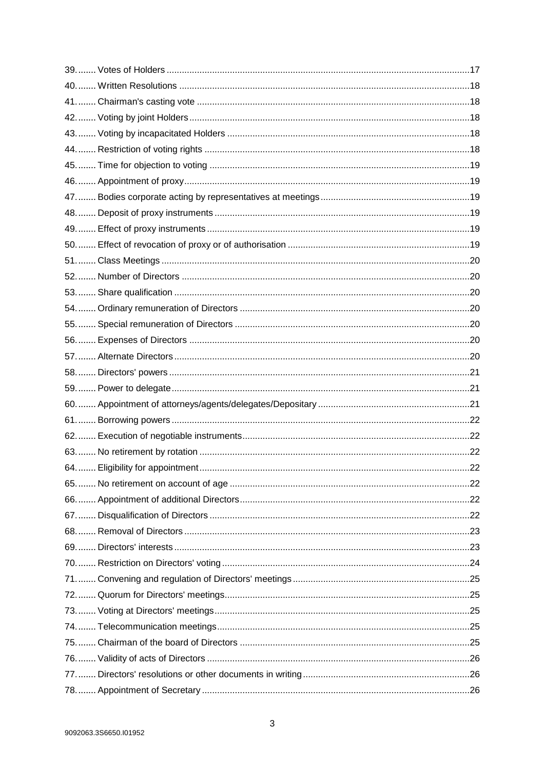39. ....... Votes of Holders ....................................................................................................................17
40. ....... Written Resolutions ..............................................................................................................18
41. ....... Chairman's casting vote .......................................................................................................18
42. ....... Voting by joint Holders..........................................................................................................18
43. ....... Voting by incapacitated Holders ...........................................................................................18
44. ....... Restriction of voting rights ....................................................................................................18
45. ....... Time for objection to voting ..................................................................................................19
46. ....... Appointment of proxy............................................................................................................19
47. ....... Bodies corporate acting by representatives at meetings .......................................................19
48. ....... Deposit of proxy instruments .................................................................................................19
49. ....... Effect of proxy instruments ....................................................................................................19
50. ....... Effect of revocation of proxy or of authorisation ....................................................................19
51. ....... Class Meetings ......................................................................................................................20
52. ....... Number of Directors ..............................................................................................................20
53. ....... Share qualification .................................................................................................................20
54. ....... Ordinary remuneration of Directors .......................................................................................20
55. ....... Special remuneration of Directors .........................................................................................20
56. ....... Expenses of Directors ...........................................................................................................20
57. ....... Alternate Directors .................................................................................................................20
58. ....... Directors' powers ...................................................................................................................21
59. ....... Power to delegate ..................................................................................................................21
60. ....... Appointment of attorneys/agents/delegates/Depositary ........................................................21
61. ....... Borrowing powers ..................................................................................................................22
62. ....... Execution of negotiable instruments ......................................................................................22
63. ....... No retirement by rotation .......................................................................................................22
64. ....... Eligibility for appointment .......................................................................................................22
65. ....... No retirement on account of age ...........................................................................................22
66. ....... Appointment of additional Directors .......................................................................................22
67. ....... Disqualification of Directors ...................................................................................................22
68. ....... Removal of Directors .............................................................................................................23
69. ....... Directors' interests .................................................................................................................23
70. ....... Restriction on Directors' voting ..............................................................................................24
71. ....... Convening and regulation of Directors' meetings ..................................................................25
72. ....... Quorum for Directors' meetings .............................................................................................25
73. ....... Voting at Directors' meetings .................................................................................................25
74. ....... Telecommunication meetings ................................................................................................25
75. ....... Chairman of the board of Directors .......................................................................................25
76. ....... Validity of acts of Directors ....................................................................................................26
77. ....... Directors' resolutions or other documents in writing .............................................................26
78. ....... Appointment of Secretary ......................................................................................................26

9092063.3S6650.I01952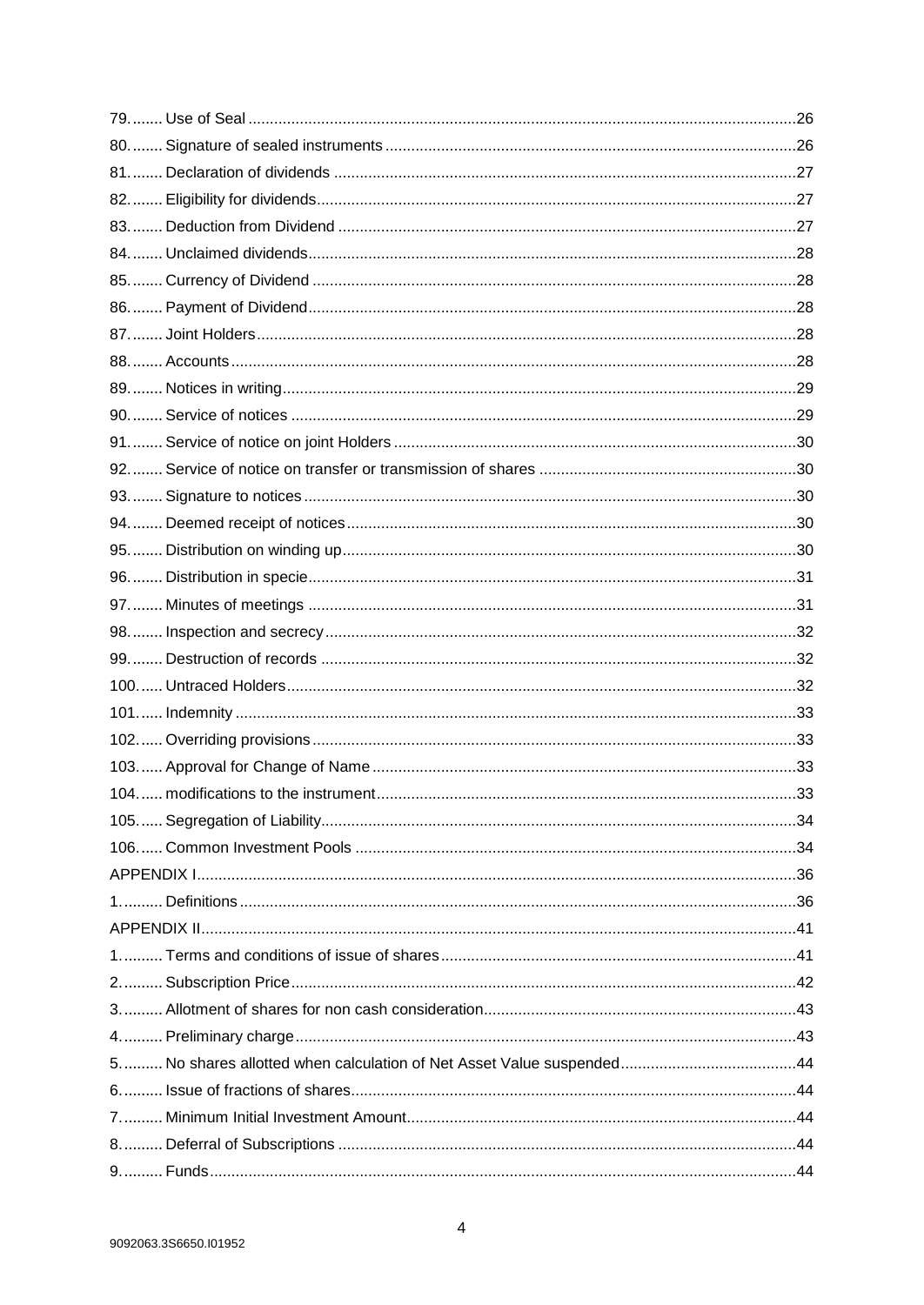79........ Use of Seal ..............................................................................................................26
80........ Signature of sealed instruments ...............................................................................................26
81........ Declaration of dividends ..........................................................................................................27
82........ Eligibility for dividends..............................................................................................................27
83........ Deduction from Dividend .........................................................................................................27
84........ Unclaimed dividends................................................................................................................28
85........ Currency of Dividend ...............................................................................................................28
86........ Payment of Dividend................................................................................................................28
87........ Joint Holders............................................................................................................................28
88........ Accounts ..................................................................................................................................28
89........ Notices in writing......................................................................................................................29
90........ Service of notices ....................................................................................................................29
91........ Service of notice on joint Holders ............................................................................................30
92........ Service of notice on transfer or transmission of shares ...........................................................30
93........ Signature to notices .................................................................................................................30
94........ Deemed receipt of notices.......................................................................................................30
95........ Distribution on winding up........................................................................................................30
96........ Distribution in specie................................................................................................................31
97........ Minutes of meetings ................................................................................................................31
98........ Inspection and secrecy............................................................................................................32
99........ Destruction of records .............................................................................................................32
100...... Untraced Holders.....................................................................................................................32
101...... Indemnity .................................................................................................................................33
102...... Overriding provisions...............................................................................................................33
103...... Approval for Change of Name .................................................................................................33
104...... modifications to the instrument................................................................................................33
105...... Segregation of Liability.............................................................................................................34
106...... Common Investment Pools .....................................................................................................34
APPENDIX I..........................................................................................................................................36
1.......... Definitions ................................................................................................................................36
APPENDIX II.........................................................................................................................................41
1.......... Terms and conditions of issue of shares..................................................................................41
2.......... Subscription Price....................................................................................................................42
3.......... Allotment of shares for non cash consideration........................................................................43
4.......... Preliminary charge...................................................................................................................43
5.......... No shares allotted when calculation of Net Asset Value suspended.........................................44
6.......... Issue of fractions of shares.......................................................................................................44
7.......... Minimum Initial Investment Amount..........................................................................................44
8.......... Deferral of Subscriptions .........................................................................................................44
9.......... Funds.......................................................................................................................................44

9092063.3S6650.I01952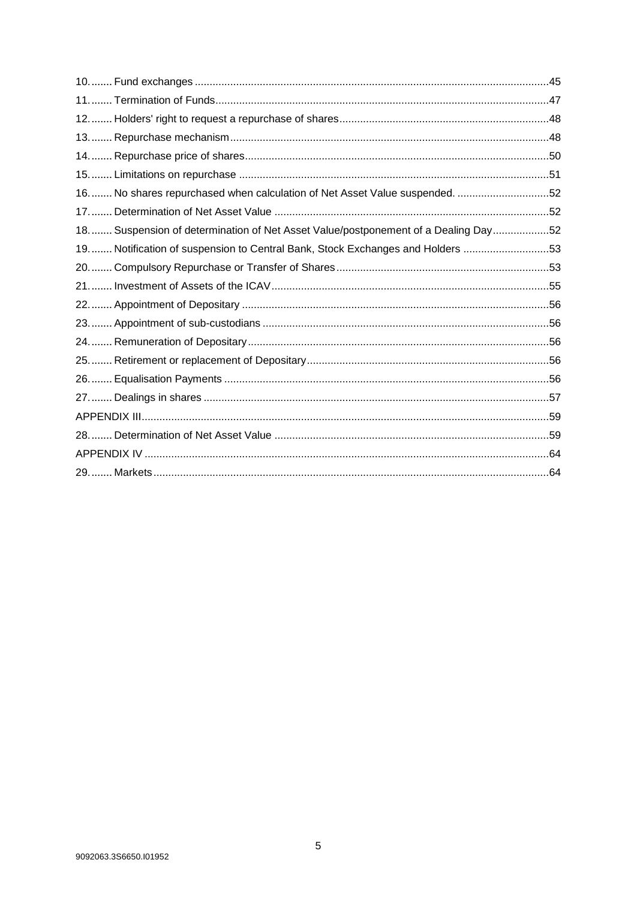10........ Fund exchanges ........................................................................................................................45
11........ Termination of Funds.................................................................................................................47
12........ Holders' right to request a repurchase of shares.......................................................................48
13........ Repurchase mechanism............................................................................................................48
14........ Repurchase price of shares.......................................................................................................50
15........ Limitations on repurchase .........................................................................................................51
16........ No shares repurchased when calculation of Net Asset Value suspended. ...............................52
17........ Determination of Net Asset Value .............................................................................................52
18........ Suspension of determination of Net Asset Value/postponement of a Dealing Day...................52
19........ Notification of suspension to Central Bank, Stock Exchanges and Holders .............................53
20........ Compulsory Repurchase or Transfer of Shares........................................................................53
21........ Investment of Assets of the ICAV..............................................................................................55
22........ Appointment of Depositary ........................................................................................................56
23........ Appointment of sub-custodians .................................................................................................56
24........ Remuneration of Depositary......................................................................................................56
25........ Retirement or replacement of Depositary...................................................................................56
26........ Equalisation Payments ..............................................................................................................56
27........ Dealings in shares .....................................................................................................................57
APPENDIX III..........................................................................................................................................59
28........ Determination of Net Asset Value .............................................................................................59
APPENDIX IV .........................................................................................................................................64
29........ Markets......................................................................................................................................64

9092063.3S6650.I01952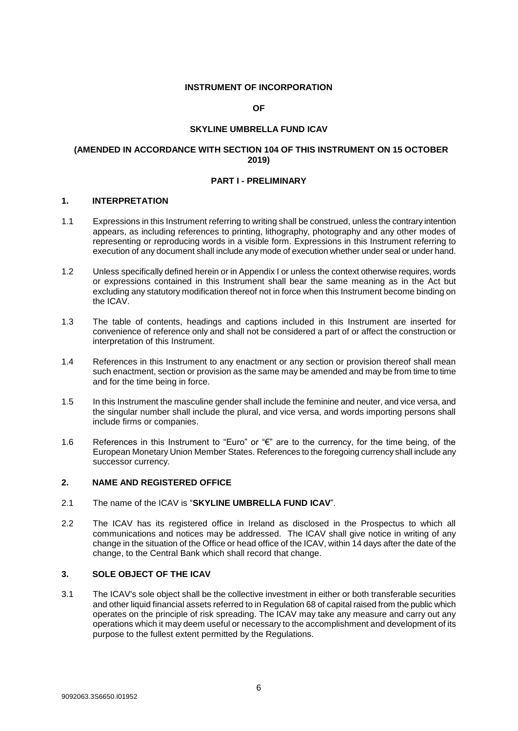**INSTRUMENT OF INCORPORATION**

**OF**

**SKYLINE UMBRELLA FUND ICAV**

**(AMENDED IN ACCORDANCE WITH SECTION 104 OF THIS INSTRUMENT ON 15 OCTOBER 2019)**

**PART I - PRELIMINARY**

## 1. INTERPRETATION

1.1 Expressions in this Instrument referring to writing shall be construed, unless the contrary intention appears, as including references to printing, lithography, photography and any other modes of representing or reproducing words in a visible form. Expressions in this Instrument referring to execution of any document shall include any mode of execution whether under seal or under hand.

1.2 Unless specifically defined herein or in Appendix I or unless the context otherwise requires, words or expressions contained in this Instrument shall bear the same meaning as in the Act but excluding any statutory modification thereof not in force when this Instrument become binding on the ICAV.

1.3 The table of contents, headings and captions included in this Instrument are inserted for convenience of reference only and shall not be considered a part of or affect the construction or interpretation of this Instrument.

1.4 References in this Instrument to any enactment or any section or provision thereof shall mean such enactment, section or provision as the same may be amended and may be from time to time and for the time being in force.

1.5 In this Instrument the masculine gender shall include the feminine and neuter, and vice versa, and the singular number shall include the plural, and vice versa, and words importing persons shall include firms or companies.

1.6 References in this Instrument to "Euro" or "€" are to the currency, for the time being, of the European Monetary Union Member States. References to the foregoing currency shall include any successor currency.

## 2. NAME AND REGISTERED OFFICE

2.1 The name of the ICAV is "**SKYLINE UMBRELLA FUND ICAV**".

2.2 The ICAV has its registered office in Ireland as disclosed in the Prospectus to which all communications and notices may be addressed. The ICAV shall give notice in writing of any change in the situation of the Office or head office of the ICAV, within 14 days after the date of the change, to the Central Bank which shall record that change.

## 3. SOLE OBJECT OF THE ICAV

3.1 The ICAV's sole object shall be the collective investment in either or both transferable securities and other liquid financial assets referred to in Regulation 68 of capital raised from the public which operates on the principle of risk spreading. The ICAV may take any measure and carry out any operations which it may deem useful or necessary to the accomplishment and development of its purpose to the fullest extent permitted by the Regulations.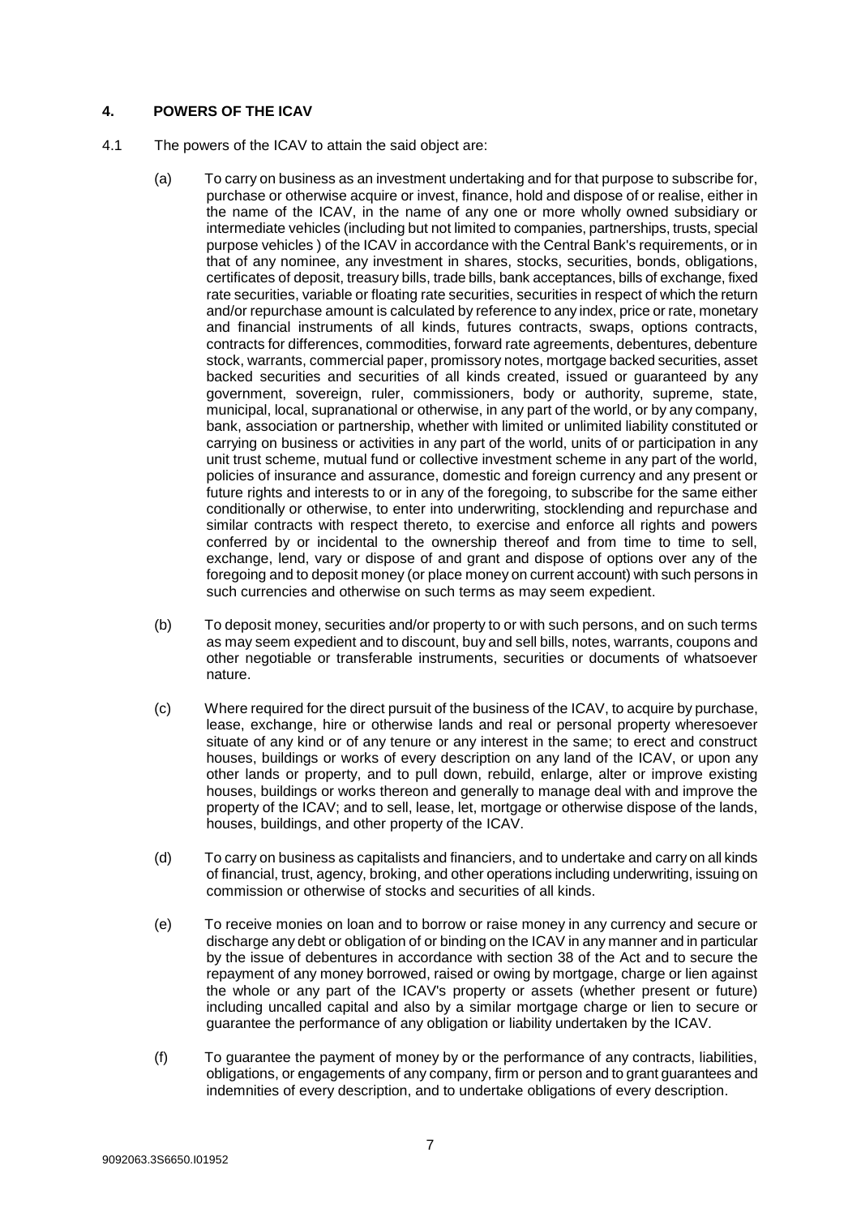## 4. POWERS OF THE ICAV

4.1 The powers of the ICAV to attain the said object are:

(a) To carry on business as an investment undertaking and for that purpose to subscribe for, purchase or otherwise acquire or invest, finance, hold and dispose of or realise, either in the name of the ICAV, in the name of any one or more wholly owned subsidiary or intermediate vehicles (including but not limited to companies, partnerships, trusts, special purpose vehicles ) of the ICAV in accordance with the Central Bank's requirements, or in that of any nominee, any investment in shares, stocks, securities, bonds, obligations, certificates of deposit, treasury bills, trade bills, bank acceptances, bills of exchange, fixed rate securities, variable or floating rate securities, securities in respect of which the return and/or repurchase amount is calculated by reference to any index, price or rate, monetary and financial instruments of all kinds, futures contracts, swaps, options contracts, contracts for differences, commodities, forward rate agreements, debentures, debenture stock, warrants, commercial paper, promissory notes, mortgage backed securities, asset backed securities and securities of all kinds created, issued or guaranteed by any government, sovereign, ruler, commissioners, body or authority, supreme, state, municipal, local, supranational or otherwise, in any part of the world, or by any company, bank, association or partnership, whether with limited or unlimited liability constituted or carrying on business or activities in any part of the world, units of or participation in any unit trust scheme, mutual fund or collective investment scheme in any part of the world, policies of insurance and assurance, domestic and foreign currency and any present or future rights and interests to or in any of the foregoing, to subscribe for the same either conditionally or otherwise, to enter into underwriting, stocklending and repurchase and similar contracts with respect thereto, to exercise and enforce all rights and powers conferred by or incidental to the ownership thereof and from time to time to sell, exchange, lend, vary or dispose of and grant and dispose of options over any of the foregoing and to deposit money (or place money on current account) with such persons in such currencies and otherwise on such terms as may seem expedient.

(b) To deposit money, securities and/or property to or with such persons, and on such terms as may seem expedient and to discount, buy and sell bills, notes, warrants, coupons and other negotiable or transferable instruments, securities or documents of whatsoever nature.

(c) Where required for the direct pursuit of the business of the ICAV, to acquire by purchase, lease, exchange, hire or otherwise lands and real or personal property wheresoever situate of any kind or of any tenure or any interest in the same; to erect and construct houses, buildings or works of every description on any land of the ICAV, or upon any other lands or property, and to pull down, rebuild, enlarge, alter or improve existing houses, buildings or works thereon and generally to manage deal with and improve the property of the ICAV; and to sell, lease, let, mortgage or otherwise dispose of the lands, houses, buildings, and other property of the ICAV.

(d) To carry on business as capitalists and financiers, and to undertake and carry on all kinds of financial, trust, agency, broking, and other operations including underwriting, issuing on commission or otherwise of stocks and securities of all kinds.

(e) To receive monies on loan and to borrow or raise money in any currency and secure or discharge any debt or obligation of or binding on the ICAV in any manner and in particular by the issue of debentures in accordance with section 38 of the Act and to secure the repayment of any money borrowed, raised or owing by mortgage, charge or lien against the whole or any part of the ICAV's property or assets (whether present or future) including uncalled capital and also by a similar mortgage charge or lien to secure or guarantee the performance of any obligation or liability undertaken by the ICAV.

(f) To guarantee the payment of money by or the performance of any contracts, liabilities, obligations, or engagements of any company, firm or person and to grant guarantees and indemnities of every description, and to undertake obligations of every description.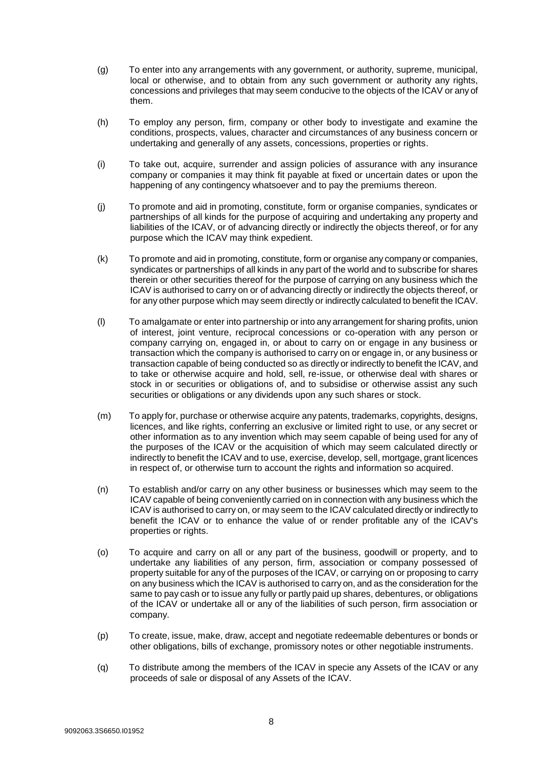(g) To enter into any arrangements with any government, or authority, supreme, municipal, local or otherwise, and to obtain from any such government or authority any rights, concessions and privileges that may seem conducive to the objects of the ICAV or any of them.

(h) To employ any person, firm, company or other body to investigate and examine the conditions, prospects, values, character and circumstances of any business concern or undertaking and generally of any assets, concessions, properties or rights.

(i) To take out, acquire, surrender and assign policies of assurance with any insurance company or companies it may think fit payable at fixed or uncertain dates or upon the happening of any contingency whatsoever and to pay the premiums thereon.

(j) To promote and aid in promoting, constitute, form or organise companies, syndicates or partnerships of all kinds for the purpose of acquiring and undertaking any property and liabilities of the ICAV, or of advancing directly or indirectly the objects thereof, or for any purpose which the ICAV may think expedient.

(k) To promote and aid in promoting, constitute, form or organise any company or companies, syndicates or partnerships of all kinds in any part of the world and to subscribe for shares therein or other securities thereof for the purpose of carrying on any business which the ICAV is authorised to carry on or of advancing directly or indirectly the objects thereof, or for any other purpose which may seem directly or indirectly calculated to benefit the ICAV.

(l) To amalgamate or enter into partnership or into any arrangement for sharing profits, union of interest, joint venture, reciprocal concessions or co-operation with any person or company carrying on, engaged in, or about to carry on or engage in any business or transaction which the company is authorised to carry on or engage in, or any business or transaction capable of being conducted so as directly or indirectly to benefit the ICAV, and to take or otherwise acquire and hold, sell, re-issue, or otherwise deal with shares or stock in or securities or obligations of, and to subsidise or otherwise assist any such securities or obligations or any dividends upon any such shares or stock.

(m) To apply for, purchase or otherwise acquire any patents, trademarks, copyrights, designs, licences, and like rights, conferring an exclusive or limited right to use, or any secret or other information as to any invention which may seem capable of being used for any of the purposes of the ICAV or the acquisition of which may seem calculated directly or indirectly to benefit the ICAV and to use, exercise, develop, sell, mortgage, grant licences in respect of, or otherwise turn to account the rights and information so acquired.

(n) To establish and/or carry on any other business or businesses which may seem to the ICAV capable of being conveniently carried on in connection with any business which the ICAV is authorised to carry on, or may seem to the ICAV calculated directly or indirectly to benefit the ICAV or to enhance the value of or render profitable any of the ICAV's properties or rights.

(o) To acquire and carry on all or any part of the business, goodwill or property, and to undertake any liabilities of any person, firm, association or company possessed of property suitable for any of the purposes of the ICAV, or carrying on or proposing to carry on any business which the ICAV is authorised to carry on, and as the consideration for the same to pay cash or to issue any fully or partly paid up shares, debentures, or obligations of the ICAV or undertake all or any of the liabilities of such person, firm association or company.

(p) To create, issue, make, draw, accept and negotiate redeemable debentures or bonds or other obligations, bills of exchange, promissory notes or other negotiable instruments.

(q) To distribute among the members of the ICAV in specie any Assets of the ICAV or any proceeds of sale or disposal of any Assets of the ICAV.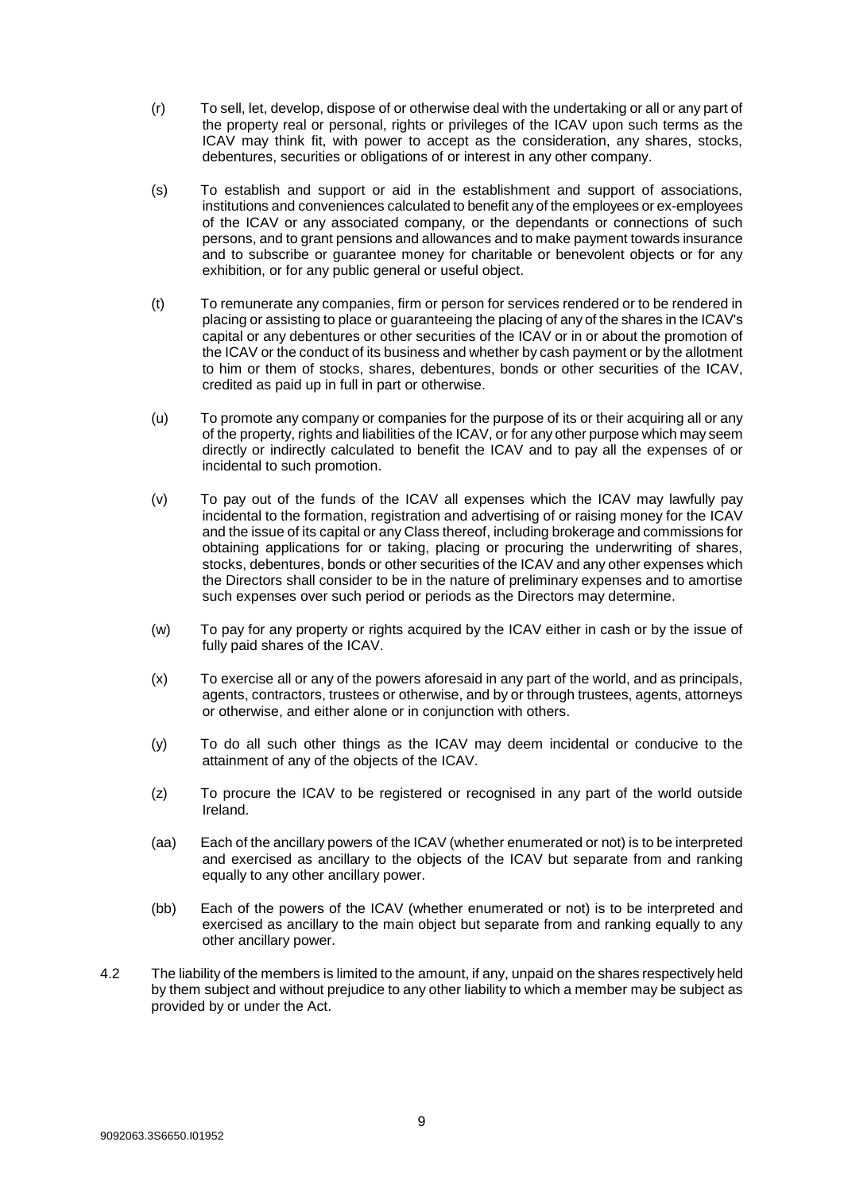(r) To sell, let, develop, dispose of or otherwise deal with the undertaking or all or any part of the property real or personal, rights or privileges of the ICAV upon such terms as the ICAV may think fit, with power to accept as the consideration, any shares, stocks, debentures, securities or obligations of or interest in any other company.

(s) To establish and support or aid in the establishment and support of associations, institutions and conveniences calculated to benefit any of the employees or ex-employees of the ICAV or any associated company, or the dependants or connections of such persons, and to grant pensions and allowances and to make payment towards insurance and to subscribe or guarantee money for charitable or benevolent objects or for any exhibition, or for any public general or useful object.

(t) To remunerate any companies, firm or person for services rendered or to be rendered in placing or assisting to place or guaranteeing the placing of any of the shares in the ICAV's capital or any debentures or other securities of the ICAV or in or about the promotion of the ICAV or the conduct of its business and whether by cash payment or by the allotment to him or them of stocks, shares, debentures, bonds or other securities of the ICAV, credited as paid up in full in part or otherwise.

(u) To promote any company or companies for the purpose of its or their acquiring all or any of the property, rights and liabilities of the ICAV, or for any other purpose which may seem directly or indirectly calculated to benefit the ICAV and to pay all the expenses of or incidental to such promotion.

(v) To pay out of the funds of the ICAV all expenses which the ICAV may lawfully pay incidental to the formation, registration and advertising of or raising money for the ICAV and the issue of its capital or any Class thereof, including brokerage and commissions for obtaining applications for or taking, placing or procuring the underwriting of shares, stocks, debentures, bonds or other securities of the ICAV and any other expenses which the Directors shall consider to be in the nature of preliminary expenses and to amortise such expenses over such period or periods as the Directors may determine.

(w) To pay for any property or rights acquired by the ICAV either in cash or by the issue of fully paid shares of the ICAV.

(x) To exercise all or any of the powers aforesaid in any part of the world, and as principals, agents, contractors, trustees or otherwise, and by or through trustees, agents, attorneys or otherwise, and either alone or in conjunction with others.

(y) To do all such other things as the ICAV may deem incidental or conducive to the attainment of any of the objects of the ICAV.

(z) To procure the ICAV to be registered or recognised in any part of the world outside Ireland.

(aa) Each of the ancillary powers of the ICAV (whether enumerated or not) is to be interpreted and exercised as ancillary to the objects of the ICAV but separate from and ranking equally to any other ancillary power.

(bb) Each of the powers of the ICAV (whether enumerated or not) is to be interpreted and exercised as ancillary to the main object but separate from and ranking equally to any other ancillary power.

4.2 The liability of the members is limited to the amount, if any, unpaid on the shares respectively held by them subject and without prejudice to any other liability to which a member may be subject as provided by or under the Act.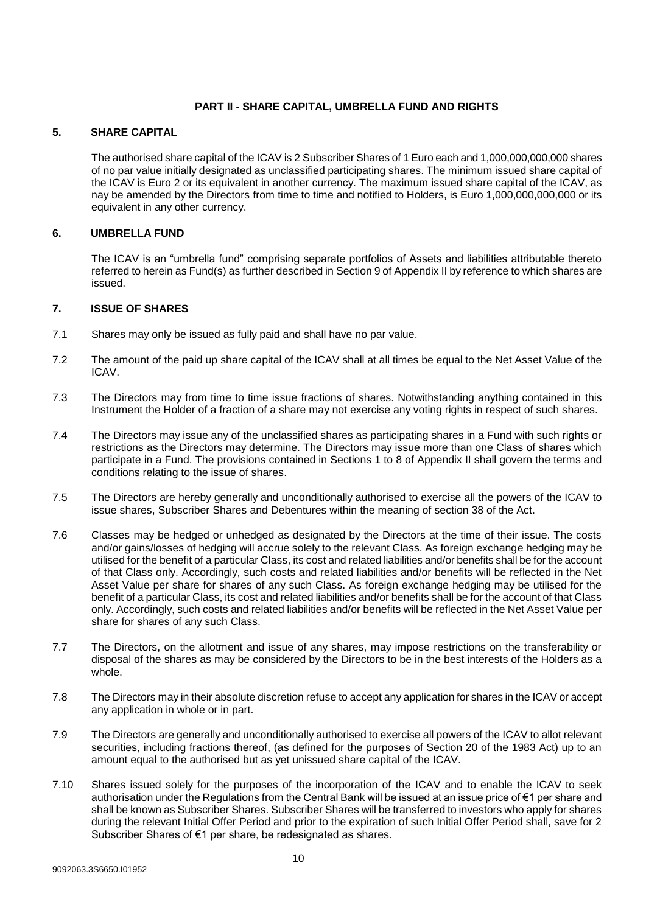## PART II - SHARE CAPITAL, UMBRELLA FUND AND RIGHTS

### 5. SHARE CAPITAL

The authorised share capital of the ICAV is 2 Subscriber Shares of 1 Euro each and 1,000,000,000,000 shares of no par value initially designated as unclassified participating shares. The minimum issued share capital of the ICAV is Euro 2 or its equivalent in another currency. The maximum issued share capital of the ICAV, as nay be amended by the Directors from time to time and notified to Holders, is Euro 1,000,000,000,000 or its equivalent in any other currency.

### 6. UMBRELLA FUND

The ICAV is an "umbrella fund" comprising separate portfolios of Assets and liabilities attributable thereto referred to herein as Fund(s) as further described in Section 9 of Appendix II by reference to which shares are issued.

### 7. ISSUE OF SHARES

7.1 Shares may only be issued as fully paid and shall have no par value.

7.2 The amount of the paid up share capital of the ICAV shall at all times be equal to the Net Asset Value of the ICAV.

7.3 The Directors may from time to time issue fractions of shares. Notwithstanding anything contained in this Instrument the Holder of a fraction of a share may not exercise any voting rights in respect of such shares.

7.4 The Directors may issue any of the unclassified shares as participating shares in a Fund with such rights or restrictions as the Directors may determine. The Directors may issue more than one Class of shares which participate in a Fund. The provisions contained in Sections 1 to 8 of Appendix II shall govern the terms and conditions relating to the issue of shares.

7.5 The Directors are hereby generally and unconditionally authorised to exercise all the powers of the ICAV to issue shares, Subscriber Shares and Debentures within the meaning of section 38 of the Act.

7.6 Classes may be hedged or unhedged as designated by the Directors at the time of their issue. The costs and/or gains/losses of hedging will accrue solely to the relevant Class. As foreign exchange hedging may be utilised for the benefit of a particular Class, its cost and related liabilities and/or benefits shall be for the account of that Class only. Accordingly, such costs and related liabilities and/or benefits will be reflected in the Net Asset Value per share for shares of any such Class. As foreign exchange hedging may be utilised for the benefit of a particular Class, its cost and related liabilities and/or benefits shall be for the account of that Class only. Accordingly, such costs and related liabilities and/or benefits will be reflected in the Net Asset Value per share for shares of any such Class.

7.7 The Directors, on the allotment and issue of any shares, may impose restrictions on the transferability or disposal of the shares as may be considered by the Directors to be in the best interests of the Holders as a whole.

7.8 The Directors may in their absolute discretion refuse to accept any application for shares in the ICAV or accept any application in whole or in part.

7.9 The Directors are generally and unconditionally authorised to exercise all powers of the ICAV to allot relevant securities, including fractions thereof, (as defined for the purposes of Section 20 of the 1983 Act) up to an amount equal to the authorised but as yet unissued share capital of the ICAV.

7.10 Shares issued solely for the purposes of the incorporation of the ICAV and to enable the ICAV to seek authorisation under the Regulations from the Central Bank will be issued at an issue price of €1 per share and shall be known as Subscriber Shares. Subscriber Shares will be transferred to investors who apply for shares during the relevant Initial Offer Period and prior to the expiration of such Initial Offer Period shall, save for 2 Subscriber Shares of €1 per share, be redesignated as shares.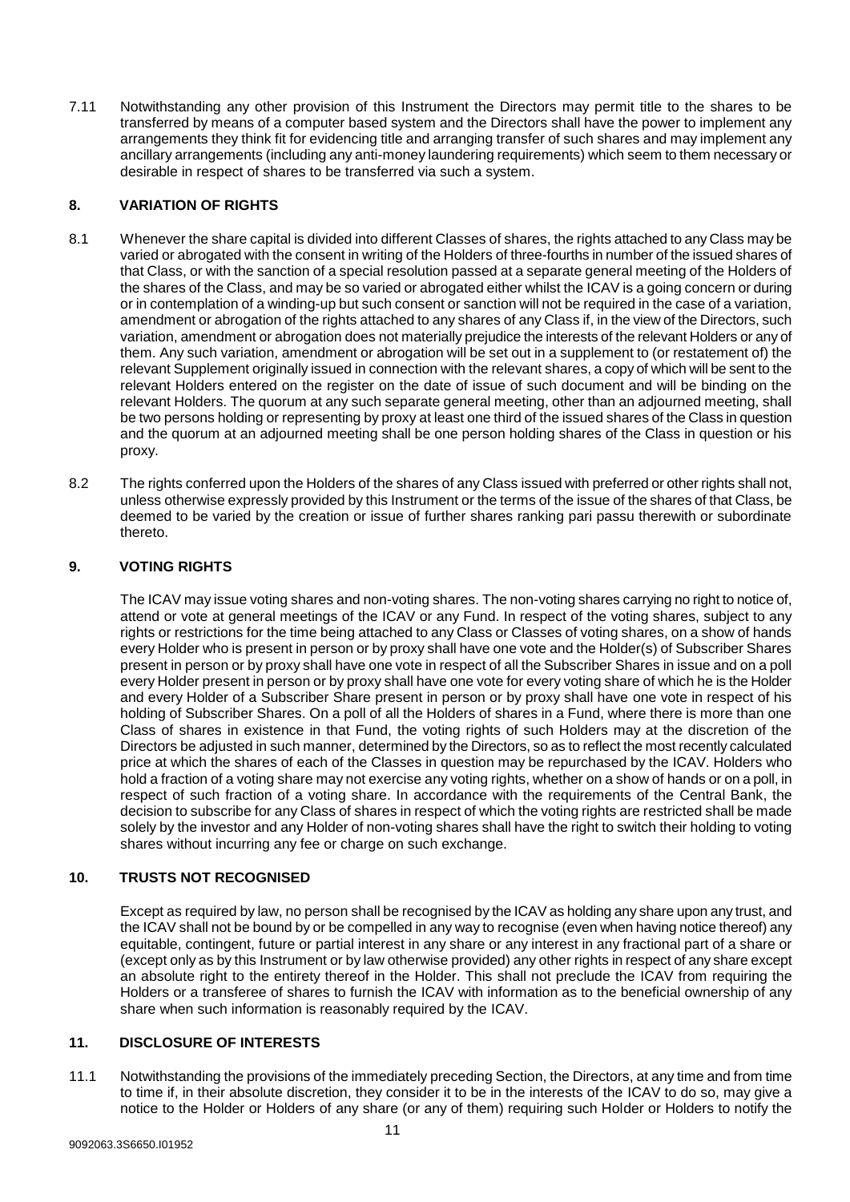7.11 Notwithstanding any other provision of this Instrument the Directors may permit title to the shares to be transferred by means of a computer based system and the Directors shall have the power to implement any arrangements they think fit for evidencing title and arranging transfer of such shares and may implement any ancillary arrangements (including any anti-money laundering requirements) which seem to them necessary or desirable in respect of shares to be transferred via such a system.

## 8. VARIATION OF RIGHTS

8.1 Whenever the share capital is divided into different Classes of shares, the rights attached to any Class may be varied or abrogated with the consent in writing of the Holders of three-fourths in number of the issued shares of that Class, or with the sanction of a special resolution passed at a separate general meeting of the Holders of the shares of the Class, and may be so varied or abrogated either whilst the ICAV is a going concern or during or in contemplation of a winding-up but such consent or sanction will not be required in the case of a variation, amendment or abrogation of the rights attached to any shares of any Class if, in the view of the Directors, such variation, amendment or abrogation does not materially prejudice the interests of the relevant Holders or any of them. Any such variation, amendment or abrogation will be set out in a supplement to (or restatement of) the relevant Supplement originally issued in connection with the relevant shares, a copy of which will be sent to the relevant Holders entered on the register on the date of issue of such document and will be binding on the relevant Holders. The quorum at any such separate general meeting, other than an adjourned meeting, shall be two persons holding or representing by proxy at least one third of the issued shares of the Class in question and the quorum at an adjourned meeting shall be one person holding shares of the Class in question or his proxy.

8.2 The rights conferred upon the Holders of the shares of any Class issued with preferred or other rights shall not, unless otherwise expressly provided by this Instrument or the terms of the issue of the shares of that Class, be deemed to be varied by the creation or issue of further shares ranking pari passu therewith or subordinate thereto.

## 9. VOTING RIGHTS

The ICAV may issue voting shares and non-voting shares. The non-voting shares carrying no right to notice of, attend or vote at general meetings of the ICAV or any Fund. In respect of the voting shares, subject to any rights or restrictions for the time being attached to any Class or Classes of voting shares, on a show of hands every Holder who is present in person or by proxy shall have one vote and the Holder(s) of Subscriber Shares present in person or by proxy shall have one vote in respect of all the Subscriber Shares in issue and on a poll every Holder present in person or by proxy shall have one vote for every voting share of which he is the Holder and every Holder of a Subscriber Share present in person or by proxy shall have one vote in respect of his holding of Subscriber Shares. On a poll of all the Holders of shares in a Fund, where there is more than one Class of shares in existence in that Fund, the voting rights of such Holders may at the discretion of the Directors be adjusted in such manner, determined by the Directors, so as to reflect the most recently calculated price at which the shares of each of the Classes in question may be repurchased by the ICAV. Holders who hold a fraction of a voting share may not exercise any voting rights, whether on a show of hands or on a poll, in respect of such fraction of a voting share. In accordance with the requirements of the Central Bank, the decision to subscribe for any Class of shares in respect of which the voting rights are restricted shall be made solely by the investor and any Holder of non-voting shares shall have the right to switch their holding to voting shares without incurring any fee or charge on such exchange.

## 10. TRUSTS NOT RECOGNISED

Except as required by law, no person shall be recognised by the ICAV as holding any share upon any trust, and the ICAV shall not be bound by or be compelled in any way to recognise (even when having notice thereof) any equitable, contingent, future or partial interest in any share or any interest in any fractional part of a share or (except only as by this Instrument or by law otherwise provided) any other rights in respect of any share except an absolute right to the entirety thereof in the Holder. This shall not preclude the ICAV from requiring the Holders or a transferee of shares to furnish the ICAV with information as to the beneficial ownership of any share when such information is reasonably required by the ICAV.

## 11. DISCLOSURE OF INTERESTS

11.1 Notwithstanding the provisions of the immediately preceding Section, the Directors, at any time and from time to time if, in their absolute discretion, they consider it to be in the interests of the ICAV to do so, may give a notice to the Holder or Holders of any share (or any of them) requiring such Holder or Holders to notify the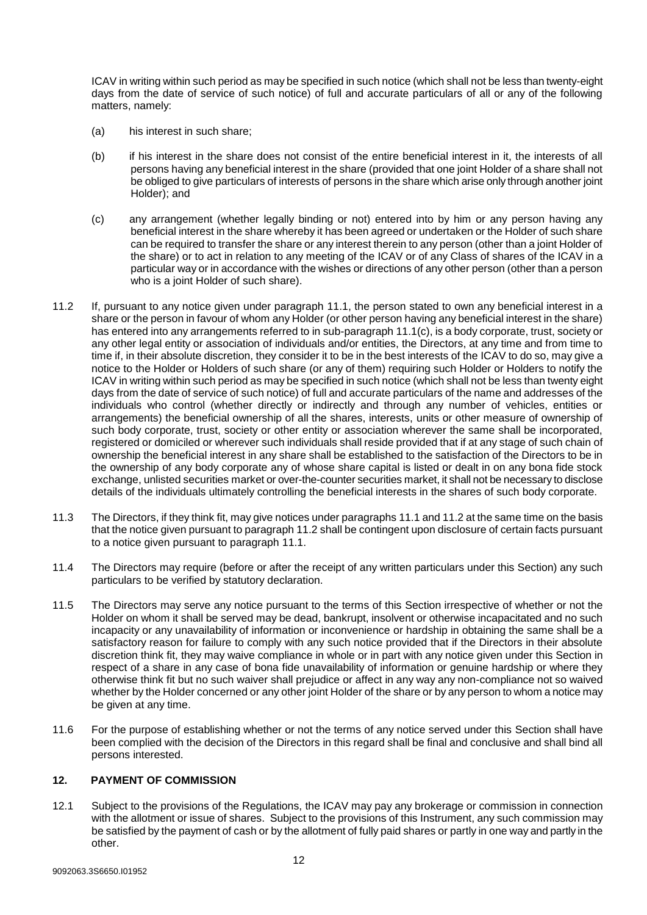ICAV in writing within such period as may be specified in such notice (which shall not be less than twenty-eight days from the date of service of such notice) of full and accurate particulars of all or any of the following matters, namely:

(a) his interest in such share;

(b) if his interest in the share does not consist of the entire beneficial interest in it, the interests of all persons having any beneficial interest in the share (provided that one joint Holder of a share shall not be obliged to give particulars of interests of persons in the share which arise only through another joint Holder); and

(c) any arrangement (whether legally binding or not) entered into by him or any person having any beneficial interest in the share whereby it has been agreed or undertaken or the Holder of such share can be required to transfer the share or any interest therein to any person (other than a joint Holder of the share) or to act in relation to any meeting of the ICAV or of any Class of shares of the ICAV in a particular way or in accordance with the wishes or directions of any other person (other than a person who is a joint Holder of such share).

11.2 If, pursuant to any notice given under paragraph 11.1, the person stated to own any beneficial interest in a share or the person in favour of whom any Holder (or other person having any beneficial interest in the share) has entered into any arrangements referred to in sub-paragraph 11.1(c), is a body corporate, trust, society or any other legal entity or association of individuals and/or entities, the Directors, at any time and from time to time if, in their absolute discretion, they consider it to be in the best interests of the ICAV to do so, may give a notice to the Holder or Holders of such share (or any of them) requiring such Holder or Holders to notify the ICAV in writing within such period as may be specified in such notice (which shall not be less than twenty eight days from the date of service of such notice) of full and accurate particulars of the name and addresses of the individuals who control (whether directly or indirectly and through any number of vehicles, entities or arrangements) the beneficial ownership of all the shares, interests, units or other measure of ownership of such body corporate, trust, society or other entity or association wherever the same shall be incorporated, registered or domiciled or wherever such individuals shall reside provided that if at any stage of such chain of ownership the beneficial interest in any share shall be established to the satisfaction of the Directors to be in the ownership of any body corporate any of whose share capital is listed or dealt in on any bona fide stock exchange, unlisted securities market or over-the-counter securities market, it shall not be necessary to disclose details of the individuals ultimately controlling the beneficial interests in the shares of such body corporate.

11.3 The Directors, if they think fit, may give notices under paragraphs 11.1 and 11.2 at the same time on the basis that the notice given pursuant to paragraph 11.2 shall be contingent upon disclosure of certain facts pursuant to a notice given pursuant to paragraph 11.1.

11.4 The Directors may require (before or after the receipt of any written particulars under this Section) any such particulars to be verified by statutory declaration.

11.5 The Directors may serve any notice pursuant to the terms of this Section irrespective of whether or not the Holder on whom it shall be served may be dead, bankrupt, insolvent or otherwise incapacitated and no such incapacity or any unavailability of information or inconvenience or hardship in obtaining the same shall be a satisfactory reason for failure to comply with any such notice provided that if the Directors in their absolute discretion think fit, they may waive compliance in whole or in part with any notice given under this Section in respect of a share in any case of bona fide unavailability of information or genuine hardship or where they otherwise think fit but no such waiver shall prejudice or affect in any way any non-compliance not so waived whether by the Holder concerned or any other joint Holder of the share or by any person to whom a notice may be given at any time.

11.6 For the purpose of establishing whether or not the terms of any notice served under this Section shall have been complied with the decision of the Directors in this regard shall be final and conclusive and shall bind all persons interested.

## 12. PAYMENT OF COMMISSION

12.1 Subject to the provisions of the Regulations, the ICAV may pay any brokerage or commission in connection with the allotment or issue of shares. Subject to the provisions of this Instrument, any such commission may be satisfied by the payment of cash or by the allotment of fully paid shares or partly in one way and partly in the other.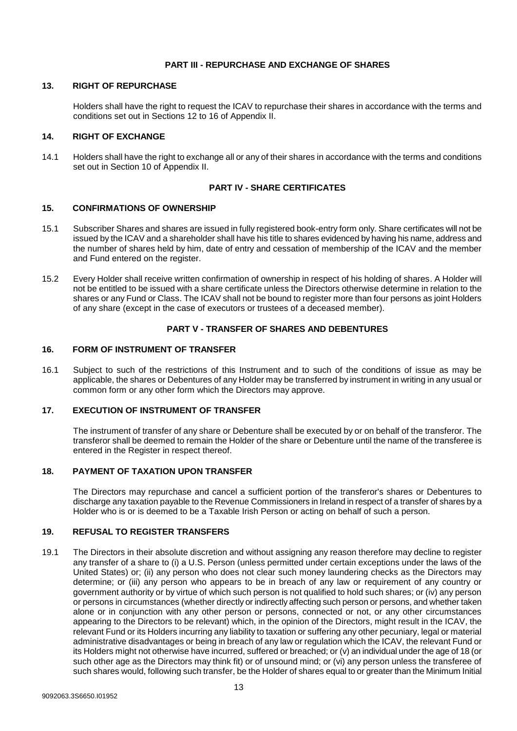## PART III - REPURCHASE AND EXCHANGE OF SHARES

### 13. RIGHT OF REPURCHASE

Holders shall have the right to request the ICAV to repurchase their shares in accordance with the terms and conditions set out in Sections 12 to 16 of Appendix II.

### 14. RIGHT OF EXCHANGE

14.1 Holders shall have the right to exchange all or any of their shares in accordance with the terms and conditions set out in Section 10 of Appendix II.

## PART IV - SHARE CERTIFICATES

### 15. CONFIRMATIONS OF OWNERSHIP

15.1 Subscriber Shares and shares are issued in fully registered book-entry form only. Share certificates will not be issued by the ICAV and a shareholder shall have his title to shares evidenced by having his name, address and the number of shares held by him, date of entry and cessation of membership of the ICAV and the member and Fund entered on the register.

15.2 Every Holder shall receive written confirmation of ownership in respect of his holding of shares. A Holder will not be entitled to be issued with a share certificate unless the Directors otherwise determine in relation to the shares or any Fund or Class. The ICAV shall not be bound to register more than four persons as joint Holders of any share (except in the case of executors or trustees of a deceased member).

## PART V - TRANSFER OF SHARES AND DEBENTURES

### 16. FORM OF INSTRUMENT OF TRANSFER

16.1 Subject to such of the restrictions of this Instrument and to such of the conditions of issue as may be applicable, the shares or Debentures of any Holder may be transferred by instrument in writing in any usual or common form or any other form which the Directors may approve.

### 17. EXECUTION OF INSTRUMENT OF TRANSFER

The instrument of transfer of any share or Debenture shall be executed by or on behalf of the transferor. The transferor shall be deemed to remain the Holder of the share or Debenture until the name of the transferee is entered in the Register in respect thereof.

### 18. PAYMENT OF TAXATION UPON TRANSFER

The Directors may repurchase and cancel a sufficient portion of the transferor's shares or Debentures to discharge any taxation payable to the Revenue Commissioners in Ireland in respect of a transfer of shares by a Holder who is or is deemed to be a Taxable Irish Person or acting on behalf of such a person.

### 19. REFUSAL TO REGISTER TRANSFERS

19.1 The Directors in their absolute discretion and without assigning any reason therefore may decline to register any transfer of a share to (i) a U.S. Person (unless permitted under certain exceptions under the laws of the United States) or; (ii) any person who does not clear such money laundering checks as the Directors may determine; or (iii) any person who appears to be in breach of any law or requirement of any country or government authority or by virtue of which such person is not qualified to hold such shares; or (iv) any person or persons in circumstances (whether directly or indirectly affecting such person or persons, and whether taken alone or in conjunction with any other person or persons, connected or not, or any other circumstances appearing to the Directors to be relevant) which, in the opinion of the Directors, might result in the ICAV, the relevant Fund or its Holders incurring any liability to taxation or suffering any other pecuniary, legal or material administrative disadvantages or being in breach of any law or regulation which the ICAV, the relevant Fund or its Holders might not otherwise have incurred, suffered or breached; or (v) an individual under the age of 18 (or such other age as the Directors may think fit) or of unsound mind; or (vi) any person unless the transferee of such shares would, following such transfer, be the Holder of shares equal to or greater than the Minimum Initial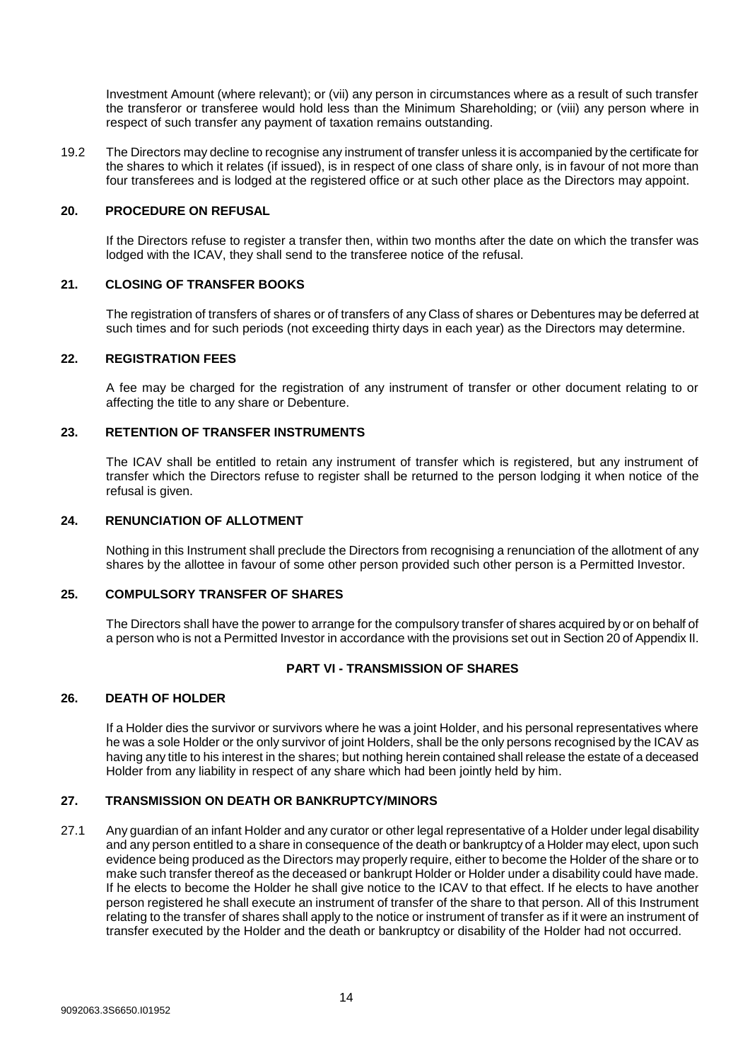Investment Amount (where relevant); or (vii) any person in circumstances where as a result of such transfer the transferor or transferee would hold less than the Minimum Shareholding; or (viii) any person where in respect of such transfer any payment of taxation remains outstanding.

19.2 The Directors may decline to recognise any instrument of transfer unless it is accompanied by the certificate for the shares to which it relates (if issued), is in respect of one class of share only, is in favour of not more than four transferees and is lodged at the registered office or at such other place as the Directors may appoint.

### 20. PROCEDURE ON REFUSAL

If the Directors refuse to register a transfer then, within two months after the date on which the transfer was lodged with the ICAV, they shall send to the transferee notice of the refusal.

### 21. CLOSING OF TRANSFER BOOKS

The registration of transfers of shares or of transfers of any Class of shares or Debentures may be deferred at such times and for such periods (not exceeding thirty days in each year) as the Directors may determine.

### 22. REGISTRATION FEES

A fee may be charged for the registration of any instrument of transfer or other document relating to or affecting the title to any share or Debenture.

### 23. RETENTION OF TRANSFER INSTRUMENTS

The ICAV shall be entitled to retain any instrument of transfer which is registered, but any instrument of transfer which the Directors refuse to register shall be returned to the person lodging it when notice of the refusal is given.

### 24. RENUNCIATION OF ALLOTMENT

Nothing in this Instrument shall preclude the Directors from recognising a renunciation of the allotment of any shares by the allottee in favour of some other person provided such other person is a Permitted Investor.

### 25. COMPULSORY TRANSFER OF SHARES

The Directors shall have the power to arrange for the compulsory transfer of shares acquired by or on behalf of a person who is not a Permitted Investor in accordance with the provisions set out in Section 20 of Appendix II.

## PART VI - TRANSMISSION OF SHARES

### 26. DEATH OF HOLDER

If a Holder dies the survivor or survivors where he was a joint Holder, and his personal representatives where he was a sole Holder or the only survivor of joint Holders, shall be the only persons recognised by the ICAV as having any title to his interest in the shares; but nothing herein contained shall release the estate of a deceased Holder from any liability in respect of any share which had been jointly held by him.

### 27. TRANSMISSION ON DEATH OR BANKRUPTCY/MINORS

27.1 Any guardian of an infant Holder and any curator or other legal representative of a Holder under legal disability and any person entitled to a share in consequence of the death or bankruptcy of a Holder may elect, upon such evidence being produced as the Directors may properly require, either to become the Holder of the share or to make such transfer thereof as the deceased or bankrupt Holder or Holder under a disability could have made. If he elects to become the Holder he shall give notice to the ICAV to that effect. If he elects to have another person registered he shall execute an instrument of transfer of the share to that person. All of this Instrument relating to the transfer of shares shall apply to the notice or instrument of transfer as if it were an instrument of transfer executed by the Holder and the death or bankruptcy or disability of the Holder had not occurred.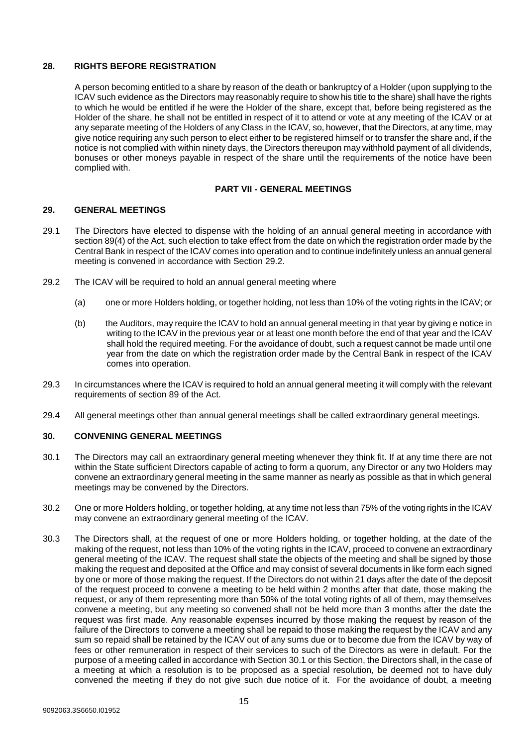## 28. RIGHTS BEFORE REGISTRATION

A person becoming entitled to a share by reason of the death or bankruptcy of a Holder (upon supplying to the ICAV such evidence as the Directors may reasonably require to show his title to the share) shall have the rights to which he would be entitled if he were the Holder of the share, except that, before being registered as the Holder of the share, he shall not be entitled in respect of it to attend or vote at any meeting of the ICAV or at any separate meeting of the Holders of any Class in the ICAV, so, however, that the Directors, at any time, may give notice requiring any such person to elect either to be registered himself or to transfer the share and, if the notice is not complied with within ninety days, the Directors thereupon may withhold payment of all dividends, bonuses or other moneys payable in respect of the share until the requirements of the notice have been complied with.

# PART VII - GENERAL MEETINGS

## 29. GENERAL MEETINGS

29.1 The Directors have elected to dispense with the holding of an annual general meeting in accordance with section 89(4) of the Act, such election to take effect from the date on which the registration order made by the Central Bank in respect of the ICAV comes into operation and to continue indefinitely unless an annual general meeting is convened in accordance with Section 29.2.

29.2 The ICAV will be required to hold an annual general meeting where

(a) one or more Holders holding, or together holding, not less than 10% of the voting rights in the ICAV; or

(b) the Auditors, may require the ICAV to hold an annual general meeting in that year by giving e notice in writing to the ICAV in the previous year or at least one month before the end of that year and the ICAV shall hold the required meeting. For the avoidance of doubt, such a request cannot be made until one year from the date on which the registration order made by the Central Bank in respect of the ICAV comes into operation.

29.3 In circumstances where the ICAV is required to hold an annual general meeting it will comply with the relevant requirements of section 89 of the Act.

29.4 All general meetings other than annual general meetings shall be called extraordinary general meetings.

## 30. CONVENING GENERAL MEETINGS

30.1 The Directors may call an extraordinary general meeting whenever they think fit. If at any time there are not within the State sufficient Directors capable of acting to form a quorum, any Director or any two Holders may convene an extraordinary general meeting in the same manner as nearly as possible as that in which general meetings may be convened by the Directors.

30.2 One or more Holders holding, or together holding, at any time not less than 75% of the voting rights in the ICAV may convene an extraordinary general meeting of the ICAV.

30.3 The Directors shall, at the request of one or more Holders holding, or together holding, at the date of the making of the request, not less than 10% of the voting rights in the ICAV, proceed to convene an extraordinary general meeting of the ICAV. The request shall state the objects of the meeting and shall be signed by those making the request and deposited at the Office and may consist of several documents in like form each signed by one or more of those making the request. If the Directors do not within 21 days after the date of the deposit of the request proceed to convene a meeting to be held within 2 months after that date, those making the request, or any of them representing more than 50% of the total voting rights of all of them, may themselves convene a meeting, but any meeting so convened shall not be held more than 3 months after the date the request was first made. Any reasonable expenses incurred by those making the request by reason of the failure of the Directors to convene a meeting shall be repaid to those making the request by the ICAV and any sum so repaid shall be retained by the ICAV out of any sums due or to become due from the ICAV by way of fees or other remuneration in respect of their services to such of the Directors as were in default. For the purpose of a meeting called in accordance with Section 30.1 or this Section, the Directors shall, in the case of a meeting at which a resolution is to be proposed as a special resolution, be deemed not to have duly convened the meeting if they do not give such due notice of it. For the avoidance of doubt, a meeting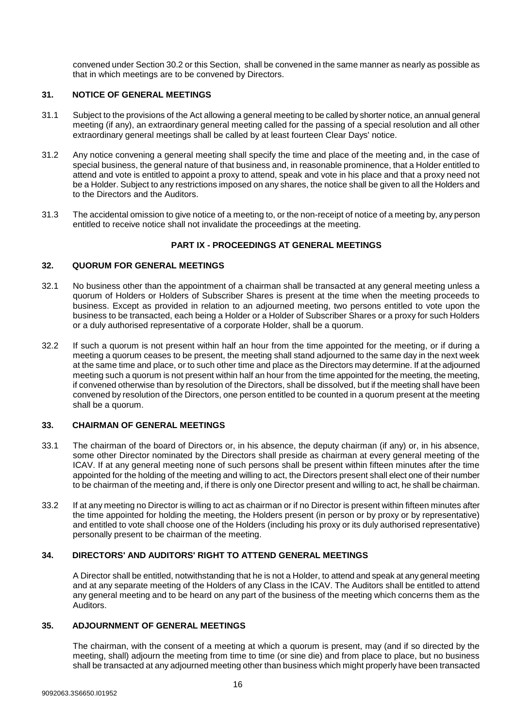convened under Section 30.2 or this Section, shall be convened in the same manner as nearly as possible as that in which meetings are to be convened by Directors.

### 31. NOTICE OF GENERAL MEETINGS

31.1 Subject to the provisions of the Act allowing a general meeting to be called by shorter notice, an annual general meeting (if any), an extraordinary general meeting called for the passing of a special resolution and all other extraordinary general meetings shall be called by at least fourteen Clear Days' notice.

31.2 Any notice convening a general meeting shall specify the time and place of the meeting and, in the case of special business, the general nature of that business and, in reasonable prominence, that a Holder entitled to attend and vote is entitled to appoint a proxy to attend, speak and vote in his place and that a proxy need not be a Holder. Subject to any restrictions imposed on any shares, the notice shall be given to all the Holders and to the Directors and the Auditors.

31.3 The accidental omission to give notice of a meeting to, or the non-receipt of notice of a meeting by, any person entitled to receive notice shall not invalidate the proceedings at the meeting.

## PART IX - PROCEEDINGS AT GENERAL MEETINGS

### 32. QUORUM FOR GENERAL MEETINGS

32.1 No business other than the appointment of a chairman shall be transacted at any general meeting unless a quorum of Holders or Holders of Subscriber Shares is present at the time when the meeting proceeds to business. Except as provided in relation to an adjourned meeting, two persons entitled to vote upon the business to be transacted, each being a Holder or a Holder of Subscriber Shares or a proxy for such Holders or a duly authorised representative of a corporate Holder, shall be a quorum.

32.2 If such a quorum is not present within half an hour from the time appointed for the meeting, or if during a meeting a quorum ceases to be present, the meeting shall stand adjourned to the same day in the next week at the same time and place, or to such other time and place as the Directors may determine. If at the adjourned meeting such a quorum is not present within half an hour from the time appointed for the meeting, the meeting, if convened otherwise than by resolution of the Directors, shall be dissolved, but if the meeting shall have been convened by resolution of the Directors, one person entitled to be counted in a quorum present at the meeting shall be a quorum.

### 33. CHAIRMAN OF GENERAL MEETINGS

33.1 The chairman of the board of Directors or, in his absence, the deputy chairman (if any) or, in his absence, some other Director nominated by the Directors shall preside as chairman at every general meeting of the ICAV. If at any general meeting none of such persons shall be present within fifteen minutes after the time appointed for the holding of the meeting and willing to act, the Directors present shall elect one of their number to be chairman of the meeting and, if there is only one Director present and willing to act, he shall be chairman.

33.2 If at any meeting no Director is willing to act as chairman or if no Director is present within fifteen minutes after the time appointed for holding the meeting, the Holders present (in person or by proxy or by representative) and entitled to vote shall choose one of the Holders (including his proxy or its duly authorised representative) personally present to be chairman of the meeting.

### 34. DIRECTORS' AND AUDITORS' RIGHT TO ATTEND GENERAL MEETINGS

A Director shall be entitled, notwithstanding that he is not a Holder, to attend and speak at any general meeting and at any separate meeting of the Holders of any Class in the ICAV. The Auditors shall be entitled to attend any general meeting and to be heard on any part of the business of the meeting which concerns them as the Auditors.

### 35. ADJOURNMENT OF GENERAL MEETINGS

The chairman, with the consent of a meeting at which a quorum is present, may (and if so directed by the meeting, shall) adjourn the meeting from time to time (or sine die) and from place to place, but no business shall be transacted at any adjourned meeting other than business which might properly have been transacted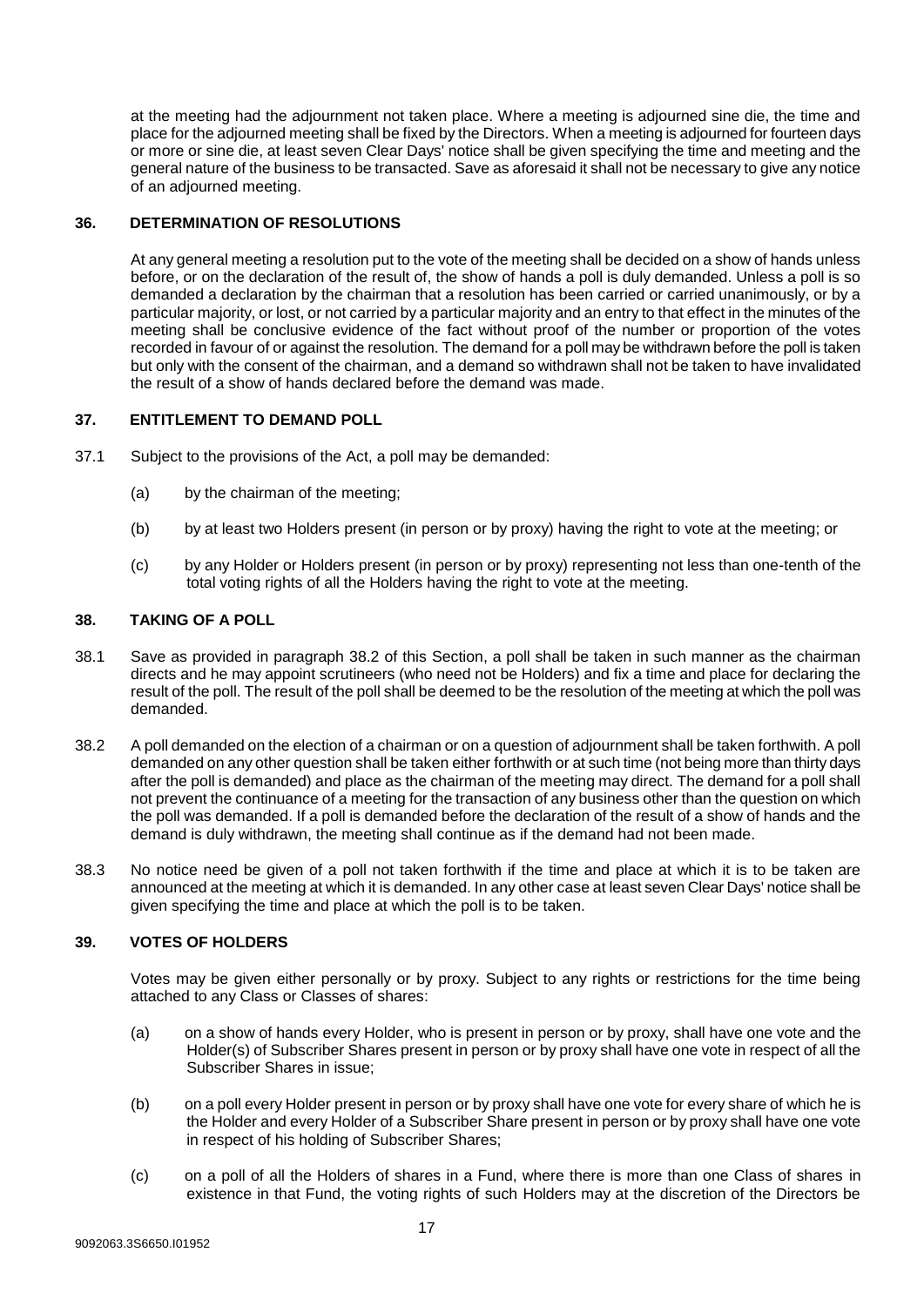at the meeting had the adjournment not taken place. Where a meeting is adjourned sine die, the time and place for the adjourned meeting shall be fixed by the Directors. When a meeting is adjourned for fourteen days or more or sine die, at least seven Clear Days' notice shall be given specifying the time and meeting and the general nature of the business to be transacted. Save as aforesaid it shall not be necessary to give any notice of an adjourned meeting.

## 36. DETERMINATION OF RESOLUTIONS

At any general meeting a resolution put to the vote of the meeting shall be decided on a show of hands unless before, or on the declaration of the result of, the show of hands a poll is duly demanded. Unless a poll is so demanded a declaration by the chairman that a resolution has been carried or carried unanimously, or by a particular majority, or lost, or not carried by a particular majority and an entry to that effect in the minutes of the meeting shall be conclusive evidence of the fact without proof of the number or proportion of the votes recorded in favour of or against the resolution. The demand for a poll may be withdrawn before the poll is taken but only with the consent of the chairman, and a demand so withdrawn shall not be taken to have invalidated the result of a show of hands declared before the demand was made.

## 37. ENTITLEMENT TO DEMAND POLL

37.1 Subject to the provisions of the Act, a poll may be demanded:

(a) by the chairman of the meeting;

(b) by at least two Holders present (in person or by proxy) having the right to vote at the meeting; or

(c) by any Holder or Holders present (in person or by proxy) representing not less than one-tenth of the total voting rights of all the Holders having the right to vote at the meeting.

## 38. TAKING OF A POLL

38.1 Save as provided in paragraph 38.2 of this Section, a poll shall be taken in such manner as the chairman directs and he may appoint scrutineers (who need not be Holders) and fix a time and place for declaring the result of the poll. The result of the poll shall be deemed to be the resolution of the meeting at which the poll was demanded.

38.2 A poll demanded on the election of a chairman or on a question of adjournment shall be taken forthwith. A poll demanded on any other question shall be taken either forthwith or at such time (not being more than thirty days after the poll is demanded) and place as the chairman of the meeting may direct. The demand for a poll shall not prevent the continuance of a meeting for the transaction of any business other than the question on which the poll was demanded. If a poll is demanded before the declaration of the result of a show of hands and the demand is duly withdrawn, the meeting shall continue as if the demand had not been made.

38.3 No notice need be given of a poll not taken forthwith if the time and place at which it is to be taken are announced at the meeting at which it is demanded. In any other case at least seven Clear Days' notice shall be given specifying the time and place at which the poll is to be taken.

## 39. VOTES OF HOLDERS

Votes may be given either personally or by proxy. Subject to any rights or restrictions for the time being attached to any Class or Classes of shares:

(a) on a show of hands every Holder, who is present in person or by proxy, shall have one vote and the Holder(s) of Subscriber Shares present in person or by proxy shall have one vote in respect of all the Subscriber Shares in issue;

(b) on a poll every Holder present in person or by proxy shall have one vote for every share of which he is the Holder and every Holder of a Subscriber Share present in person or by proxy shall have one vote in respect of his holding of Subscriber Shares;

(c) on a poll of all the Holders of shares in a Fund, where there is more than one Class of shares in existence in that Fund, the voting rights of such Holders may at the discretion of the Directors be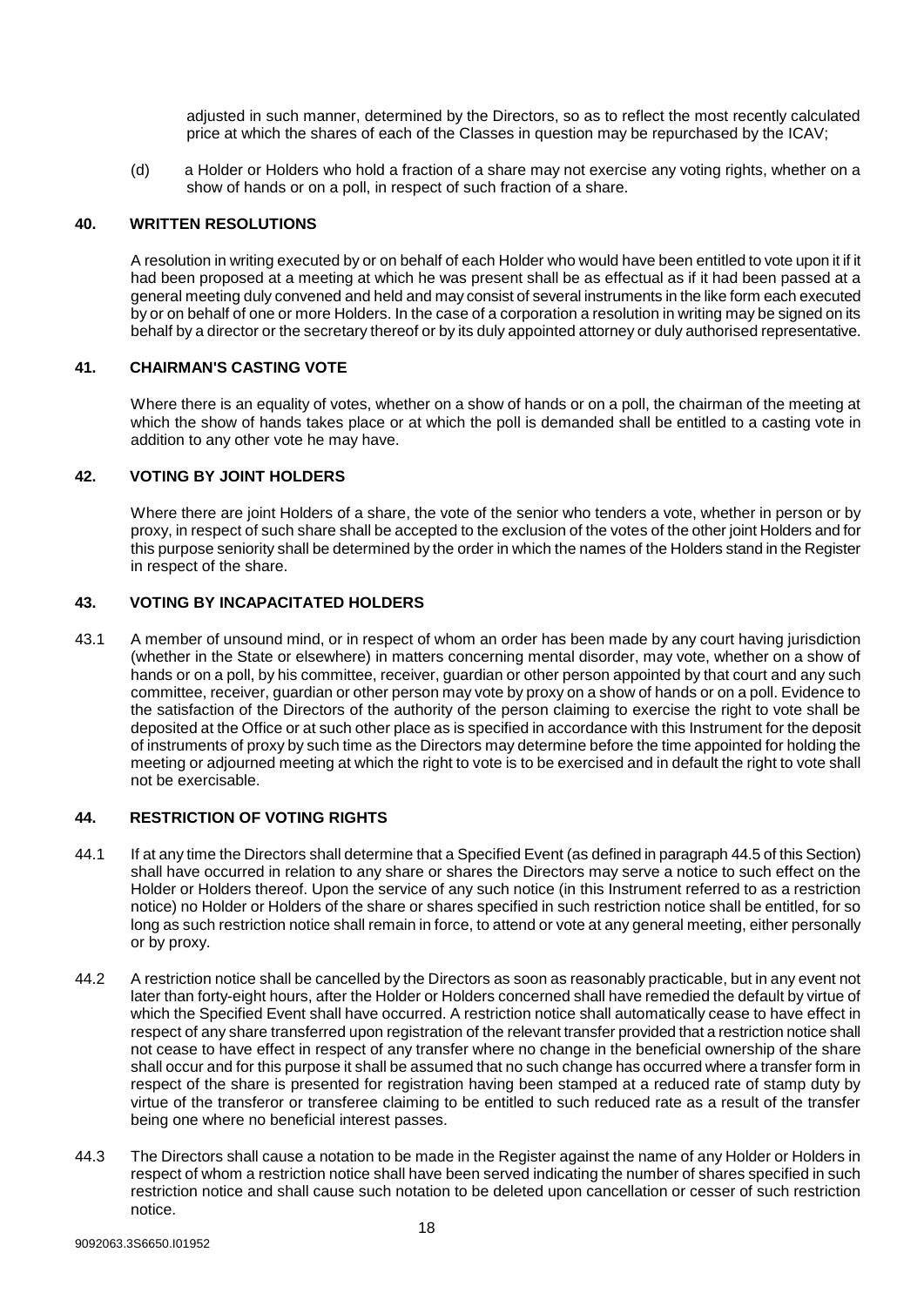adjusted in such manner, determined by the Directors, so as to reflect the most recently calculated price at which the shares of each of the Classes in question may be repurchased by the ICAV;

(d) a Holder or Holders who hold a fraction of a share may not exercise any voting rights, whether on a show of hands or on a poll, in respect of such fraction of a share.

## 40. WRITTEN RESOLUTIONS

A resolution in writing executed by or on behalf of each Holder who would have been entitled to vote upon it if it had been proposed at a meeting at which he was present shall be as effectual as if it had been passed at a general meeting duly convened and held and may consist of several instruments in the like form each executed by or on behalf of one or more Holders. In the case of a corporation a resolution in writing may be signed on its behalf by a director or the secretary thereof or by its duly appointed attorney or duly authorised representative.

## 41. CHAIRMAN'S CASTING VOTE

Where there is an equality of votes, whether on a show of hands or on a poll, the chairman of the meeting at which the show of hands takes place or at which the poll is demanded shall be entitled to a casting vote in addition to any other vote he may have.

## 42. VOTING BY JOINT HOLDERS

Where there are joint Holders of a share, the vote of the senior who tenders a vote, whether in person or by proxy, in respect of such share shall be accepted to the exclusion of the votes of the other joint Holders and for this purpose seniority shall be determined by the order in which the names of the Holders stand in the Register in respect of the share.

## 43. VOTING BY INCAPACITATED HOLDERS

43.1 A member of unsound mind, or in respect of whom an order has been made by any court having jurisdiction (whether in the State or elsewhere) in matters concerning mental disorder, may vote, whether on a show of hands or on a poll, by his committee, receiver, guardian or other person appointed by that court and any such committee, receiver, guardian or other person may vote by proxy on a show of hands or on a poll. Evidence to the satisfaction of the Directors of the authority of the person claiming to exercise the right to vote shall be deposited at the Office or at such other place as is specified in accordance with this Instrument for the deposit of instruments of proxy by such time as the Directors may determine before the time appointed for holding the meeting or adjourned meeting at which the right to vote is to be exercised and in default the right to vote shall not be exercisable.

## 44. RESTRICTION OF VOTING RIGHTS

44.1 If at any time the Directors shall determine that a Specified Event (as defined in paragraph 44.5 of this Section) shall have occurred in relation to any share or shares the Directors may serve a notice to such effect on the Holder or Holders thereof. Upon the service of any such notice (in this Instrument referred to as a restriction notice) no Holder or Holders of the share or shares specified in such restriction notice shall be entitled, for so long as such restriction notice shall remain in force, to attend or vote at any general meeting, either personally or by proxy.

44.2 A restriction notice shall be cancelled by the Directors as soon as reasonably practicable, but in any event not later than forty-eight hours, after the Holder or Holders concerned shall have remedied the default by virtue of which the Specified Event shall have occurred. A restriction notice shall automatically cease to have effect in respect of any share transferred upon registration of the relevant transfer provided that a restriction notice shall not cease to have effect in respect of any transfer where no change in the beneficial ownership of the share shall occur and for this purpose it shall be assumed that no such change has occurred where a transfer form in respect of the share is presented for registration having been stamped at a reduced rate of stamp duty by virtue of the transferor or transferee claiming to be entitled to such reduced rate as a result of the transfer being one where no beneficial interest passes.

44.3 The Directors shall cause a notation to be made in the Register against the name of any Holder or Holders in respect of whom a restriction notice shall have been served indicating the number of shares specified in such restriction notice and shall cause such notation to be deleted upon cancellation or cesser of such restriction notice.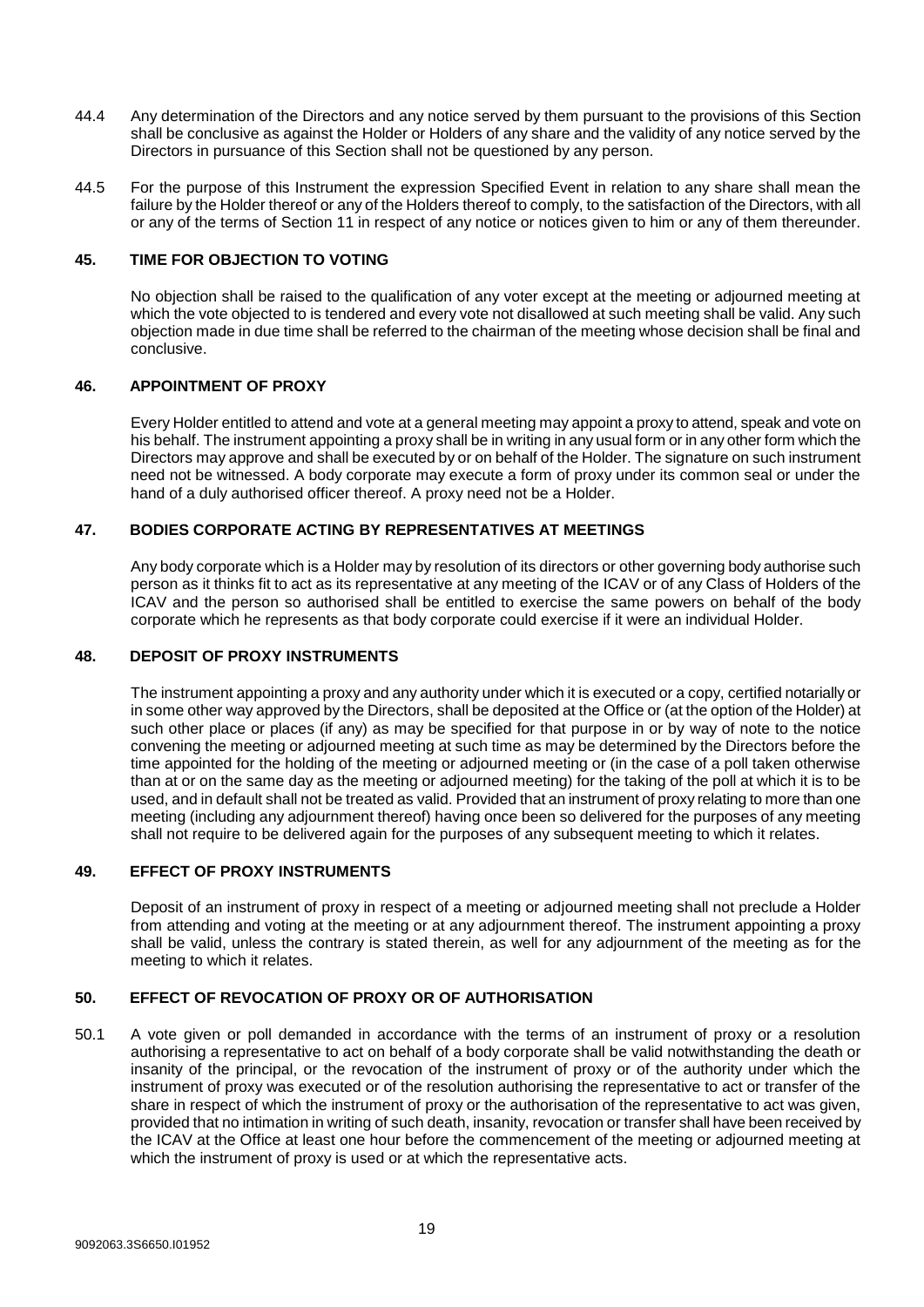44.4 Any determination of the Directors and any notice served by them pursuant to the provisions of this Section shall be conclusive as against the Holder or Holders of any share and the validity of any notice served by the Directors in pursuance of this Section shall not be questioned by any person.

44.5 For the purpose of this Instrument the expression Specified Event in relation to any share shall mean the failure by the Holder thereof or any of the Holders thereof to comply, to the satisfaction of the Directors, with all or any of the terms of Section 11 in respect of any notice or notices given to him or any of them thereunder.

### 45. TIME FOR OBJECTION TO VOTING

No objection shall be raised to the qualification of any voter except at the meeting or adjourned meeting at which the vote objected to is tendered and every vote not disallowed at such meeting shall be valid. Any such objection made in due time shall be referred to the chairman of the meeting whose decision shall be final and conclusive.

### 46. APPOINTMENT OF PROXY

Every Holder entitled to attend and vote at a general meeting may appoint a proxy to attend, speak and vote on his behalf. The instrument appointing a proxy shall be in writing in any usual form or in any other form which the Directors may approve and shall be executed by or on behalf of the Holder. The signature on such instrument need not be witnessed. A body corporate may execute a form of proxy under its common seal or under the hand of a duly authorised officer thereof. A proxy need not be a Holder.

### 47. BODIES CORPORATE ACTING BY REPRESENTATIVES AT MEETINGS

Any body corporate which is a Holder may by resolution of its directors or other governing body authorise such person as it thinks fit to act as its representative at any meeting of the ICAV or of any Class of Holders of the ICAV and the person so authorised shall be entitled to exercise the same powers on behalf of the body corporate which he represents as that body corporate could exercise if it were an individual Holder.

### 48. DEPOSIT OF PROXY INSTRUMENTS

The instrument appointing a proxy and any authority under which it is executed or a copy, certified notarially or in some other way approved by the Directors, shall be deposited at the Office or (at the option of the Holder) at such other place or places (if any) as may be specified for that purpose in or by way of note to the notice convening the meeting or adjourned meeting at such time as may be determined by the Directors before the time appointed for the holding of the meeting or adjourned meeting or (in the case of a poll taken otherwise than at or on the same day as the meeting or adjourned meeting) for the taking of the poll at which it is to be used, and in default shall not be treated as valid. Provided that an instrument of proxy relating to more than one meeting (including any adjournment thereof) having once been so delivered for the purposes of any meeting shall not require to be delivered again for the purposes of any subsequent meeting to which it relates.

### 49. EFFECT OF PROXY INSTRUMENTS

Deposit of an instrument of proxy in respect of a meeting or adjourned meeting shall not preclude a Holder from attending and voting at the meeting or at any adjournment thereof. The instrument appointing a proxy shall be valid, unless the contrary is stated therein, as well for any adjournment of the meeting as for the meeting to which it relates.

### 50. EFFECT OF REVOCATION OF PROXY OR OF AUTHORISATION

50.1 A vote given or poll demanded in accordance with the terms of an instrument of proxy or a resolution authorising a representative to act on behalf of a body corporate shall be valid notwithstanding the death or insanity of the principal, or the revocation of the instrument of proxy or of the authority under which the instrument of proxy was executed or of the resolution authorising the representative to act or transfer of the share in respect of which the instrument of proxy or the authorisation of the representative to act was given, provided that no intimation in writing of such death, insanity, revocation or transfer shall have been received by the ICAV at the Office at least one hour before the commencement of the meeting or adjourned meeting at which the instrument of proxy is used or at which the representative acts.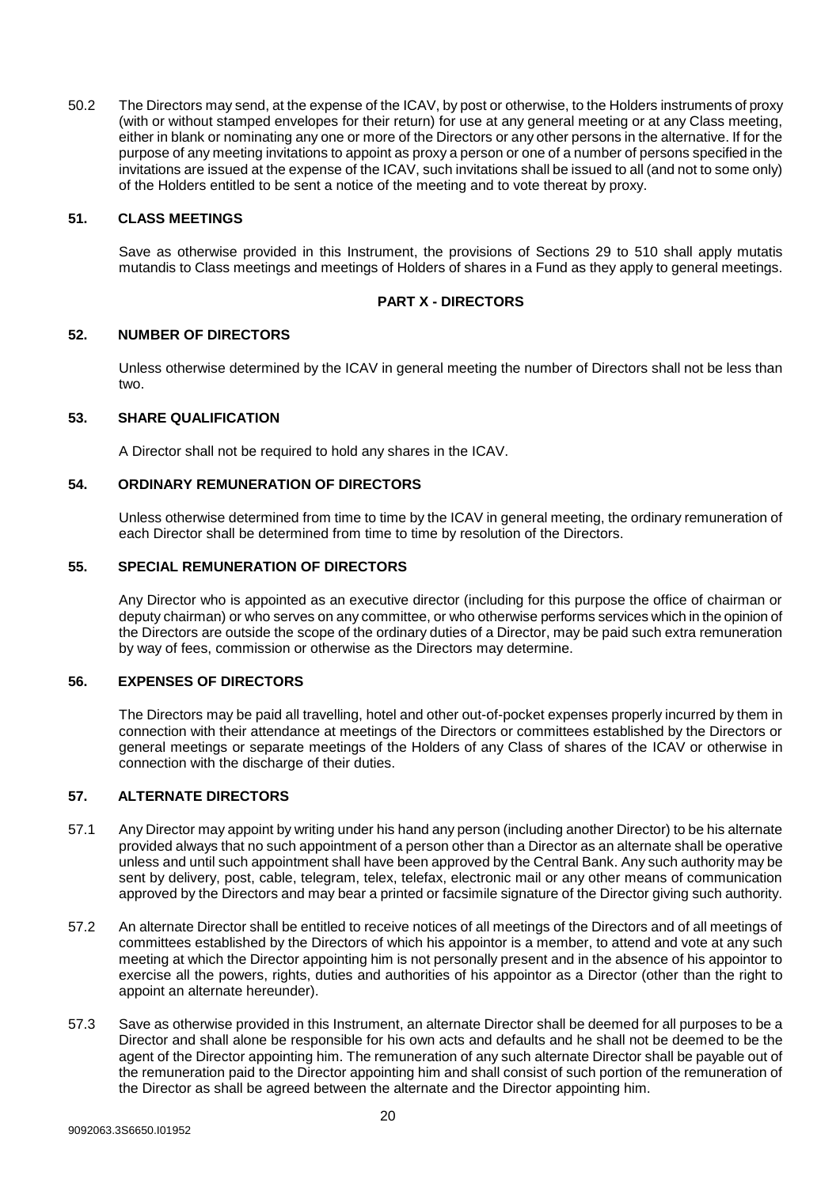50.2 The Directors may send, at the expense of the ICAV, by post or otherwise, to the Holders instruments of proxy (with or without stamped envelopes for their return) for use at any general meeting or at any Class meeting, either in blank or nominating any one or more of the Directors or any other persons in the alternative. If for the purpose of any meeting invitations to appoint as proxy a person or one of a number of persons specified in the invitations are issued at the expense of the ICAV, such invitations shall be issued to all (and not to some only) of the Holders entitled to be sent a notice of the meeting and to vote thereat by proxy.

### 51. CLASS MEETINGS

Save as otherwise provided in this Instrument, the provisions of Sections 29 to 510 shall apply mutatis mutandis to Class meetings and meetings of Holders of shares in a Fund as they apply to general meetings.

## PART X - DIRECTORS

### 52. NUMBER OF DIRECTORS

Unless otherwise determined by the ICAV in general meeting the number of Directors shall not be less than two.

### 53. SHARE QUALIFICATION

A Director shall not be required to hold any shares in the ICAV.

### 54. ORDINARY REMUNERATION OF DIRECTORS

Unless otherwise determined from time to time by the ICAV in general meeting, the ordinary remuneration of each Director shall be determined from time to time by resolution of the Directors.

### 55. SPECIAL REMUNERATION OF DIRECTORS

Any Director who is appointed as an executive director (including for this purpose the office of chairman or deputy chairman) or who serves on any committee, or who otherwise performs services which in the opinion of the Directors are outside the scope of the ordinary duties of a Director, may be paid such extra remuneration by way of fees, commission or otherwise as the Directors may determine.

### 56. EXPENSES OF DIRECTORS

The Directors may be paid all travelling, hotel and other out-of-pocket expenses properly incurred by them in connection with their attendance at meetings of the Directors or committees established by the Directors or general meetings or separate meetings of the Holders of any Class of shares of the ICAV or otherwise in connection with the discharge of their duties.

### 57. ALTERNATE DIRECTORS

57.1 Any Director may appoint by writing under his hand any person (including another Director) to be his alternate provided always that no such appointment of a person other than a Director as an alternate shall be operative unless and until such appointment shall have been approved by the Central Bank. Any such authority may be sent by delivery, post, cable, telegram, telex, telefax, electronic mail or any other means of communication approved by the Directors and may bear a printed or facsimile signature of the Director giving such authority.

57.2 An alternate Director shall be entitled to receive notices of all meetings of the Directors and of all meetings of committees established by the Directors of which his appointor is a member, to attend and vote at any such meeting at which the Director appointing him is not personally present and in the absence of his appointor to exercise all the powers, rights, duties and authorities of his appointor as a Director (other than the right to appoint an alternate hereunder).

57.3 Save as otherwise provided in this Instrument, an alternate Director shall be deemed for all purposes to be a Director and shall alone be responsible for his own acts and defaults and he shall not be deemed to be the agent of the Director appointing him. The remuneration of any such alternate Director shall be payable out of the remuneration paid to the Director appointing him and shall consist of such portion of the remuneration of the Director as shall be agreed between the alternate and the Director appointing him.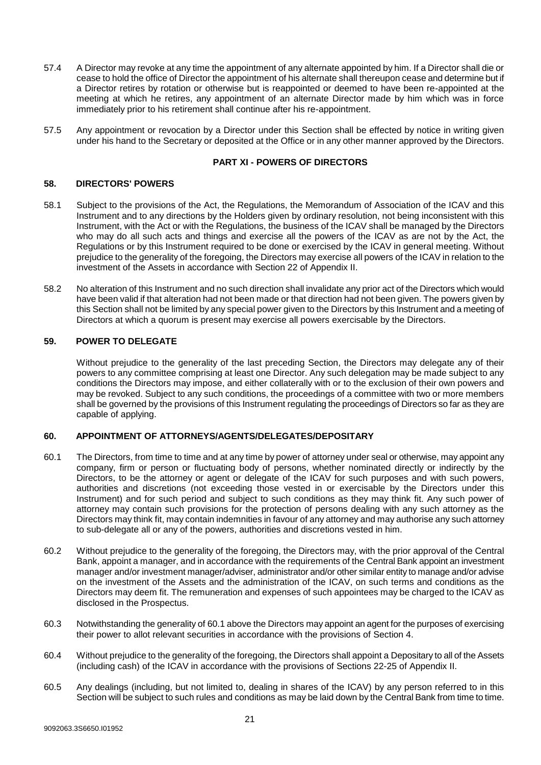57.4 A Director may revoke at any time the appointment of any alternate appointed by him. If a Director shall die or cease to hold the office of Director the appointment of his alternate shall thereupon cease and determine but if a Director retires by rotation or otherwise but is reappointed or deemed to have been re-appointed at the meeting at which he retires, any appointment of an alternate Director made by him which was in force immediately prior to his retirement shall continue after his re-appointment.

57.5 Any appointment or revocation by a Director under this Section shall be effected by notice in writing given under his hand to the Secretary or deposited at the Office or in any other manner approved by the Directors.

## PART XI - POWERS OF DIRECTORS

### 58. DIRECTORS' POWERS

58.1 Subject to the provisions of the Act, the Regulations, the Memorandum of Association of the ICAV and this Instrument and to any directions by the Holders given by ordinary resolution, not being inconsistent with this Instrument, with the Act or with the Regulations, the business of the ICAV shall be managed by the Directors who may do all such acts and things and exercise all the powers of the ICAV as are not by the Act, the Regulations or by this Instrument required to be done or exercised by the ICAV in general meeting. Without prejudice to the generality of the foregoing, the Directors may exercise all powers of the ICAV in relation to the investment of the Assets in accordance with Section 22 of Appendix II.

58.2 No alteration of this Instrument and no such direction shall invalidate any prior act of the Directors which would have been valid if that alteration had not been made or that direction had not been given. The powers given by this Section shall not be limited by any special power given to the Directors by this Instrument and a meeting of Directors at which a quorum is present may exercise all powers exercisable by the Directors.

### 59. POWER TO DELEGATE

Without prejudice to the generality of the last preceding Section, the Directors may delegate any of their powers to any committee comprising at least one Director. Any such delegation may be made subject to any conditions the Directors may impose, and either collaterally with or to the exclusion of their own powers and may be revoked. Subject to any such conditions, the proceedings of a committee with two or more members shall be governed by the provisions of this Instrument regulating the proceedings of Directors so far as they are capable of applying.

### 60. APPOINTMENT OF ATTORNEYS/AGENTS/DELEGATES/DEPOSITARY

60.1 The Directors, from time to time and at any time by power of attorney under seal or otherwise, may appoint any company, firm or person or fluctuating body of persons, whether nominated directly or indirectly by the Directors, to be the attorney or agent or delegate of the ICAV for such purposes and with such powers, authorities and discretions (not exceeding those vested in or exercisable by the Directors under this Instrument) and for such period and subject to such conditions as they may think fit. Any such power of attorney may contain such provisions for the protection of persons dealing with any such attorney as the Directors may think fit, may contain indemnities in favour of any attorney and may authorise any such attorney to sub-delegate all or any of the powers, authorities and discretions vested in him.

60.2 Without prejudice to the generality of the foregoing, the Directors may, with the prior approval of the Central Bank, appoint a manager, and in accordance with the requirements of the Central Bank appoint an investment manager and/or investment manager/adviser, administrator and/or other similar entity to manage and/or advise on the investment of the Assets and the administration of the ICAV, on such terms and conditions as the Directors may deem fit. The remuneration and expenses of such appointees may be charged to the ICAV as disclosed in the Prospectus.

60.3 Notwithstanding the generality of 60.1 above the Directors may appoint an agent for the purposes of exercising their power to allot relevant securities in accordance with the provisions of Section 4.

60.4 Without prejudice to the generality of the foregoing, the Directors shall appoint a Depositary to all of the Assets (including cash) of the ICAV in accordance with the provisions of Sections 22-25 of Appendix II.

60.5 Any dealings (including, but not limited to, dealing in shares of the ICAV) by any person referred to in this Section will be subject to such rules and conditions as may be laid down by the Central Bank from time to time.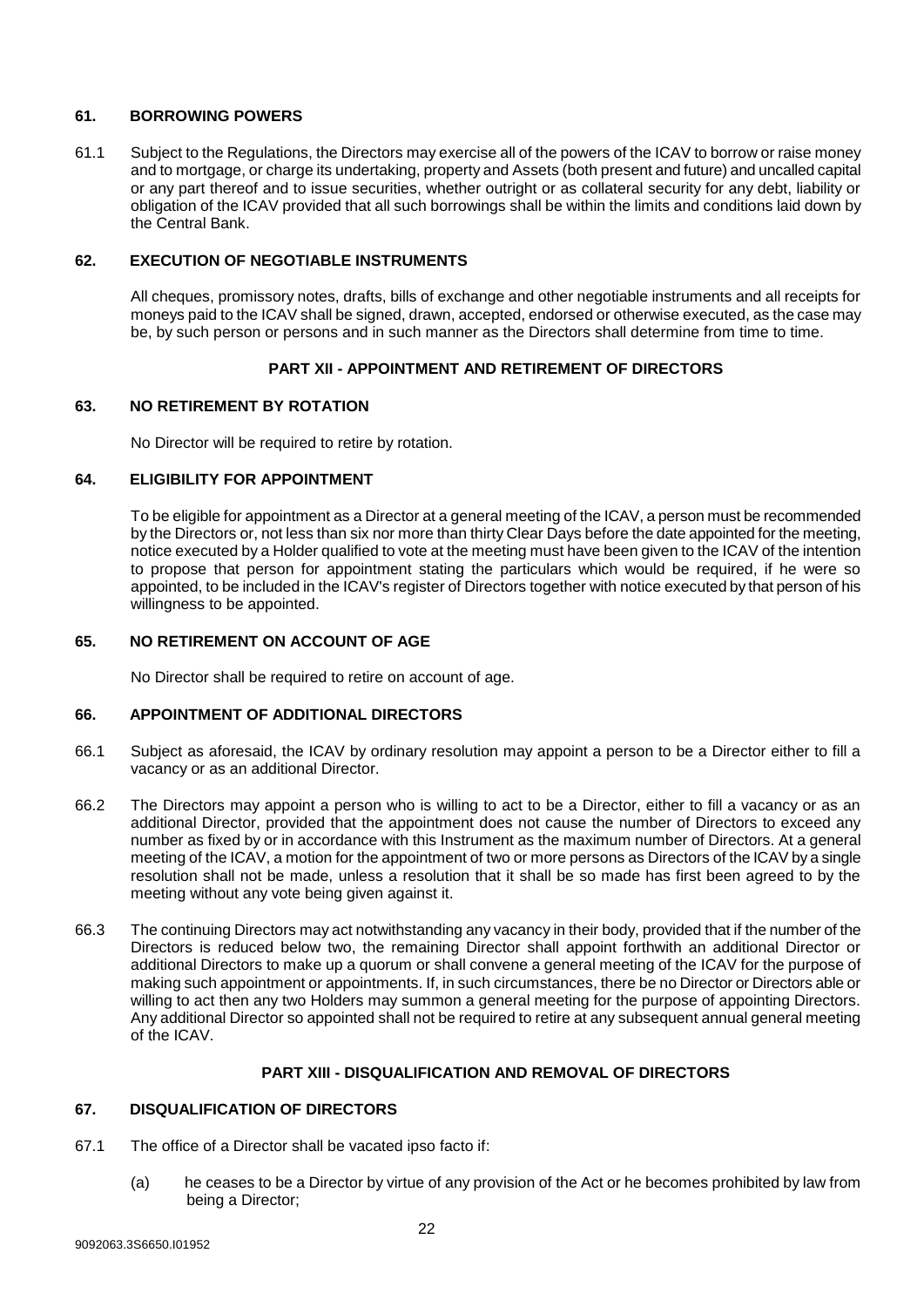### 61. BORROWING POWERS

61.1 Subject to the Regulations, the Directors may exercise all of the powers of the ICAV to borrow or raise money and to mortgage, or charge its undertaking, property and Assets (both present and future) and uncalled capital or any part thereof and to issue securities, whether outright or as collateral security for any debt, liability or obligation of the ICAV provided that all such borrowings shall be within the limits and conditions laid down by the Central Bank.

### 62. EXECUTION OF NEGOTIABLE INSTRUMENTS

All cheques, promissory notes, drafts, bills of exchange and other negotiable instruments and all receipts for moneys paid to the ICAV shall be signed, drawn, accepted, endorsed or otherwise executed, as the case may be, by such person or persons and in such manner as the Directors shall determine from time to time.

## PART XII - APPOINTMENT AND RETIREMENT OF DIRECTORS

### 63. NO RETIREMENT BY ROTATION

No Director will be required to retire by rotation.

### 64. ELIGIBILITY FOR APPOINTMENT

To be eligible for appointment as a Director at a general meeting of the ICAV, a person must be recommended by the Directors or, not less than six nor more than thirty Clear Days before the date appointed for the meeting, notice executed by a Holder qualified to vote at the meeting must have been given to the ICAV of the intention to propose that person for appointment stating the particulars which would be required, if he were so appointed, to be included in the ICAV's register of Directors together with notice executed by that person of his willingness to be appointed.

### 65. NO RETIREMENT ON ACCOUNT OF AGE

No Director shall be required to retire on account of age.

### 66. APPOINTMENT OF ADDITIONAL DIRECTORS

66.1 Subject as aforesaid, the ICAV by ordinary resolution may appoint a person to be a Director either to fill a vacancy or as an additional Director.

66.2 The Directors may appoint a person who is willing to act to be a Director, either to fill a vacancy or as an additional Director, provided that the appointment does not cause the number of Directors to exceed any number as fixed by or in accordance with this Instrument as the maximum number of Directors. At a general meeting of the ICAV, a motion for the appointment of two or more persons as Directors of the ICAV by a single resolution shall not be made, unless a resolution that it shall be so made has first been agreed to by the meeting without any vote being given against it.

66.3 The continuing Directors may act notwithstanding any vacancy in their body, provided that if the number of the Directors is reduced below two, the remaining Director shall appoint forthwith an additional Director or additional Directors to make up a quorum or shall convene a general meeting of the ICAV for the purpose of making such appointment or appointments. If, in such circumstances, there be no Director or Directors able or willing to act then any two Holders may summon a general meeting for the purpose of appointing Directors. Any additional Director so appointed shall not be required to retire at any subsequent annual general meeting of the ICAV.

## PART XIII - DISQUALIFICATION AND REMOVAL OF DIRECTORS

### 67. DISQUALIFICATION OF DIRECTORS

67.1 The office of a Director shall be vacated ipso facto if:

(a) he ceases to be a Director by virtue of any provision of the Act or he becomes prohibited by law from being a Director;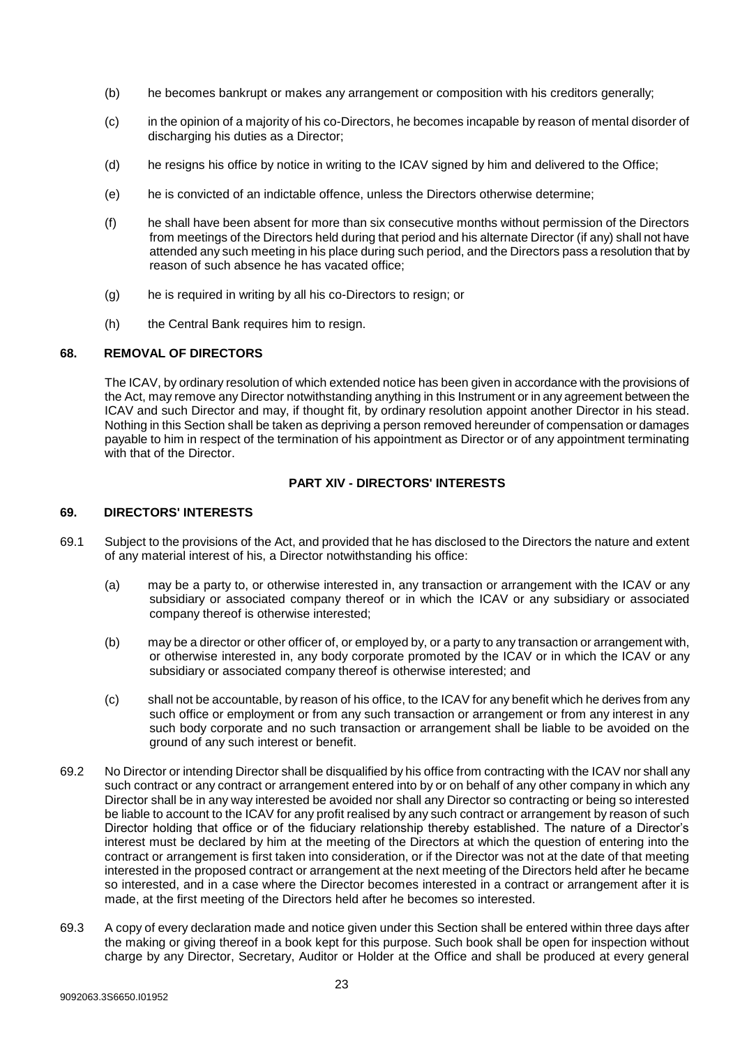(b) he becomes bankrupt or makes any arrangement or composition with his creditors generally;

(c) in the opinion of a majority of his co-Directors, he becomes incapable by reason of mental disorder of discharging his duties as a Director;

(d) he resigns his office by notice in writing to the ICAV signed by him and delivered to the Office;

(e) he is convicted of an indictable offence, unless the Directors otherwise determine;

(f) he shall have been absent for more than six consecutive months without permission of the Directors from meetings of the Directors held during that period and his alternate Director (if any) shall not have attended any such meeting in his place during such period, and the Directors pass a resolution that by reason of such absence he has vacated office;

(g) he is required in writing by all his co-Directors to resign; or

(h) the Central Bank requires him to resign.

### 68. REMOVAL OF DIRECTORS

The ICAV, by ordinary resolution of which extended notice has been given in accordance with the provisions of the Act, may remove any Director notwithstanding anything in this Instrument or in any agreement between the ICAV and such Director and may, if thought fit, by ordinary resolution appoint another Director in his stead. Nothing in this Section shall be taken as depriving a person removed hereunder of compensation or damages payable to him in respect of the termination of his appointment as Director or of any appointment terminating with that of the Director.

## PART XIV - DIRECTORS' INTERESTS

### 69. DIRECTORS' INTERESTS

69.1 Subject to the provisions of the Act, and provided that he has disclosed to the Directors the nature and extent of any material interest of his, a Director notwithstanding his office:

(a) may be a party to, or otherwise interested in, any transaction or arrangement with the ICAV or any subsidiary or associated company thereof or in which the ICAV or any subsidiary or associated company thereof is otherwise interested;

(b) may be a director or other officer of, or employed by, or a party to any transaction or arrangement with, or otherwise interested in, any body corporate promoted by the ICAV or in which the ICAV or any subsidiary or associated company thereof is otherwise interested; and

(c) shall not be accountable, by reason of his office, to the ICAV for any benefit which he derives from any such office or employment or from any such transaction or arrangement or from any interest in any such body corporate and no such transaction or arrangement shall be liable to be avoided on the ground of any such interest or benefit.

69.2 No Director or intending Director shall be disqualified by his office from contracting with the ICAV nor shall any such contract or any contract or arrangement entered into by or on behalf of any other company in which any Director shall be in any way interested be avoided nor shall any Director so contracting or being so interested be liable to account to the ICAV for any profit realised by any such contract or arrangement by reason of such Director holding that office or of the fiduciary relationship thereby established. The nature of a Director's interest must be declared by him at the meeting of the Directors at which the question of entering into the contract or arrangement is first taken into consideration, or if the Director was not at the date of that meeting interested in the proposed contract or arrangement at the next meeting of the Directors held after he became so interested, and in a case where the Director becomes interested in a contract or arrangement after it is made, at the first meeting of the Directors held after he becomes so interested.

69.3 A copy of every declaration made and notice given under this Section shall be entered within three days after the making or giving thereof in a book kept for this purpose. Such book shall be open for inspection without charge by any Director, Secretary, Auditor or Holder at the Office and shall be produced at every general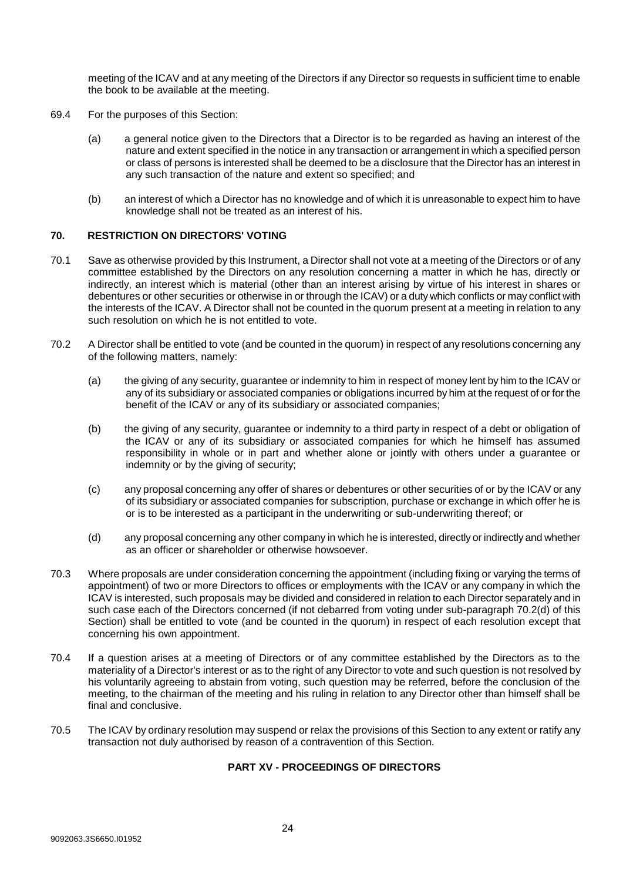meeting of the ICAV and at any meeting of the Directors if any Director so requests in sufficient time to enable the book to be available at the meeting.

69.4 For the purposes of this Section:

(a) a general notice given to the Directors that a Director is to be regarded as having an interest of the nature and extent specified in the notice in any transaction or arrangement in which a specified person or class of persons is interested shall be deemed to be a disclosure that the Director has an interest in any such transaction of the nature and extent so specified; and

(b) an interest of which a Director has no knowledge and of which it is unreasonable to expect him to have knowledge shall not be treated as an interest of his.

## 70. RESTRICTION ON DIRECTORS' VOTING

70.1 Save as otherwise provided by this Instrument, a Director shall not vote at a meeting of the Directors or of any committee established by the Directors on any resolution concerning a matter in which he has, directly or indirectly, an interest which is material (other than an interest arising by virtue of his interest in shares or debentures or other securities or otherwise in or through the ICAV) or a duty which conflicts or may conflict with the interests of the ICAV. A Director shall not be counted in the quorum present at a meeting in relation to any such resolution on which he is not entitled to vote.

70.2 A Director shall be entitled to vote (and be counted in the quorum) in respect of any resolutions concerning any of the following matters, namely:

(a) the giving of any security, guarantee or indemnity to him in respect of money lent by him to the ICAV or any of its subsidiary or associated companies or obligations incurred by him at the request of or for the benefit of the ICAV or any of its subsidiary or associated companies;

(b) the giving of any security, guarantee or indemnity to a third party in respect of a debt or obligation of the ICAV or any of its subsidiary or associated companies for which he himself has assumed responsibility in whole or in part and whether alone or jointly with others under a guarantee or indemnity or by the giving of security;

(c) any proposal concerning any offer of shares or debentures or other securities of or by the ICAV or any of its subsidiary or associated companies for subscription, purchase or exchange in which offer he is or is to be interested as a participant in the underwriting or sub-underwriting thereof; or

(d) any proposal concerning any other company in which he is interested, directly or indirectly and whether as an officer or shareholder or otherwise howsoever.

70.3 Where proposals are under consideration concerning the appointment (including fixing or varying the terms of appointment) of two or more Directors to offices or employments with the ICAV or any company in which the ICAV is interested, such proposals may be divided and considered in relation to each Director separately and in such case each of the Directors concerned (if not debarred from voting under sub-paragraph 70.2(d) of this Section) shall be entitled to vote (and be counted in the quorum) in respect of each resolution except that concerning his own appointment.

70.4 If a question arises at a meeting of Directors or of any committee established by the Directors as to the materiality of a Director's interest or as to the right of any Director to vote and such question is not resolved by his voluntarily agreeing to abstain from voting, such question may be referred, before the conclusion of the meeting, to the chairman of the meeting and his ruling in relation to any Director other than himself shall be final and conclusive.

70.5 The ICAV by ordinary resolution may suspend or relax the provisions of this Section to any extent or ratify any transaction not duly authorised by reason of a contravention of this Section.

# PART XV - PROCEEDINGS OF DIRECTORS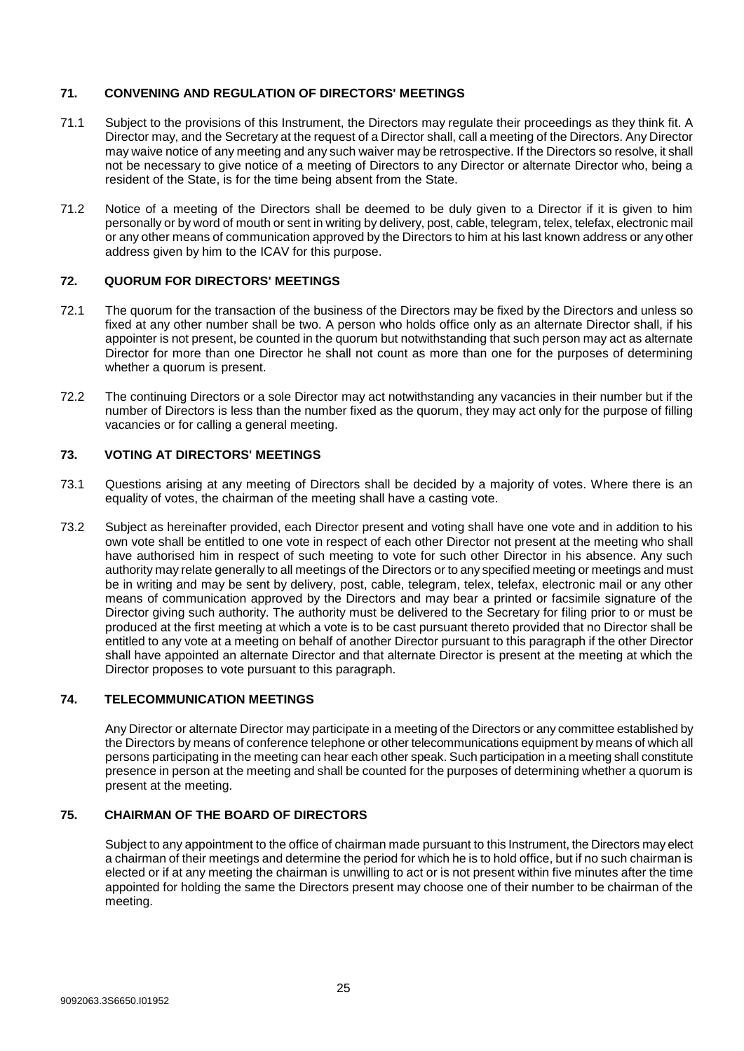## 71. CONVENING AND REGULATION OF DIRECTORS' MEETINGS

71.1 Subject to the provisions of this Instrument, the Directors may regulate their proceedings as they think fit. A Director may, and the Secretary at the request of a Director shall, call a meeting of the Directors. Any Director may waive notice of any meeting and any such waiver may be retrospective. If the Directors so resolve, it shall not be necessary to give notice of a meeting of Directors to any Director or alternate Director who, being a resident of the State, is for the time being absent from the State.

71.2 Notice of a meeting of the Directors shall be deemed to be duly given to a Director if it is given to him personally or by word of mouth or sent in writing by delivery, post, cable, telegram, telex, telefax, electronic mail or any other means of communication approved by the Directors to him at his last known address or any other address given by him to the ICAV for this purpose.

## 72. QUORUM FOR DIRECTORS' MEETINGS

72.1 The quorum for the transaction of the business of the Directors may be fixed by the Directors and unless so fixed at any other number shall be two. A person who holds office only as an alternate Director shall, if his appointer is not present, be counted in the quorum but notwithstanding that such person may act as alternate Director for more than one Director he shall not count as more than one for the purposes of determining whether a quorum is present.

72.2 The continuing Directors or a sole Director may act notwithstanding any vacancies in their number but if the number of Directors is less than the number fixed as the quorum, they may act only for the purpose of filling vacancies or for calling a general meeting.

## 73. VOTING AT DIRECTORS' MEETINGS

73.1 Questions arising at any meeting of Directors shall be decided by a majority of votes. Where there is an equality of votes, the chairman of the meeting shall have a casting vote.

73.2 Subject as hereinafter provided, each Director present and voting shall have one vote and in addition to his own vote shall be entitled to one vote in respect of each other Director not present at the meeting who shall have authorised him in respect of such meeting to vote for such other Director in his absence. Any such authority may relate generally to all meetings of the Directors or to any specified meeting or meetings and must be in writing and may be sent by delivery, post, cable, telegram, telex, telefax, electronic mail or any other means of communication approved by the Directors and may bear a printed or facsimile signature of the Director giving such authority. The authority must be delivered to the Secretary for filing prior to or must be produced at the first meeting at which a vote is to be cast pursuant thereto provided that no Director shall be entitled to any vote at a meeting on behalf of another Director pursuant to this paragraph if the other Director shall have appointed an alternate Director and that alternate Director is present at the meeting at which the Director proposes to vote pursuant to this paragraph.

## 74. TELECOMMUNICATION MEETINGS

Any Director or alternate Director may participate in a meeting of the Directors or any committee established by the Directors by means of conference telephone or other telecommunications equipment by means of which all persons participating in the meeting can hear each other speak. Such participation in a meeting shall constitute presence in person at the meeting and shall be counted for the purposes of determining whether a quorum is present at the meeting.

## 75. CHAIRMAN OF THE BOARD OF DIRECTORS

Subject to any appointment to the office of chairman made pursuant to this Instrument, the Directors may elect a chairman of their meetings and determine the period for which he is to hold office, but if no such chairman is elected or if at any meeting the chairman is unwilling to act or is not present within five minutes after the time appointed for holding the same the Directors present may choose one of their number to be chairman of the meeting.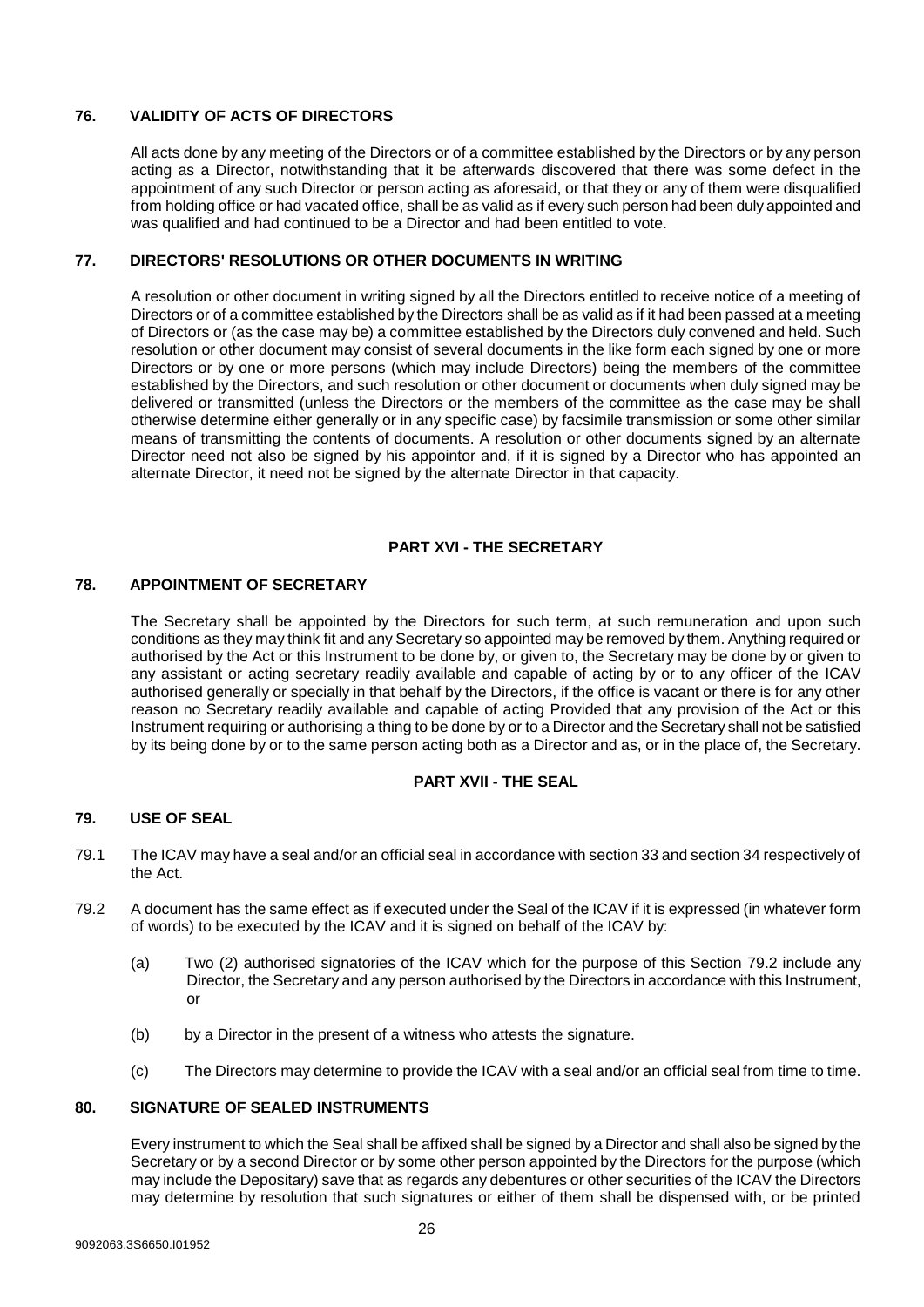### 76. VALIDITY OF ACTS OF DIRECTORS

All acts done by any meeting of the Directors or of a committee established by the Directors or by any person acting as a Director, notwithstanding that it be afterwards discovered that there was some defect in the appointment of any such Director or person acting as aforesaid, or that they or any of them were disqualified from holding office or had vacated office, shall be as valid as if every such person had been duly appointed and was qualified and had continued to be a Director and had been entitled to vote.

### 77. DIRECTORS' RESOLUTIONS OR OTHER DOCUMENTS IN WRITING

A resolution or other document in writing signed by all the Directors entitled to receive notice of a meeting of Directors or of a committee established by the Directors shall be as valid as if it had been passed at a meeting of Directors or (as the case may be) a committee established by the Directors duly convened and held. Such resolution or other document may consist of several documents in the like form each signed by one or more Directors or by one or more persons (which may include Directors) being the members of the committee established by the Directors, and such resolution or other document or documents when duly signed may be delivered or transmitted (unless the Directors or the members of the committee as the case may be shall otherwise determine either generally or in any specific case) by facsimile transmission or some other similar means of transmitting the contents of documents. A resolution or other documents signed by an alternate Director need not also be signed by his appointor and, if it is signed by a Director who has appointed an alternate Director, it need not be signed by the alternate Director in that capacity.

## PART XVI - THE SECRETARY

### 78. APPOINTMENT OF SECRETARY

The Secretary shall be appointed by the Directors for such term, at such remuneration and upon such conditions as they may think fit and any Secretary so appointed may be removed by them. Anything required or authorised by the Act or this Instrument to be done by, or given to, the Secretary may be done by or given to any assistant or acting secretary readily available and capable of acting by or to any officer of the ICAV authorised generally or specially in that behalf by the Directors, if the office is vacant or there is for any other reason no Secretary readily available and capable of acting Provided that any provision of the Act or this Instrument requiring or authorising a thing to be done by or to a Director and the Secretary shall not be satisfied by its being done by or to the same person acting both as a Director and as, or in the place of, the Secretary.

## PART XVII - THE SEAL

### 79. USE OF SEAL

79.1 The ICAV may have a seal and/or an official seal in accordance with section 33 and section 34 respectively of the Act.

79.2 A document has the same effect as if executed under the Seal of the ICAV if it is expressed (in whatever form of words) to be executed by the ICAV and it is signed on behalf of the ICAV by:

(a) Two (2) authorised signatories of the ICAV which for the purpose of this Section 79.2 include any Director, the Secretary and any person authorised by the Directors in accordance with this Instrument, or

(b) by a Director in the present of a witness who attests the signature.

(c) The Directors may determine to provide the ICAV with a seal and/or an official seal from time to time.

### 80. SIGNATURE OF SEALED INSTRUMENTS

Every instrument to which the Seal shall be affixed shall be signed by a Director and shall also be signed by the Secretary or by a second Director or by some other person appointed by the Directors for the purpose (which may include the Depositary) save that as regards any debentures or other securities of the ICAV the Directors may determine by resolution that such signatures or either of them shall be dispensed with, or be printed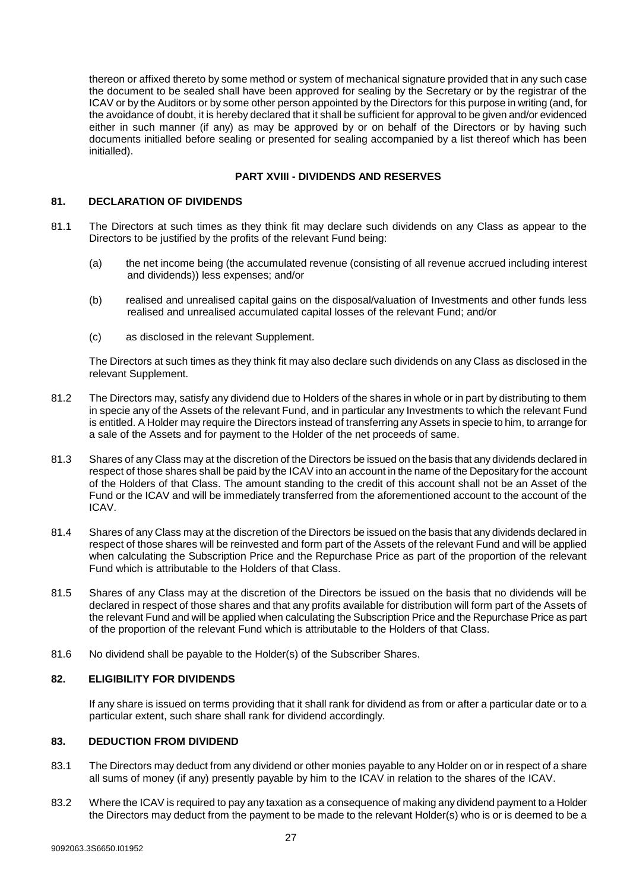thereon or affixed thereto by some method or system of mechanical signature provided that in any such case the document to be sealed shall have been approved for sealing by the Secretary or by the registrar of the ICAV or by the Auditors or by some other person appointed by the Directors for this purpose in writing (and, for the avoidance of doubt, it is hereby declared that it shall be sufficient for approval to be given and/or evidenced either in such manner (if any) as may be approved by or on behalf of the Directors or by having such documents initialled before sealing or presented for sealing accompanied by a list thereof which has been initialled).

## PART XVIII - DIVIDENDS AND RESERVES

### 81. DECLARATION OF DIVIDENDS

81.1 The Directors at such times as they think fit may declare such dividends on any Class as appear to the Directors to be justified by the profits of the relevant Fund being:

(a) the net income being (the accumulated revenue (consisting of all revenue accrued including interest and dividends)) less expenses; and/or

(b) realised and unrealised capital gains on the disposal/valuation of Investments and other funds less realised and unrealised accumulated capital losses of the relevant Fund; and/or

(c) as disclosed in the relevant Supplement.

The Directors at such times as they think fit may also declare such dividends on any Class as disclosed in the relevant Supplement.

81.2 The Directors may, satisfy any dividend due to Holders of the shares in whole or in part by distributing to them in specie any of the Assets of the relevant Fund, and in particular any Investments to which the relevant Fund is entitled. A Holder may require the Directors instead of transferring any Assets in specie to him, to arrange for a sale of the Assets and for payment to the Holder of the net proceeds of same.

81.3 Shares of any Class may at the discretion of the Directors be issued on the basis that any dividends declared in respect of those shares shall be paid by the ICAV into an account in the name of the Depositary for the account of the Holders of that Class. The amount standing to the credit of this account shall not be an Asset of the Fund or the ICAV and will be immediately transferred from the aforementioned account to the account of the ICAV.

81.4 Shares of any Class may at the discretion of the Directors be issued on the basis that any dividends declared in respect of those shares will be reinvested and form part of the Assets of the relevant Fund and will be applied when calculating the Subscription Price and the Repurchase Price as part of the proportion of the relevant Fund which is attributable to the Holders of that Class.

81.5 Shares of any Class may at the discretion of the Directors be issued on the basis that no dividends will be declared in respect of those shares and that any profits available for distribution will form part of the Assets of the relevant Fund and will be applied when calculating the Subscription Price and the Repurchase Price as part of the proportion of the relevant Fund which is attributable to the Holders of that Class.

81.6 No dividend shall be payable to the Holder(s) of the Subscriber Shares.

### 82. ELIGIBILITY FOR DIVIDENDS

If any share is issued on terms providing that it shall rank for dividend as from or after a particular date or to a particular extent, such share shall rank for dividend accordingly.

### 83. DEDUCTION FROM DIVIDEND

83.1 The Directors may deduct from any dividend or other monies payable to any Holder on or in respect of a share all sums of money (if any) presently payable by him to the ICAV in relation to the shares of the ICAV.

83.2 Where the ICAV is required to pay any taxation as a consequence of making any dividend payment to a Holder the Directors may deduct from the payment to be made to the relevant Holder(s) who is or is deemed to be a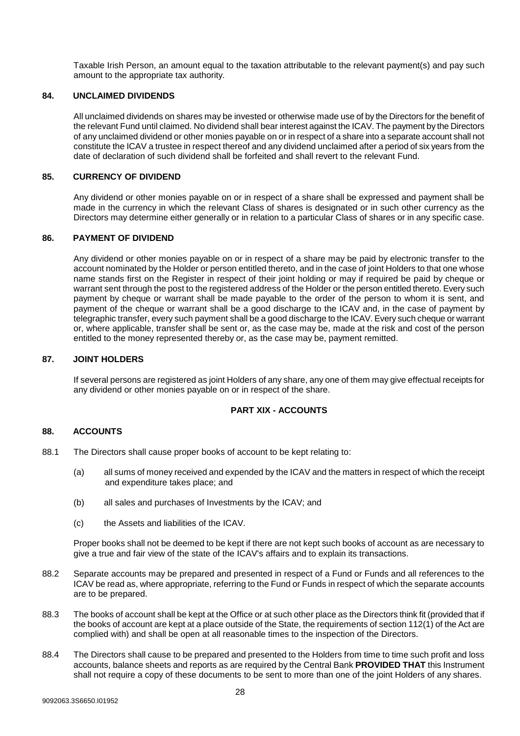Taxable Irish Person, an amount equal to the taxation attributable to the relevant payment(s) and pay such amount to the appropriate tax authority.

### 84. UNCLAIMED DIVIDENDS

All unclaimed dividends on shares may be invested or otherwise made use of by the Directors for the benefit of the relevant Fund until claimed. No dividend shall bear interest against the ICAV. The payment by the Directors of any unclaimed dividend or other monies payable on or in respect of a share into a separate account shall not constitute the ICAV a trustee in respect thereof and any dividend unclaimed after a period of six years from the date of declaration of such dividend shall be forfeited and shall revert to the relevant Fund.

### 85. CURRENCY OF DIVIDEND

Any dividend or other monies payable on or in respect of a share shall be expressed and payment shall be made in the currency in which the relevant Class of shares is designated or in such other currency as the Directors may determine either generally or in relation to a particular Class of shares or in any specific case.

### 86. PAYMENT OF DIVIDEND

Any dividend or other monies payable on or in respect of a share may be paid by electronic transfer to the account nominated by the Holder or person entitled thereto, and in the case of joint Holders to that one whose name stands first on the Register in respect of their joint holding or may if required be paid by cheque or warrant sent through the post to the registered address of the Holder or the person entitled thereto. Every such payment by cheque or warrant shall be made payable to the order of the person to whom it is sent, and payment of the cheque or warrant shall be a good discharge to the ICAV and, in the case of payment by telegraphic transfer, every such payment shall be a good discharge to the ICAV. Every such cheque or warrant or, where applicable, transfer shall be sent or, as the case may be, made at the risk and cost of the person entitled to the money represented thereby or, as the case may be, payment remitted.

### 87. JOINT HOLDERS

If several persons are registered as joint Holders of any share, any one of them may give effectual receipts for any dividend or other monies payable on or in respect of the share.

## PART XIX - ACCOUNTS

### 88. ACCOUNTS

88.1 The Directors shall cause proper books of account to be kept relating to:

(a) all sums of money received and expended by the ICAV and the matters in respect of which the receipt and expenditure takes place; and

(b) all sales and purchases of Investments by the ICAV; and

(c) the Assets and liabilities of the ICAV.

Proper books shall not be deemed to be kept if there are not kept such books of account as are necessary to give a true and fair view of the state of the ICAV's affairs and to explain its transactions.

88.2 Separate accounts may be prepared and presented in respect of a Fund or Funds and all references to the ICAV be read as, where appropriate, referring to the Fund or Funds in respect of which the separate accounts are to be prepared.

88.3 The books of account shall be kept at the Office or at such other place as the Directors think fit (provided that if the books of account are kept at a place outside of the State, the requirements of section 112(1) of the Act are complied with) and shall be open at all reasonable times to the inspection of the Directors.

88.4 The Directors shall cause to be prepared and presented to the Holders from time to time such profit and loss accounts, balance sheets and reports as are required by the Central Bank **PROVIDED THAT** this Instrument shall not require a copy of these documents to be sent to more than one of the joint Holders of any shares.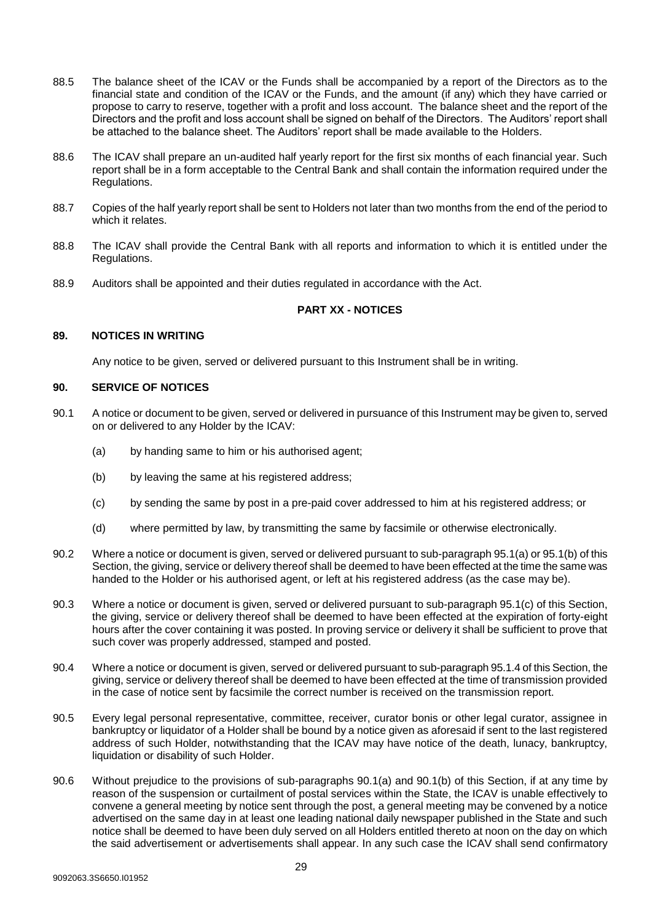88.5 The balance sheet of the ICAV or the Funds shall be accompanied by a report of the Directors as to the financial state and condition of the ICAV or the Funds, and the amount (if any) which they have carried or propose to carry to reserve, together with a profit and loss account. The balance sheet and the report of the Directors and the profit and loss account shall be signed on behalf of the Directors. The Auditors' report shall be attached to the balance sheet. The Auditors' report shall be made available to the Holders.

88.6 The ICAV shall prepare an un-audited half yearly report for the first six months of each financial year. Such report shall be in a form acceptable to the Central Bank and shall contain the information required under the Regulations.

88.7 Copies of the half yearly report shall be sent to Holders not later than two months from the end of the period to which it relates.

88.8 The ICAV shall provide the Central Bank with all reports and information to which it is entitled under the Regulations.

88.9 Auditors shall be appointed and their duties regulated in accordance with the Act.

## PART XX - NOTICES

### 89. NOTICES IN WRITING

Any notice to be given, served or delivered pursuant to this Instrument shall be in writing.

### 90. SERVICE OF NOTICES

90.1 A notice or document to be given, served or delivered in pursuance of this Instrument may be given to, served on or delivered to any Holder by the ICAV:

(a) by handing same to him or his authorised agent;

(b) by leaving the same at his registered address;

(c) by sending the same by post in a pre-paid cover addressed to him at his registered address; or

(d) where permitted by law, by transmitting the same by facsimile or otherwise electronically.

90.2 Where a notice or document is given, served or delivered pursuant to sub-paragraph 95.1(a) or 95.1(b) of this Section, the giving, service or delivery thereof shall be deemed to have been effected at the time the same was handed to the Holder or his authorised agent, or left at his registered address (as the case may be).

90.3 Where a notice or document is given, served or delivered pursuant to sub-paragraph 95.1(c) of this Section, the giving, service or delivery thereof shall be deemed to have been effected at the expiration of forty-eight hours after the cover containing it was posted. In proving service or delivery it shall be sufficient to prove that such cover was properly addressed, stamped and posted.

90.4 Where a notice or document is given, served or delivered pursuant to sub-paragraph 95.1.4 of this Section, the giving, service or delivery thereof shall be deemed to have been effected at the time of transmission provided in the case of notice sent by facsimile the correct number is received on the transmission report.

90.5 Every legal personal representative, committee, receiver, curator bonis or other legal curator, assignee in bankruptcy or liquidator of a Holder shall be bound by a notice given as aforesaid if sent to the last registered address of such Holder, notwithstanding that the ICAV may have notice of the death, lunacy, bankruptcy, liquidation or disability of such Holder.

90.6 Without prejudice to the provisions of sub-paragraphs 90.1(a) and 90.1(b) of this Section, if at any time by reason of the suspension or curtailment of postal services within the State, the ICAV is unable effectively to convene a general meeting by notice sent through the post, a general meeting may be convened by a notice advertised on the same day in at least one leading national daily newspaper published in the State and such notice shall be deemed to have been duly served on all Holders entitled thereto at noon on the day on which the said advertisement or advertisements shall appear. In any such case the ICAV shall send confirmatory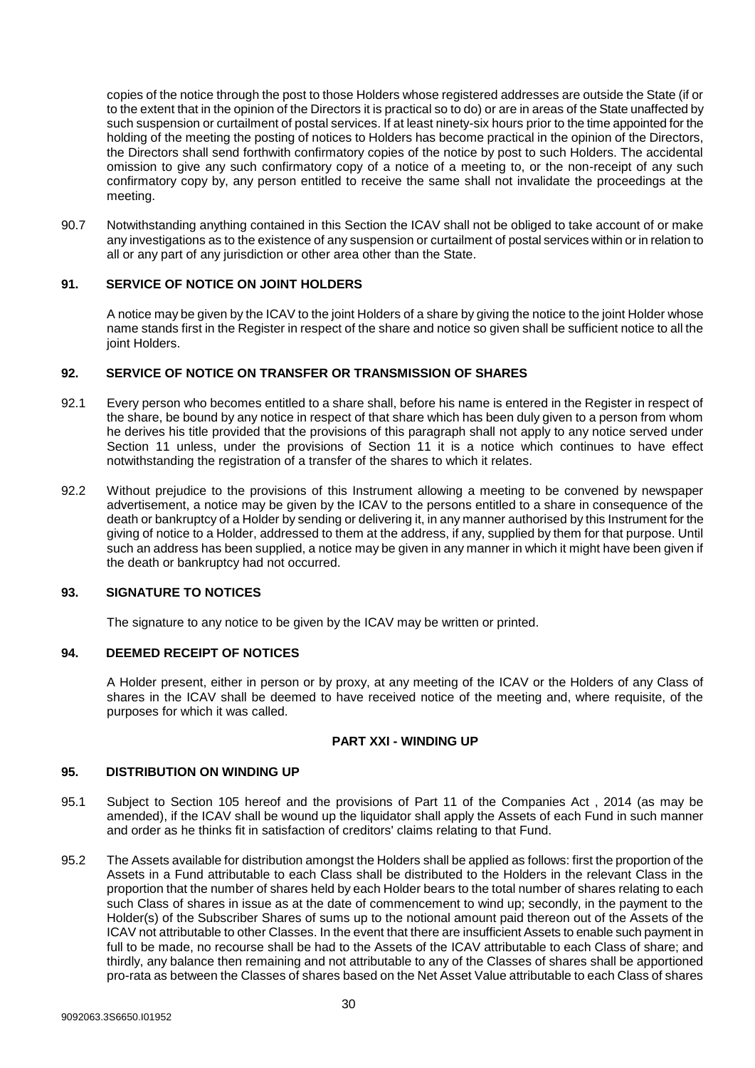copies of the notice through the post to those Holders whose registered addresses are outside the State (if or to the extent that in the opinion of the Directors it is practical so to do) or are in areas of the State unaffected by such suspension or curtailment of postal services. If at least ninety-six hours prior to the time appointed for the holding of the meeting the posting of notices to Holders has become practical in the opinion of the Directors, the Directors shall send forthwith confirmatory copies of the notice by post to such Holders. The accidental omission to give any such confirmatory copy of a notice of a meeting to, or the non-receipt of any such confirmatory copy by, any person entitled to receive the same shall not invalidate the proceedings at the meeting.

90.7 Notwithstanding anything contained in this Section the ICAV shall not be obliged to take account of or make any investigations as to the existence of any suspension or curtailment of postal services within or in relation to all or any part of any jurisdiction or other area other than the State.

### 91. SERVICE OF NOTICE ON JOINT HOLDERS

A notice may be given by the ICAV to the joint Holders of a share by giving the notice to the joint Holder whose name stands first in the Register in respect of the share and notice so given shall be sufficient notice to all the joint Holders.

### 92. SERVICE OF NOTICE ON TRANSFER OR TRANSMISSION OF SHARES

92.1 Every person who becomes entitled to a share shall, before his name is entered in the Register in respect of the share, be bound by any notice in respect of that share which has been duly given to a person from whom he derives his title provided that the provisions of this paragraph shall not apply to any notice served under Section 11 unless, under the provisions of Section 11 it is a notice which continues to have effect notwithstanding the registration of a transfer of the shares to which it relates.

92.2 Without prejudice to the provisions of this Instrument allowing a meeting to be convened by newspaper advertisement, a notice may be given by the ICAV to the persons entitled to a share in consequence of the death or bankruptcy of a Holder by sending or delivering it, in any manner authorised by this Instrument for the giving of notice to a Holder, addressed to them at the address, if any, supplied by them for that purpose. Until such an address has been supplied, a notice may be given in any manner in which it might have been given if the death or bankruptcy had not occurred.

### 93. SIGNATURE TO NOTICES

The signature to any notice to be given by the ICAV may be written or printed.

### 94. DEEMED RECEIPT OF NOTICES

A Holder present, either in person or by proxy, at any meeting of the ICAV or the Holders of any Class of shares in the ICAV shall be deemed to have received notice of the meeting and, where requisite, of the purposes for which it was called.

## PART XXI - WINDING UP

### 95. DISTRIBUTION ON WINDING UP

95.1 Subject to Section 105 hereof and the provisions of Part 11 of the Companies Act , 2014 (as may be amended), if the ICAV shall be wound up the liquidator shall apply the Assets of each Fund in such manner and order as he thinks fit in satisfaction of creditors' claims relating to that Fund.

95.2 The Assets available for distribution amongst the Holders shall be applied as follows: first the proportion of the Assets in a Fund attributable to each Class shall be distributed to the Holders in the relevant Class in the proportion that the number of shares held by each Holder bears to the total number of shares relating to each such Class of shares in issue as at the date of commencement to wind up; secondly, in the payment to the Holder(s) of the Subscriber Shares of sums up to the notional amount paid thereon out of the Assets of the ICAV not attributable to other Classes. In the event that there are insufficient Assets to enable such payment in full to be made, no recourse shall be had to the Assets of the ICAV attributable to each Class of share; and thirdly, any balance then remaining and not attributable to any of the Classes of shares shall be apportioned pro-rata as between the Classes of shares based on the Net Asset Value attributable to each Class of shares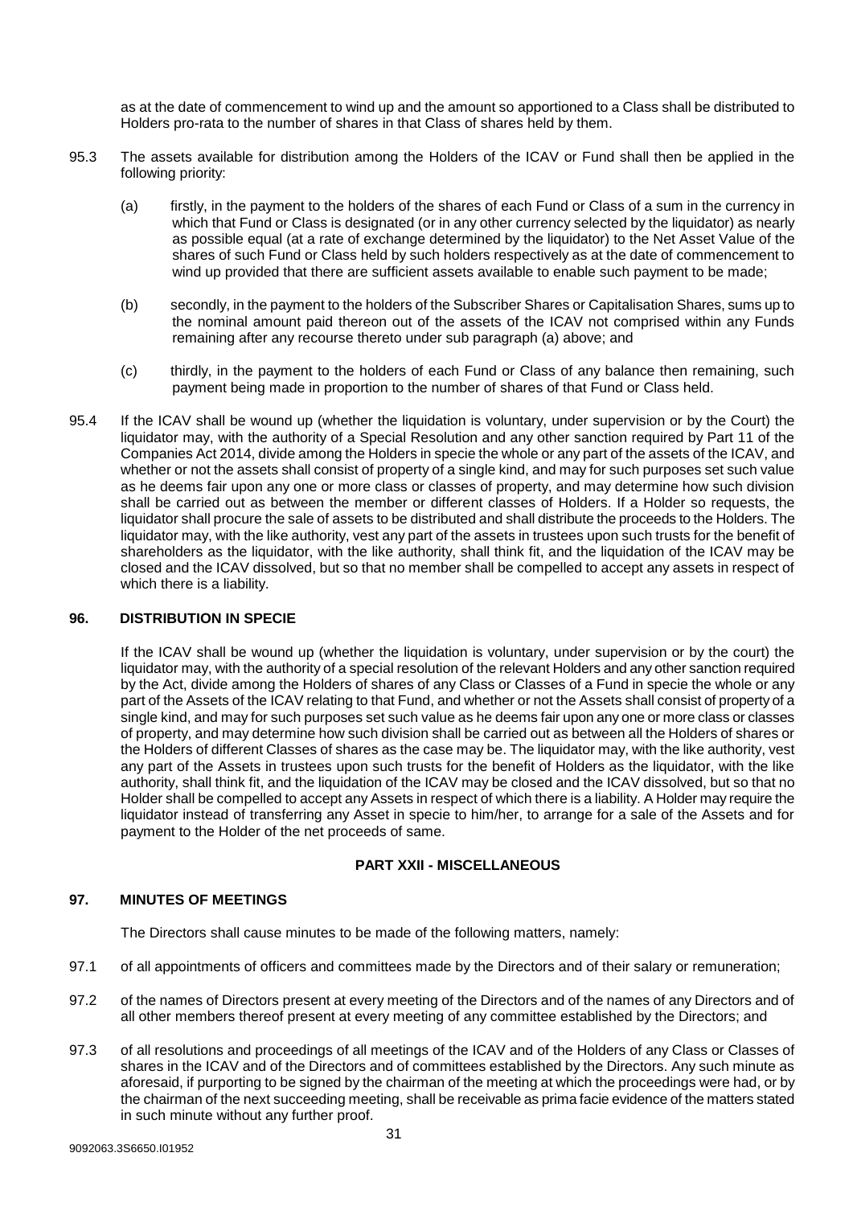as at the date of commencement to wind up and the amount so apportioned to a Class shall be distributed to Holders pro-rata to the number of shares in that Class of shares held by them.

95.3 The assets available for distribution among the Holders of the ICAV or Fund shall then be applied in the following priority:

(a) firstly, in the payment to the holders of the shares of each Fund or Class of a sum in the currency in which that Fund or Class is designated (or in any other currency selected by the liquidator) as nearly as possible equal (at a rate of exchange determined by the liquidator) to the Net Asset Value of the shares of such Fund or Class held by such holders respectively as at the date of commencement to wind up provided that there are sufficient assets available to enable such payment to be made;

(b) secondly, in the payment to the holders of the Subscriber Shares or Capitalisation Shares, sums up to the nominal amount paid thereon out of the assets of the ICAV not comprised within any Funds remaining after any recourse thereto under sub paragraph (a) above; and

(c) thirdly, in the payment to the holders of each Fund or Class of any balance then remaining, such payment being made in proportion to the number of shares of that Fund or Class held.

95.4 If the ICAV shall be wound up (whether the liquidation is voluntary, under supervision or by the Court) the liquidator may, with the authority of a Special Resolution and any other sanction required by Part 11 of the Companies Act 2014, divide among the Holders in specie the whole or any part of the assets of the ICAV, and whether or not the assets shall consist of property of a single kind, and may for such purposes set such value as he deems fair upon any one or more class or classes of property, and may determine how such division shall be carried out as between the member or different classes of Holders. If a Holder so requests, the liquidator shall procure the sale of assets to be distributed and shall distribute the proceeds to the Holders. The liquidator may, with the like authority, vest any part of the assets in trustees upon such trusts for the benefit of shareholders as the liquidator, with the like authority, shall think fit, and the liquidation of the ICAV may be closed and the ICAV dissolved, but so that no member shall be compelled to accept any assets in respect of which there is a liability.

## 96. DISTRIBUTION IN SPECIE

If the ICAV shall be wound up (whether the liquidation is voluntary, under supervision or by the court) the liquidator may, with the authority of a special resolution of the relevant Holders and any other sanction required by the Act, divide among the Holders of shares of any Class or Classes of a Fund in specie the whole or any part of the Assets of the ICAV relating to that Fund, and whether or not the Assets shall consist of property of a single kind, and may for such purposes set such value as he deems fair upon any one or more class or classes of property, and may determine how such division shall be carried out as between all the Holders of shares or the Holders of different Classes of shares as the case may be. The liquidator may, with the like authority, vest any part of the Assets in trustees upon such trusts for the benefit of Holders as the liquidator, with the like authority, shall think fit, and the liquidation of the ICAV may be closed and the ICAV dissolved, but so that no Holder shall be compelled to accept any Assets in respect of which there is a liability. A Holder may require the liquidator instead of transferring any Asset in specie to him/her, to arrange for a sale of the Assets and for payment to the Holder of the net proceeds of same.

# PART XXII - MISCELLANEOUS

## 97. MINUTES OF MEETINGS

The Directors shall cause minutes to be made of the following matters, namely:

97.1 of all appointments of officers and committees made by the Directors and of their salary or remuneration;

97.2 of the names of Directors present at every meeting of the Directors and of the names of any Directors and of all other members thereof present at every meeting of any committee established by the Directors; and

97.3 of all resolutions and proceedings of all meetings of the ICAV and of the Holders of any Class or Classes of shares in the ICAV and of the Directors and of committees established by the Directors. Any such minute as aforesaid, if purporting to be signed by the chairman of the meeting at which the proceedings were had, or by the chairman of the next succeeding meeting, shall be receivable as prima facie evidence of the matters stated in such minute without any further proof.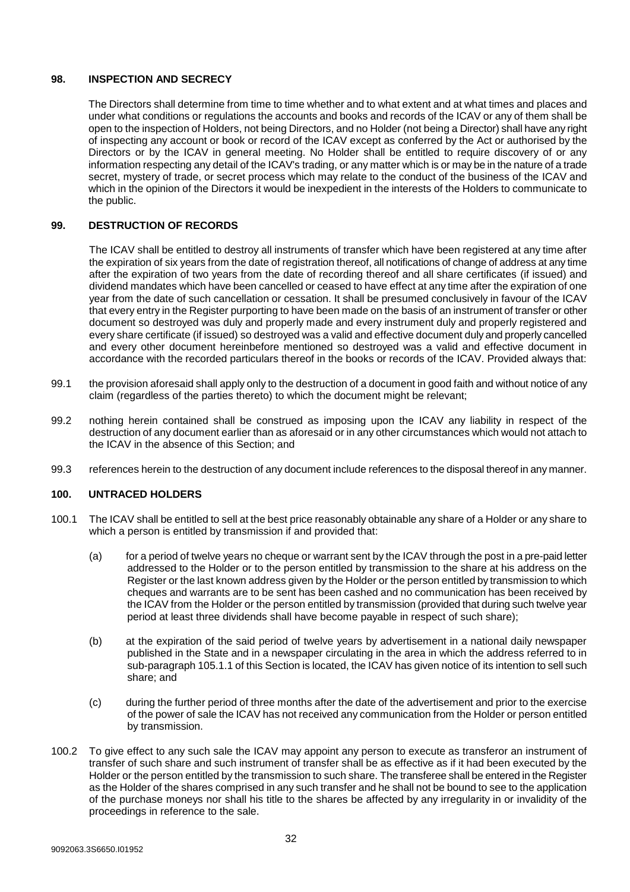## 98. INSPECTION AND SECRECY

The Directors shall determine from time to time whether and to what extent and at what times and places and under what conditions or regulations the accounts and books and records of the ICAV or any of them shall be open to the inspection of Holders, not being Directors, and no Holder (not being a Director) shall have any right of inspecting any account or book or record of the ICAV except as conferred by the Act or authorised by the Directors or by the ICAV in general meeting. No Holder shall be entitled to require discovery of or any information respecting any detail of the ICAV's trading, or any matter which is or may be in the nature of a trade secret, mystery of trade, or secret process which may relate to the conduct of the business of the ICAV and which in the opinion of the Directors it would be inexpedient in the interests of the Holders to communicate to the public.

## 99. DESTRUCTION OF RECORDS

The ICAV shall be entitled to destroy all instruments of transfer which have been registered at any time after the expiration of six years from the date of registration thereof, all notifications of change of address at any time after the expiration of two years from the date of recording thereof and all share certificates (if issued) and dividend mandates which have been cancelled or ceased to have effect at any time after the expiration of one year from the date of such cancellation or cessation. It shall be presumed conclusively in favour of the ICAV that every entry in the Register purporting to have been made on the basis of an instrument of transfer or other document so destroyed was duly and properly made and every instrument duly and properly registered and every share certificate (if issued) so destroyed was a valid and effective document duly and properly cancelled and every other document hereinbefore mentioned so destroyed was a valid and effective document in accordance with the recorded particulars thereof in the books or records of the ICAV. Provided always that:

99.1 the provision aforesaid shall apply only to the destruction of a document in good faith and without notice of any claim (regardless of the parties thereto) to which the document might be relevant;

99.2 nothing herein contained shall be construed as imposing upon the ICAV any liability in respect of the destruction of any document earlier than as aforesaid or in any other circumstances which would not attach to the ICAV in the absence of this Section; and

99.3 references herein to the destruction of any document include references to the disposal thereof in any manner.

## 100. UNTRACED HOLDERS

100.1 The ICAV shall be entitled to sell at the best price reasonably obtainable any share of a Holder or any share to which a person is entitled by transmission if and provided that:

(a) for a period of twelve years no cheque or warrant sent by the ICAV through the post in a pre-paid letter addressed to the Holder or to the person entitled by transmission to the share at his address on the Register or the last known address given by the Holder or the person entitled by transmission to which cheques and warrants are to be sent has been cashed and no communication has been received by the ICAV from the Holder or the person entitled by transmission (provided that during such twelve year period at least three dividends shall have become payable in respect of such share);

(b) at the expiration of the said period of twelve years by advertisement in a national daily newspaper published in the State and in a newspaper circulating in the area in which the address referred to in sub-paragraph 105.1.1 of this Section is located, the ICAV has given notice of its intention to sell such share; and

(c) during the further period of three months after the date of the advertisement and prior to the exercise of the power of sale the ICAV has not received any communication from the Holder or person entitled by transmission.

100.2 To give effect to any such sale the ICAV may appoint any person to execute as transferor an instrument of transfer of such share and such instrument of transfer shall be as effective as if it had been executed by the Holder or the person entitled by the transmission to such share. The transferee shall be entered in the Register as the Holder of the shares comprised in any such transfer and he shall not be bound to see to the application of the purchase moneys nor shall his title to the shares be affected by any irregularity in or invalidity of the proceedings in reference to the sale.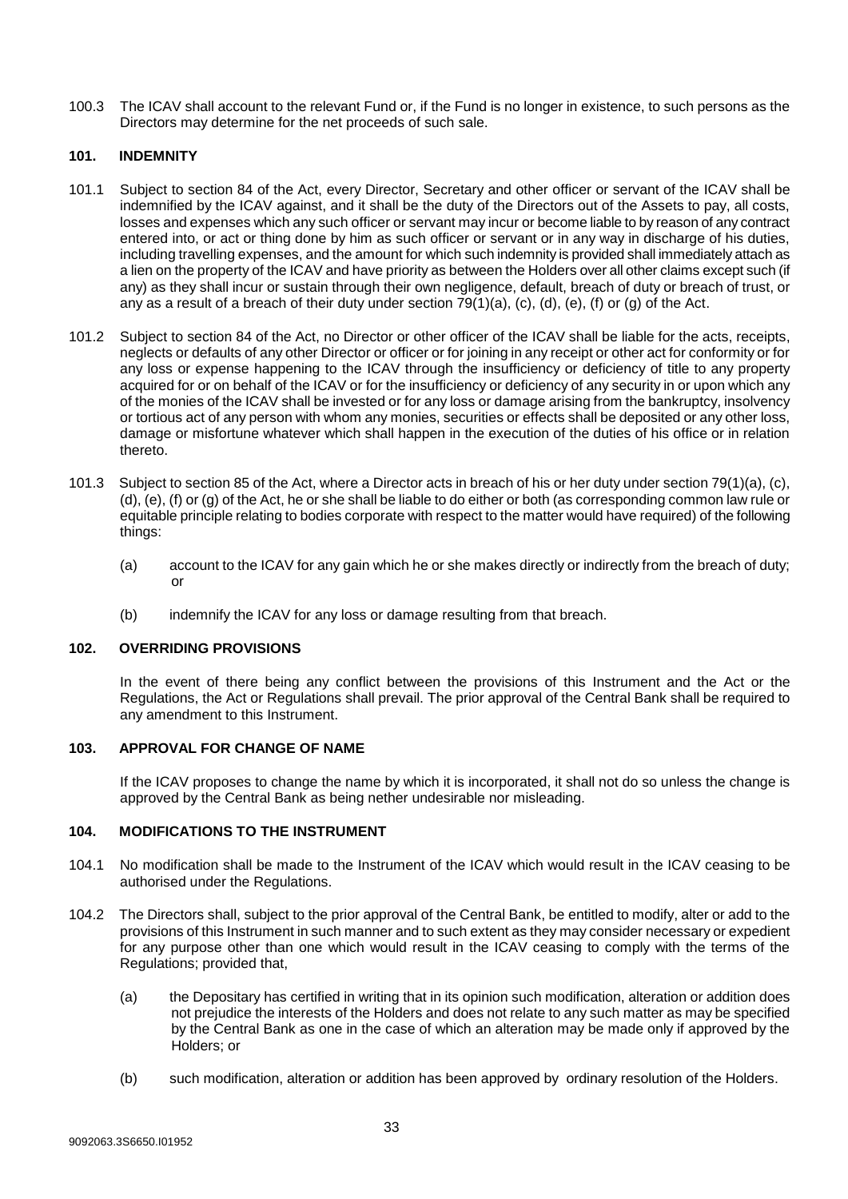100.3 The ICAV shall account to the relevant Fund or, if the Fund is no longer in existence, to such persons as the Directors may determine for the net proceeds of such sale.

## 101. INDEMNITY

101.1 Subject to section 84 of the Act, every Director, Secretary and other officer or servant of the ICAV shall be indemnified by the ICAV against, and it shall be the duty of the Directors out of the Assets to pay, all costs, losses and expenses which any such officer or servant may incur or become liable to by reason of any contract entered into, or act or thing done by him as such officer or servant or in any way in discharge of his duties, including travelling expenses, and the amount for which such indemnity is provided shall immediately attach as a lien on the property of the ICAV and have priority as between the Holders over all other claims except such (if any) as they shall incur or sustain through their own negligence, default, breach of duty or breach of trust, or any as a result of a breach of their duty under section 79(1)(a), (c), (d), (e), (f) or (g) of the Act.

101.2 Subject to section 84 of the Act, no Director or other officer of the ICAV shall be liable for the acts, receipts, neglects or defaults of any other Director or officer or for joining in any receipt or other act for conformity or for any loss or expense happening to the ICAV through the insufficiency or deficiency of title to any property acquired for or on behalf of the ICAV or for the insufficiency or deficiency of any security in or upon which any of the monies of the ICAV shall be invested or for any loss or damage arising from the bankruptcy, insolvency or tortious act of any person with whom any monies, securities or effects shall be deposited or any other loss, damage or misfortune whatever which shall happen in the execution of the duties of his office or in relation thereto.

101.3 Subject to section 85 of the Act, where a Director acts in breach of his or her duty under section 79(1)(a), (c), (d), (e), (f) or (g) of the Act, he or she shall be liable to do either or both (as corresponding common law rule or equitable principle relating to bodies corporate with respect to the matter would have required) of the following things:

(a) account to the ICAV for any gain which he or she makes directly or indirectly from the breach of duty; or

(b) indemnify the ICAV for any loss or damage resulting from that breach.

## 102. OVERRIDING PROVISIONS

In the event of there being any conflict between the provisions of this Instrument and the Act or the Regulations, the Act or Regulations shall prevail. The prior approval of the Central Bank shall be required to any amendment to this Instrument.

## 103. APPROVAL FOR CHANGE OF NAME

If the ICAV proposes to change the name by which it is incorporated, it shall not do so unless the change is approved by the Central Bank as being nether undesirable nor misleading.

## 104. MODIFICATIONS TO THE INSTRUMENT

104.1 No modification shall be made to the Instrument of the ICAV which would result in the ICAV ceasing to be authorised under the Regulations.

104.2 The Directors shall, subject to the prior approval of the Central Bank, be entitled to modify, alter or add to the provisions of this Instrument in such manner and to such extent as they may consider necessary or expedient for any purpose other than one which would result in the ICAV ceasing to comply with the terms of the Regulations; provided that,

(a) the Depositary has certified in writing that in its opinion such modification, alteration or addition does not prejudice the interests of the Holders and does not relate to any such matter as may be specified by the Central Bank as one in the case of which an alteration may be made only if approved by the Holders; or

(b) such modification, alteration or addition has been approved by ordinary resolution of the Holders.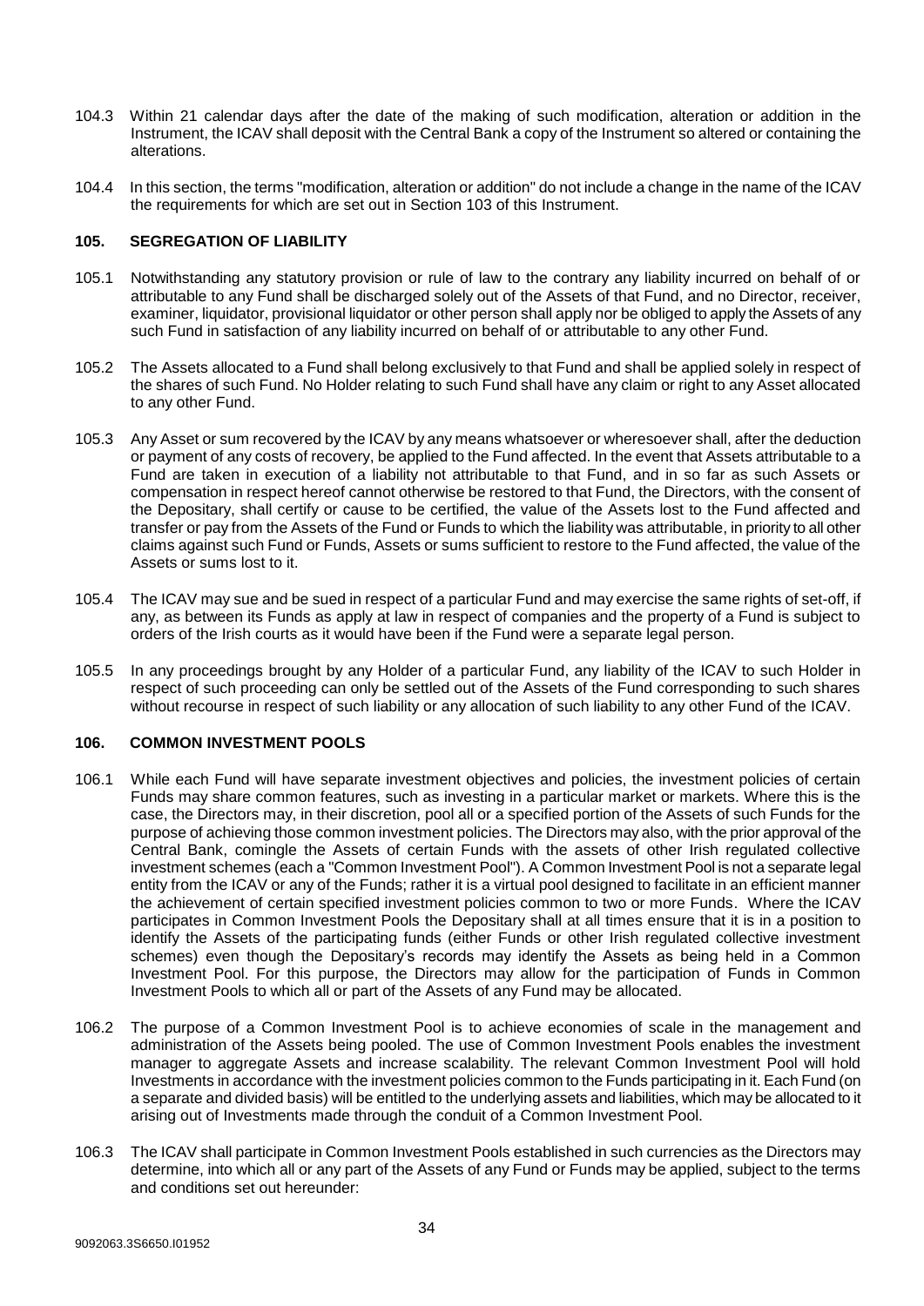104.3 Within 21 calendar days after the date of the making of such modification, alteration or addition in the Instrument, the ICAV shall deposit with the Central Bank a copy of the Instrument so altered or containing the alterations.

104.4 In this section, the terms "modification, alteration or addition" do not include a change in the name of the ICAV the requirements for which are set out in Section 103 of this Instrument.

## 105. SEGREGATION OF LIABILITY

105.1 Notwithstanding any statutory provision or rule of law to the contrary any liability incurred on behalf of or attributable to any Fund shall be discharged solely out of the Assets of that Fund, and no Director, receiver, examiner, liquidator, provisional liquidator or other person shall apply nor be obliged to apply the Assets of any such Fund in satisfaction of any liability incurred on behalf of or attributable to any other Fund.

105.2 The Assets allocated to a Fund shall belong exclusively to that Fund and shall be applied solely in respect of the shares of such Fund. No Holder relating to such Fund shall have any claim or right to any Asset allocated to any other Fund.

105.3 Any Asset or sum recovered by the ICAV by any means whatsoever or wheresoever shall, after the deduction or payment of any costs of recovery, be applied to the Fund affected. In the event that Assets attributable to a Fund are taken in execution of a liability not attributable to that Fund, and in so far as such Assets or compensation in respect hereof cannot otherwise be restored to that Fund, the Directors, with the consent of the Depositary, shall certify or cause to be certified, the value of the Assets lost to the Fund affected and transfer or pay from the Assets of the Fund or Funds to which the liability was attributable, in priority to all other claims against such Fund or Funds, Assets or sums sufficient to restore to the Fund affected, the value of the Assets or sums lost to it.

105.4 The ICAV may sue and be sued in respect of a particular Fund and may exercise the same rights of set-off, if any, as between its Funds as apply at law in respect of companies and the property of a Fund is subject to orders of the Irish courts as it would have been if the Fund were a separate legal person.

105.5 In any proceedings brought by any Holder of a particular Fund, any liability of the ICAV to such Holder in respect of such proceeding can only be settled out of the Assets of the Fund corresponding to such shares without recourse in respect of such liability or any allocation of such liability to any other Fund of the ICAV.

## 106. COMMON INVESTMENT POOLS

106.1 While each Fund will have separate investment objectives and policies, the investment policies of certain Funds may share common features, such as investing in a particular market or markets. Where this is the case, the Directors may, in their discretion, pool all or a specified portion of the Assets of such Funds for the purpose of achieving those common investment policies. The Directors may also, with the prior approval of the Central Bank, comingle the Assets of certain Funds with the assets of other Irish regulated collective investment schemes (each a "Common Investment Pool"). A Common Investment Pool is not a separate legal entity from the ICAV or any of the Funds; rather it is a virtual pool designed to facilitate in an efficient manner the achievement of certain specified investment policies common to two or more Funds. Where the ICAV participates in Common Investment Pools the Depositary shall at all times ensure that it is in a position to identify the Assets of the participating funds (either Funds or other Irish regulated collective investment schemes) even though the Depositary's records may identify the Assets as being held in a Common Investment Pool. For this purpose, the Directors may allow for the participation of Funds in Common Investment Pools to which all or part of the Assets of any Fund may be allocated.

106.2 The purpose of a Common Investment Pool is to achieve economies of scale in the management and administration of the Assets being pooled. The use of Common Investment Pools enables the investment manager to aggregate Assets and increase scalability. The relevant Common Investment Pool will hold Investments in accordance with the investment policies common to the Funds participating in it. Each Fund (on a separate and divided basis) will be entitled to the underlying assets and liabilities, which may be allocated to it arising out of Investments made through the conduit of a Common Investment Pool.

106.3 The ICAV shall participate in Common Investment Pools established in such currencies as the Directors may determine, into which all or any part of the Assets of any Fund or Funds may be applied, subject to the terms and conditions set out hereunder: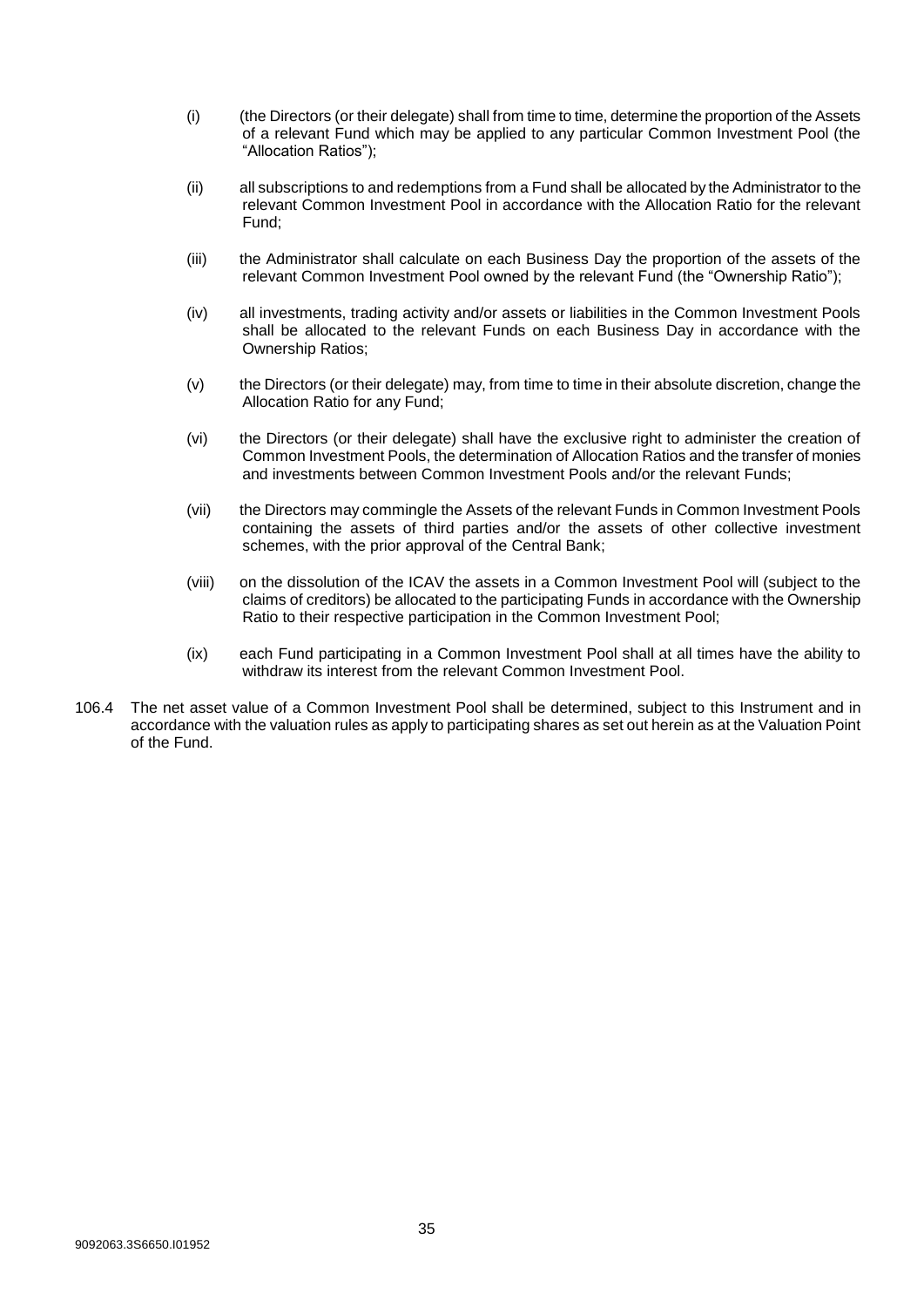(i) (the Directors (or their delegate) shall from time to time, determine the proportion of the Assets of a relevant Fund which may be applied to any particular Common Investment Pool (the "Allocation Ratios");

(ii) all subscriptions to and redemptions from a Fund shall be allocated by the Administrator to the relevant Common Investment Pool in accordance with the Allocation Ratio for the relevant Fund;

(iii) the Administrator shall calculate on each Business Day the proportion of the assets of the relevant Common Investment Pool owned by the relevant Fund (the "Ownership Ratio");

(iv) all investments, trading activity and/or assets or liabilities in the Common Investment Pools shall be allocated to the relevant Funds on each Business Day in accordance with the Ownership Ratios;

(v) the Directors (or their delegate) may, from time to time in their absolute discretion, change the Allocation Ratio for any Fund;

(vi) the Directors (or their delegate) shall have the exclusive right to administer the creation of Common Investment Pools, the determination of Allocation Ratios and the transfer of monies and investments between Common Investment Pools and/or the relevant Funds;

(vii) the Directors may commingle the Assets of the relevant Funds in Common Investment Pools containing the assets of third parties and/or the assets of other collective investment schemes, with the prior approval of the Central Bank;

(viii) on the dissolution of the ICAV the assets in a Common Investment Pool will (subject to the claims of creditors) be allocated to the participating Funds in accordance with the Ownership Ratio to their respective participation in the Common Investment Pool;

(ix) each Fund participating in a Common Investment Pool shall at all times have the ability to withdraw its interest from the relevant Common Investment Pool.

106.4 The net asset value of a Common Investment Pool shall be determined, subject to this Instrument and in accordance with the valuation rules as apply to participating shares as set out herein as at the Valuation Point of the Fund.

9092063.3S6650.I01952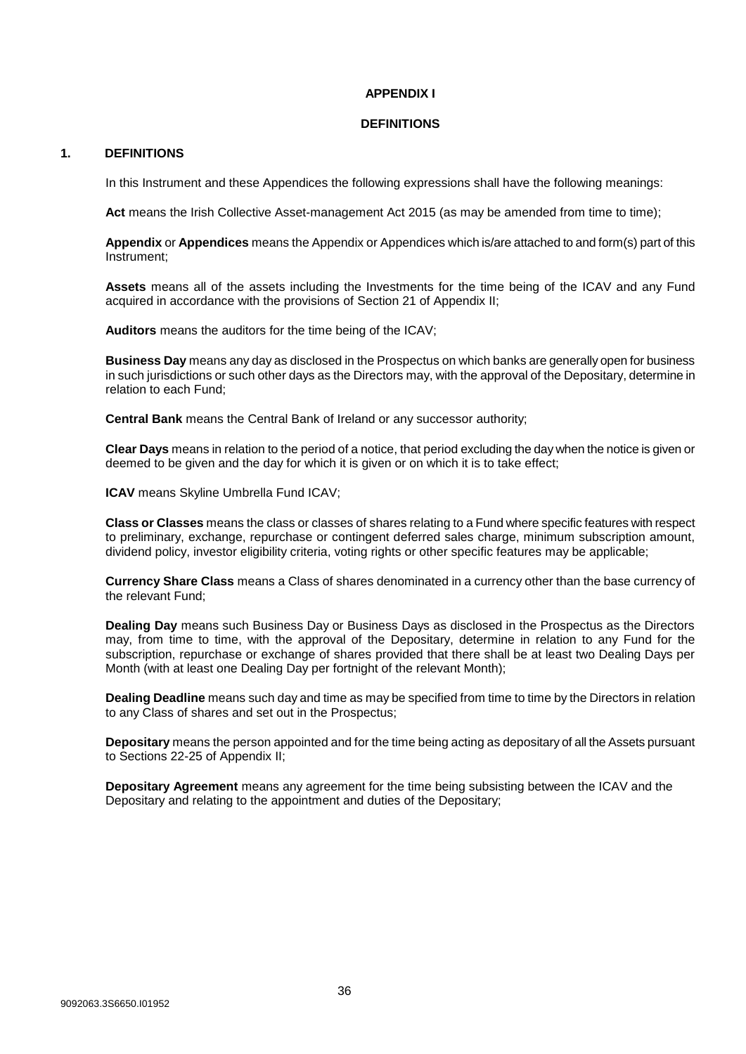# APPENDIX I

## DEFINITIONS

### 1. DEFINITIONS

In this Instrument and these Appendices the following expressions shall have the following meanings:

**Act** means the Irish Collective Asset-management Act 2015 (as may be amended from time to time);

**Appendix** or **Appendices** means the Appendix or Appendices which is/are attached to and form(s) part of this Instrument;

**Assets** means all of the assets including the Investments for the time being of the ICAV and any Fund acquired in accordance with the provisions of Section 21 of Appendix II;

**Auditors** means the auditors for the time being of the ICAV;

**Business Day** means any day as disclosed in the Prospectus on which banks are generally open for business in such jurisdictions or such other days as the Directors may, with the approval of the Depositary, determine in relation to each Fund;

**Central Bank** means the Central Bank of Ireland or any successor authority;

**Clear Days** means in relation to the period of a notice, that period excluding the day when the notice is given or deemed to be given and the day for which it is given or on which it is to take effect;

**ICAV** means Skyline Umbrella Fund ICAV;

**Class or Classes** means the class or classes of shares relating to a Fund where specific features with respect to preliminary, exchange, repurchase or contingent deferred sales charge, minimum subscription amount, dividend policy, investor eligibility criteria, voting rights or other specific features may be applicable;

**Currency Share Class** means a Class of shares denominated in a currency other than the base currency of the relevant Fund;

**Dealing Day** means such Business Day or Business Days as disclosed in the Prospectus as the Directors may, from time to time, with the approval of the Depositary, determine in relation to any Fund for the subscription, repurchase or exchange of shares provided that there shall be at least two Dealing Days per Month (with at least one Dealing Day per fortnight of the relevant Month);

**Dealing Deadline** means such day and time as may be specified from time to time by the Directors in relation to any Class of shares and set out in the Prospectus;

**Depositary** means the person appointed and for the time being acting as depositary of all the Assets pursuant to Sections 22-25 of Appendix II;

**Depositary Agreement** means any agreement for the time being subsisting between the ICAV and the Depositary and relating to the appointment and duties of the Depositary;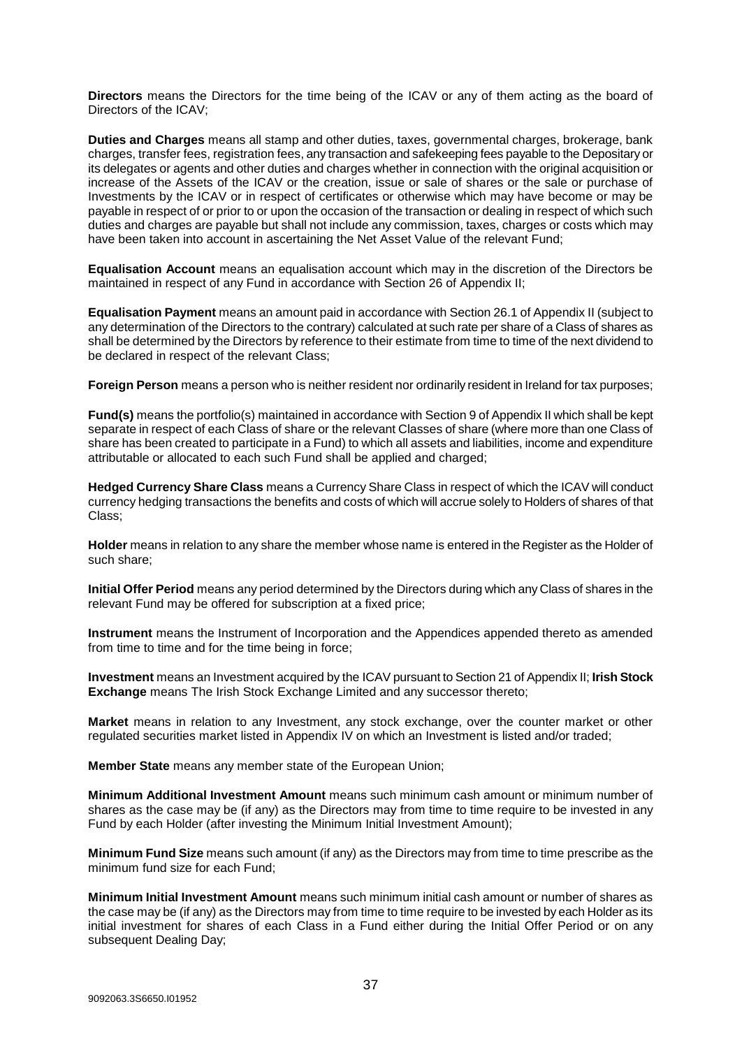**Directors** means the Directors for the time being of the ICAV or any of them acting as the board of Directors of the ICAV;

**Duties and Charges** means all stamp and other duties, taxes, governmental charges, brokerage, bank charges, transfer fees, registration fees, any transaction and safekeeping fees payable to the Depositary or its delegates or agents and other duties and charges whether in connection with the original acquisition or increase of the Assets of the ICAV or the creation, issue or sale of shares or the sale or purchase of Investments by the ICAV or in respect of certificates or otherwise which may have become or may be payable in respect of or prior to or upon the occasion of the transaction or dealing in respect of which such duties and charges are payable but shall not include any commission, taxes, charges or costs which may have been taken into account in ascertaining the Net Asset Value of the relevant Fund;

**Equalisation Account** means an equalisation account which may in the discretion of the Directors be maintained in respect of any Fund in accordance with Section 26 of Appendix II;

**Equalisation Payment** means an amount paid in accordance with Section 26.1 of Appendix II (subject to any determination of the Directors to the contrary) calculated at such rate per share of a Class of shares as shall be determined by the Directors by reference to their estimate from time to time of the next dividend to be declared in respect of the relevant Class;

**Foreign Person** means a person who is neither resident nor ordinarily resident in Ireland for tax purposes;

**Fund(s)** means the portfolio(s) maintained in accordance with Section 9 of Appendix II which shall be kept separate in respect of each Class of share or the relevant Classes of share (where more than one Class of share has been created to participate in a Fund) to which all assets and liabilities, income and expenditure attributable or allocated to each such Fund shall be applied and charged;

**Hedged Currency Share Class** means a Currency Share Class in respect of which the ICAV will conduct currency hedging transactions the benefits and costs of which will accrue solely to Holders of shares of that Class;

**Holder** means in relation to any share the member whose name is entered in the Register as the Holder of such share;

**Initial Offer Period** means any period determined by the Directors during which any Class of shares in the relevant Fund may be offered for subscription at a fixed price;

**Instrument** means the Instrument of Incorporation and the Appendices appended thereto as amended from time to time and for the time being in force;

**Investment** means an Investment acquired by the ICAV pursuant to Section 21 of Appendix II; **Irish Stock Exchange** means The Irish Stock Exchange Limited and any successor thereto;

**Market** means in relation to any Investment, any stock exchange, over the counter market or other regulated securities market listed in Appendix IV on which an Investment is listed and/or traded;

**Member State** means any member state of the European Union;

**Minimum Additional Investment Amount** means such minimum cash amount or minimum number of shares as the case may be (if any) as the Directors may from time to time require to be invested in any Fund by each Holder (after investing the Minimum Initial Investment Amount);

**Minimum Fund Size** means such amount (if any) as the Directors may from time to time prescribe as the minimum fund size for each Fund;

**Minimum Initial Investment Amount** means such minimum initial cash amount or number of shares as the case may be (if any) as the Directors may from time to time require to be invested by each Holder as its initial investment for shares of each Class in a Fund either during the Initial Offer Period or on any subsequent Dealing Day;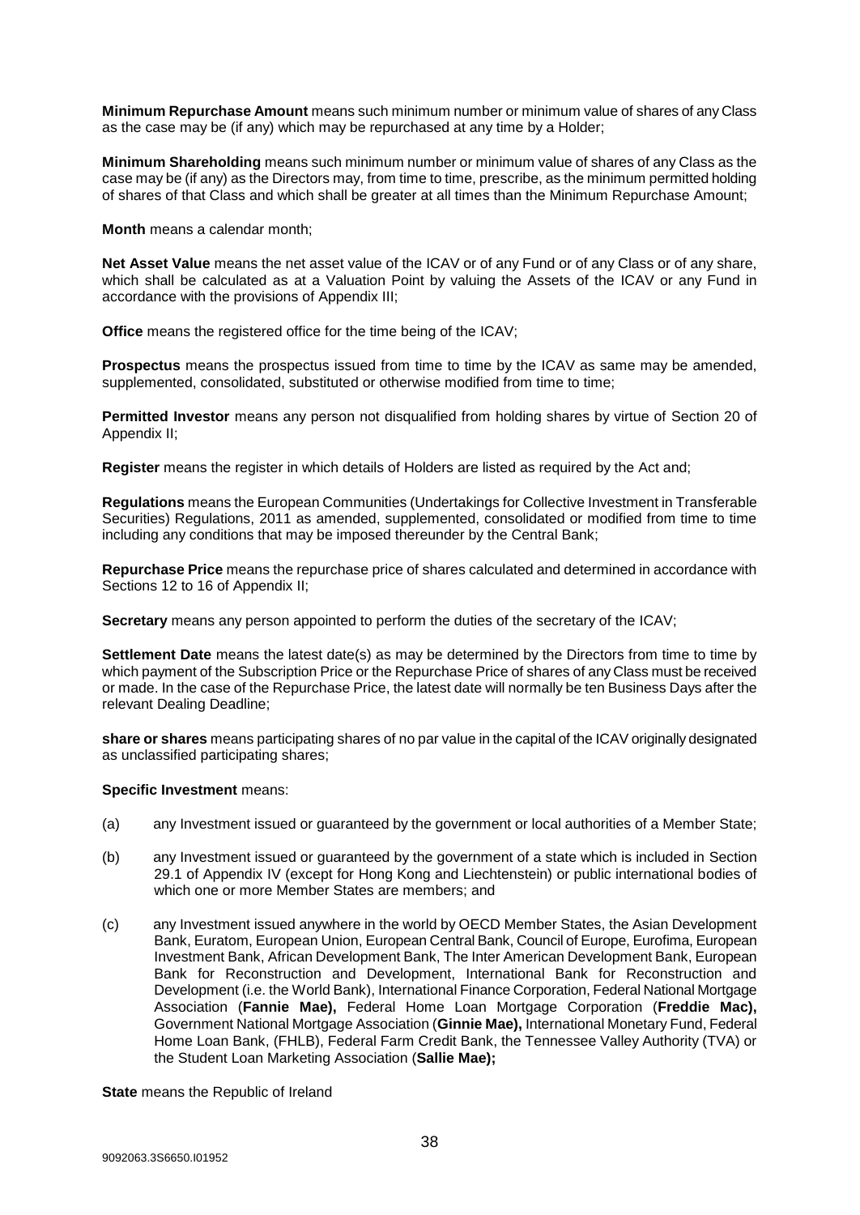**Minimum Repurchase Amount** means such minimum number or minimum value of shares of any Class as the case may be (if any) which may be repurchased at any time by a Holder;

**Minimum Shareholding** means such minimum number or minimum value of shares of any Class as the case may be (if any) as the Directors may, from time to time, prescribe, as the minimum permitted holding of shares of that Class and which shall be greater at all times than the Minimum Repurchase Amount;

**Month** means a calendar month;

**Net Asset Value** means the net asset value of the ICAV or of any Fund or of any Class or of any share, which shall be calculated as at a Valuation Point by valuing the Assets of the ICAV or any Fund in accordance with the provisions of Appendix III;

**Office** means the registered office for the time being of the ICAV;

**Prospectus** means the prospectus issued from time to time by the ICAV as same may be amended, supplemented, consolidated, substituted or otherwise modified from time to time;

**Permitted Investor** means any person not disqualified from holding shares by virtue of Section 20 of Appendix II;

**Register** means the register in which details of Holders are listed as required by the Act and;

**Regulations** means the European Communities (Undertakings for Collective Investment in Transferable Securities) Regulations, 2011 as amended, supplemented, consolidated or modified from time to time including any conditions that may be imposed thereunder by the Central Bank;

**Repurchase Price** means the repurchase price of shares calculated and determined in accordance with Sections 12 to 16 of Appendix II;

**Secretary** means any person appointed to perform the duties of the secretary of the ICAV;

**Settlement Date** means the latest date(s) as may be determined by the Directors from time to time by which payment of the Subscription Price or the Repurchase Price of shares of any Class must be received or made. In the case of the Repurchase Price, the latest date will normally be ten Business Days after the relevant Dealing Deadline;

**share or shares** means participating shares of no par value in the capital of the ICAV originally designated as unclassified participating shares;

**Specific Investment** means:

(a) any Investment issued or guaranteed by the government or local authorities of a Member State;

(b) any Investment issued or guaranteed by the government of a state which is included in Section 29.1 of Appendix IV (except for Hong Kong and Liechtenstein) or public international bodies of which one or more Member States are members; and

(c) any Investment issued anywhere in the world by OECD Member States, the Asian Development Bank, Euratom, European Union, European Central Bank, Council of Europe, Eurofima, European Investment Bank, African Development Bank, The Inter American Development Bank, European Bank for Reconstruction and Development, International Bank for Reconstruction and Development (i.e. the World Bank), International Finance Corporation, Federal National Mortgage Association (**Fannie Mae),** Federal Home Loan Mortgage Corporation (**Freddie Mac),** Government National Mortgage Association (**Ginnie Mae),** International Monetary Fund, Federal Home Loan Bank, (FHLB), Federal Farm Credit Bank, the Tennessee Valley Authority (TVA) or the Student Loan Marketing Association (**Sallie Mae);**

**State** means the Republic of Ireland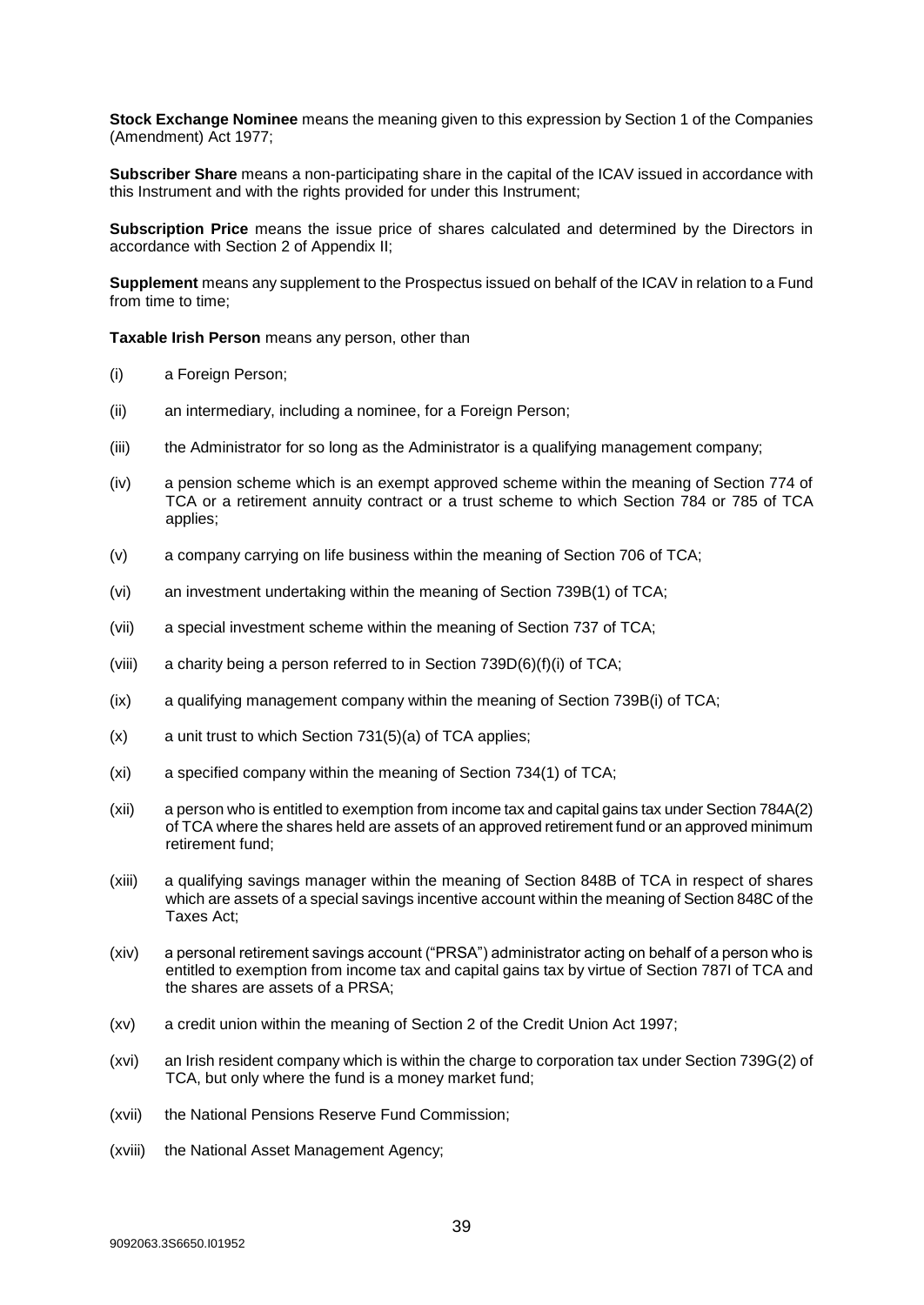**Stock Exchange Nominee** means the meaning given to this expression by Section 1 of the Companies (Amendment) Act 1977;

**Subscriber Share** means a non-participating share in the capital of the ICAV issued in accordance with this Instrument and with the rights provided for under this Instrument;

**Subscription Price** means the issue price of shares calculated and determined by the Directors in accordance with Section 2 of Appendix II;

**Supplement** means any supplement to the Prospectus issued on behalf of the ICAV in relation to a Fund from time to time;

**Taxable Irish Person** means any person, other than

(i) a Foreign Person;

(ii) an intermediary, including a nominee, for a Foreign Person;

(iii) the Administrator for so long as the Administrator is a qualifying management company;

(iv) a pension scheme which is an exempt approved scheme within the meaning of Section 774 of TCA or a retirement annuity contract or a trust scheme to which Section 784 or 785 of TCA applies;

(v) a company carrying on life business within the meaning of Section 706 of TCA;

(vi) an investment undertaking within the meaning of Section 739B(1) of TCA;

(vii) a special investment scheme within the meaning of Section 737 of TCA;

(viii) a charity being a person referred to in Section 739D(6)(f)(i) of TCA;

(ix) a qualifying management company within the meaning of Section 739B(i) of TCA;

(x) a unit trust to which Section 731(5)(a) of TCA applies;

(xi) a specified company within the meaning of Section 734(1) of TCA;

(xii) a person who is entitled to exemption from income tax and capital gains tax under Section 784A(2) of TCA where the shares held are assets of an approved retirement fund or an approved minimum retirement fund;

(xiii) a qualifying savings manager within the meaning of Section 848B of TCA in respect of shares which are assets of a special savings incentive account within the meaning of Section 848C of the Taxes Act;

(xiv) a personal retirement savings account ("PRSA") administrator acting on behalf of a person who is entitled to exemption from income tax and capital gains tax by virtue of Section 787I of TCA and the shares are assets of a PRSA;

(xv) a credit union within the meaning of Section 2 of the Credit Union Act 1997;

(xvi) an Irish resident company which is within the charge to corporation tax under Section 739G(2) of TCA, but only where the fund is a money market fund;

(xvii) the National Pensions Reserve Fund Commission;

(xviii) the National Asset Management Agency;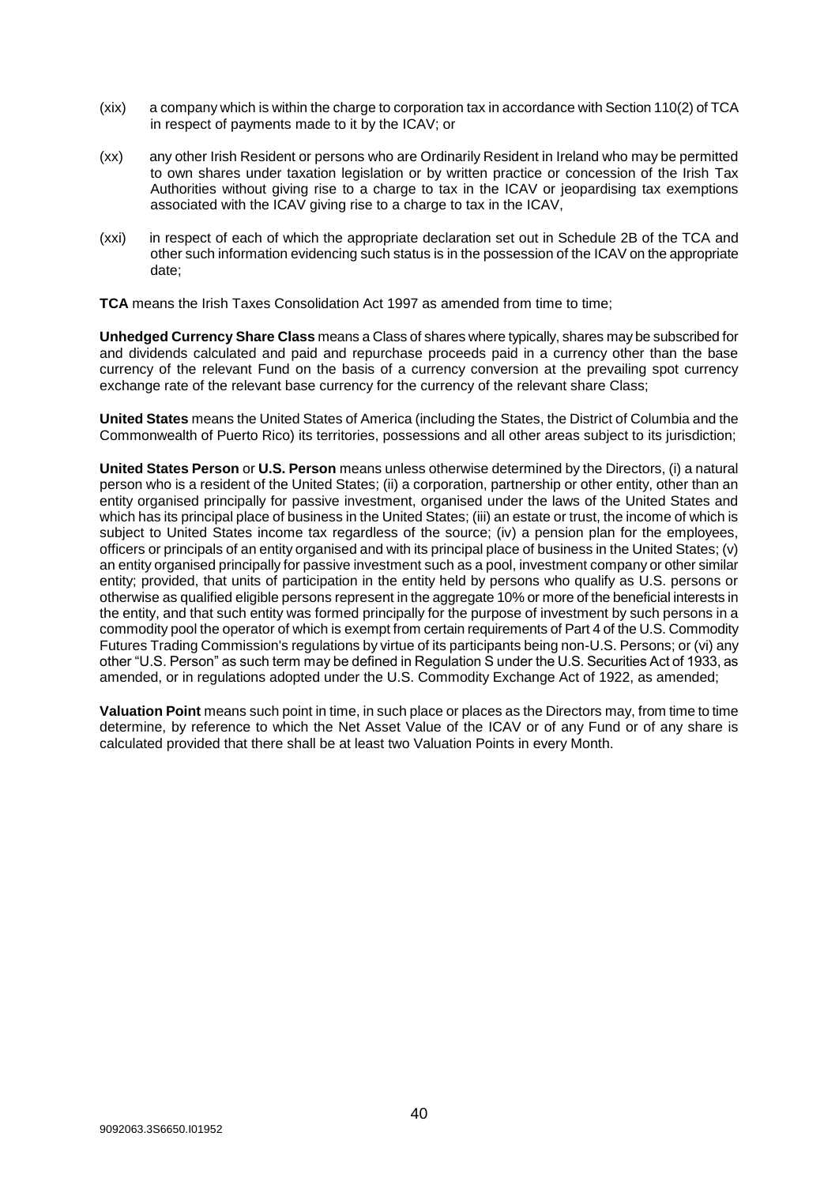(xix) a company which is within the charge to corporation tax in accordance with Section 110(2) of TCA in respect of payments made to it by the ICAV; or

(xx) any other Irish Resident or persons who are Ordinarily Resident in Ireland who may be permitted to own shares under taxation legislation or by written practice or concession of the Irish Tax Authorities without giving rise to a charge to tax in the ICAV or jeopardising tax exemptions associated with the ICAV giving rise to a charge to tax in the ICAV,

(xxi) in respect of each of which the appropriate declaration set out in Schedule 2B of the TCA and other such information evidencing such status is in the possession of the ICAV on the appropriate date;

**TCA** means the Irish Taxes Consolidation Act 1997 as amended from time to time;

**Unhedged Currency Share Class** means a Class of shares where typically, shares may be subscribed for and dividends calculated and paid and repurchase proceeds paid in a currency other than the base currency of the relevant Fund on the basis of a currency conversion at the prevailing spot currency exchange rate of the relevant base currency for the currency of the relevant share Class;

**United States** means the United States of America (including the States, the District of Columbia and the Commonwealth of Puerto Rico) its territories, possessions and all other areas subject to its jurisdiction;

**United States Person** or **U.S. Person** means unless otherwise determined by the Directors, (i) a natural person who is a resident of the United States; (ii) a corporation, partnership or other entity, other than an entity organised principally for passive investment, organised under the laws of the United States and which has its principal place of business in the United States; (iii) an estate or trust, the income of which is subject to United States income tax regardless of the source; (iv) a pension plan for the employees, officers or principals of an entity organised and with its principal place of business in the United States; (v) an entity organised principally for passive investment such as a pool, investment company or other similar entity; provided, that units of participation in the entity held by persons who qualify as U.S. persons or otherwise as qualified eligible persons represent in the aggregate 10% or more of the beneficial interests in the entity, and that such entity was formed principally for the purpose of investment by such persons in a commodity pool the operator of which is exempt from certain requirements of Part 4 of the U.S. Commodity Futures Trading Commission's regulations by virtue of its participants being non-U.S. Persons; or (vi) any other "U.S. Person" as such term may be defined in Regulation S under the U.S. Securities Act of 1933, as amended, or in regulations adopted under the U.S. Commodity Exchange Act of 1922, as amended;

**Valuation Point** means such point in time, in such place or places as the Directors may, from time to time determine, by reference to which the Net Asset Value of the ICAV or of any Fund or of any share is calculated provided that there shall be at least two Valuation Points in every Month.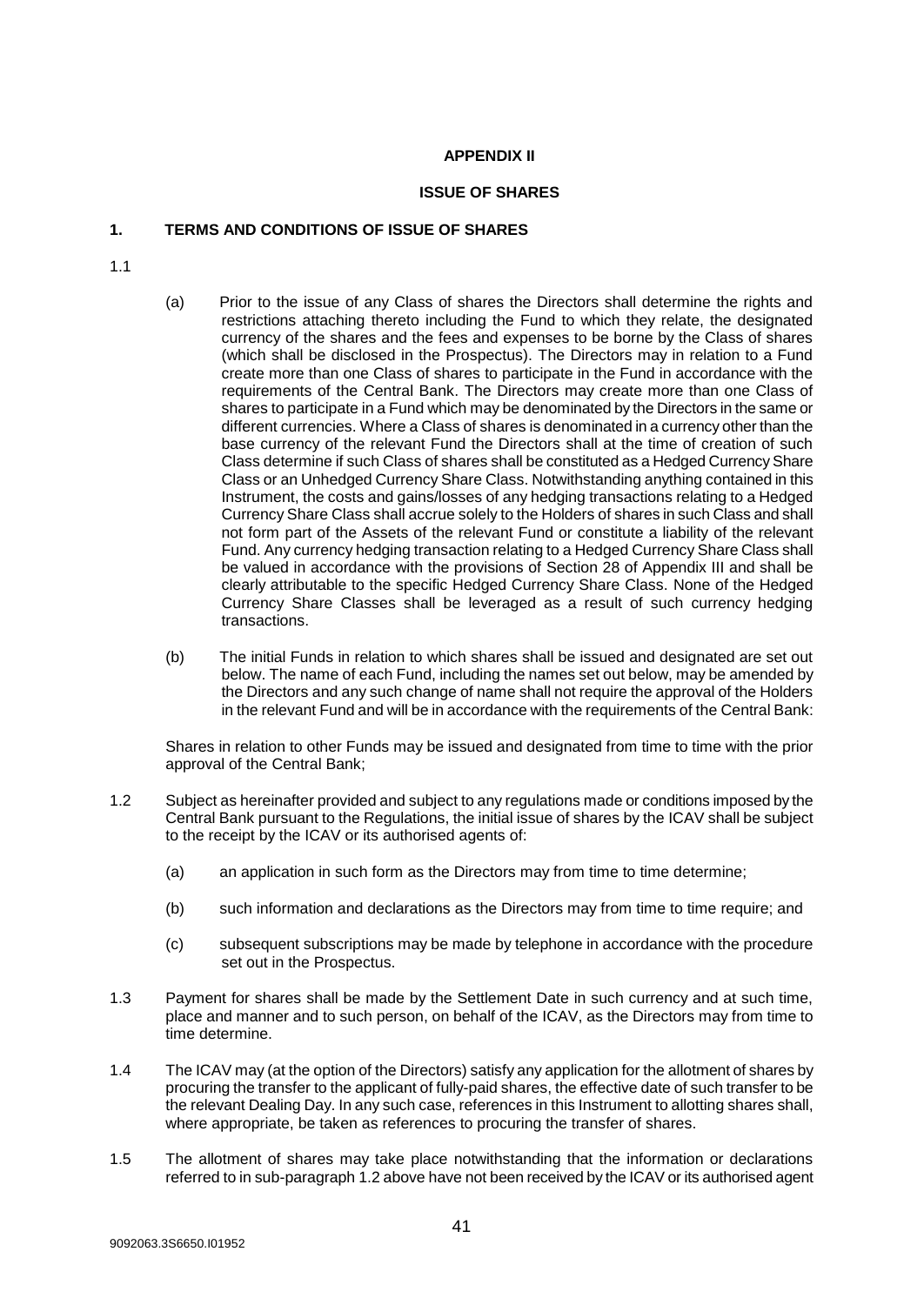## APPENDIX II

## ISSUE OF SHARES

### 1. TERMS AND CONDITIONS OF ISSUE OF SHARES

1.1

(a) Prior to the issue of any Class of shares the Directors shall determine the rights and restrictions attaching thereto including the Fund to which they relate, the designated currency of the shares and the fees and expenses to be borne by the Class of shares (which shall be disclosed in the Prospectus). The Directors may in relation to a Fund create more than one Class of shares to participate in the Fund in accordance with the requirements of the Central Bank. The Directors may create more than one Class of shares to participate in a Fund which may be denominated by the Directors in the same or different currencies. Where a Class of shares is denominated in a currency other than the base currency of the relevant Fund the Directors shall at the time of creation of such Class determine if such Class of shares shall be constituted as a Hedged Currency Share Class or an Unhedged Currency Share Class. Notwithstanding anything contained in this Instrument, the costs and gains/losses of any hedging transactions relating to a Hedged Currency Share Class shall accrue solely to the Holders of shares in such Class and shall not form part of the Assets of the relevant Fund or constitute a liability of the relevant Fund. Any currency hedging transaction relating to a Hedged Currency Share Class shall be valued in accordance with the provisions of Section 28 of Appendix III and shall be clearly attributable to the specific Hedged Currency Share Class. None of the Hedged Currency Share Classes shall be leveraged as a result of such currency hedging transactions.

(b) The initial Funds in relation to which shares shall be issued and designated are set out below. The name of each Fund, including the names set out below, may be amended by the Directors and any such change of name shall not require the approval of the Holders in the relevant Fund and will be in accordance with the requirements of the Central Bank:

Shares in relation to other Funds may be issued and designated from time to time with the prior approval of the Central Bank;

1.2 Subject as hereinafter provided and subject to any regulations made or conditions imposed by the Central Bank pursuant to the Regulations, the initial issue of shares by the ICAV shall be subject to the receipt by the ICAV or its authorised agents of:

(a) an application in such form as the Directors may from time to time determine;

(b) such information and declarations as the Directors may from time to time require; and

(c) subsequent subscriptions may be made by telephone in accordance with the procedure set out in the Prospectus.

1.3 Payment for shares shall be made by the Settlement Date in such currency and at such time, place and manner and to such person, on behalf of the ICAV, as the Directors may from time to time determine.

1.4 The ICAV may (at the option of the Directors) satisfy any application for the allotment of shares by procuring the transfer to the applicant of fully-paid shares, the effective date of such transfer to be the relevant Dealing Day. In any such case, references in this Instrument to allotting shares shall, where appropriate, be taken as references to procuring the transfer of shares.

1.5 The allotment of shares may take place notwithstanding that the information or declarations referred to in sub-paragraph 1.2 above have not been received by the ICAV or its authorised agent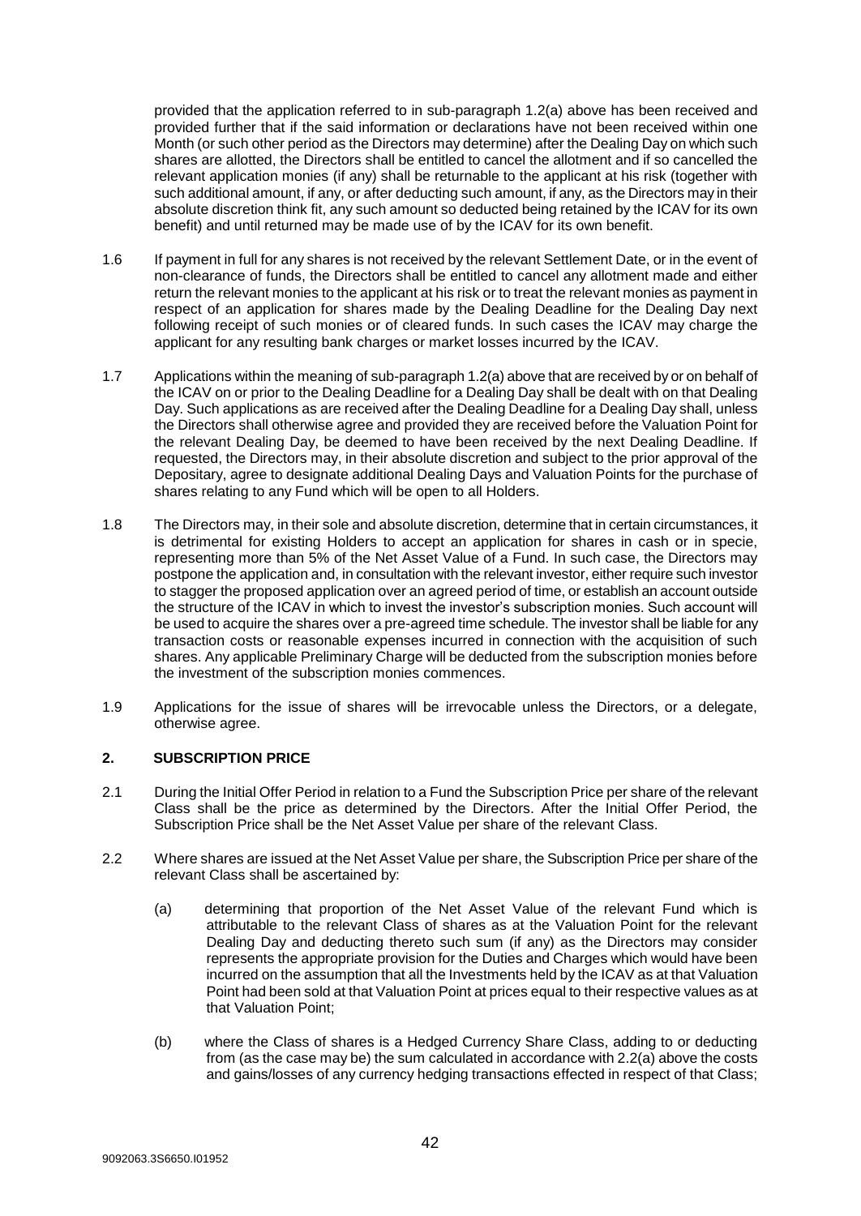provided that the application referred to in sub-paragraph 1.2(a) above has been received and provided further that if the said information or declarations have not been received within one Month (or such other period as the Directors may determine) after the Dealing Day on which such shares are allotted, the Directors shall be entitled to cancel the allotment and if so cancelled the relevant application monies (if any) shall be returnable to the applicant at his risk (together with such additional amount, if any, or after deducting such amount, if any, as the Directors may in their absolute discretion think fit, any such amount so deducted being retained by the ICAV for its own benefit) and until returned may be made use of by the ICAV for its own benefit.

1.6 If payment in full for any shares is not received by the relevant Settlement Date, or in the event of non-clearance of funds, the Directors shall be entitled to cancel any allotment made and either return the relevant monies to the applicant at his risk or to treat the relevant monies as payment in respect of an application for shares made by the Dealing Deadline for the Dealing Day next following receipt of such monies or of cleared funds. In such cases the ICAV may charge the applicant for any resulting bank charges or market losses incurred by the ICAV.

1.7 Applications within the meaning of sub-paragraph 1.2(a) above that are received by or on behalf of the ICAV on or prior to the Dealing Deadline for a Dealing Day shall be dealt with on that Dealing Day. Such applications as are received after the Dealing Deadline for a Dealing Day shall, unless the Directors shall otherwise agree and provided they are received before the Valuation Point for the relevant Dealing Day, be deemed to have been received by the next Dealing Deadline. If requested, the Directors may, in their absolute discretion and subject to the prior approval of the Depositary, agree to designate additional Dealing Days and Valuation Points for the purchase of shares relating to any Fund which will be open to all Holders.

1.8 The Directors may, in their sole and absolute discretion, determine that in certain circumstances, it is detrimental for existing Holders to accept an application for shares in cash or in specie, representing more than 5% of the Net Asset Value of a Fund. In such case, the Directors may postpone the application and, in consultation with the relevant investor, either require such investor to stagger the proposed application over an agreed period of time, or establish an account outside the structure of the ICAV in which to invest the investor's subscription monies. Such account will be used to acquire the shares over a pre-agreed time schedule. The investor shall be liable for any transaction costs or reasonable expenses incurred in connection with the acquisition of such shares. Any applicable Preliminary Charge will be deducted from the subscription monies before the investment of the subscription monies commences.

1.9 Applications for the issue of shares will be irrevocable unless the Directors, or a delegate, otherwise agree.

## 2. SUBSCRIPTION PRICE

2.1 During the Initial Offer Period in relation to a Fund the Subscription Price per share of the relevant Class shall be the price as determined by the Directors. After the Initial Offer Period, the Subscription Price shall be the Net Asset Value per share of the relevant Class.

2.2 Where shares are issued at the Net Asset Value per share, the Subscription Price per share of the relevant Class shall be ascertained by:

(a) determining that proportion of the Net Asset Value of the relevant Fund which is attributable to the relevant Class of shares as at the Valuation Point for the relevant Dealing Day and deducting thereto such sum (if any) as the Directors may consider represents the appropriate provision for the Duties and Charges which would have been incurred on the assumption that all the Investments held by the ICAV as at that Valuation Point had been sold at that Valuation Point at prices equal to their respective values as at that Valuation Point;

(b) where the Class of shares is a Hedged Currency Share Class, adding to or deducting from (as the case may be) the sum calculated in accordance with 2.2(a) above the costs and gains/losses of any currency hedging transactions effected in respect of that Class;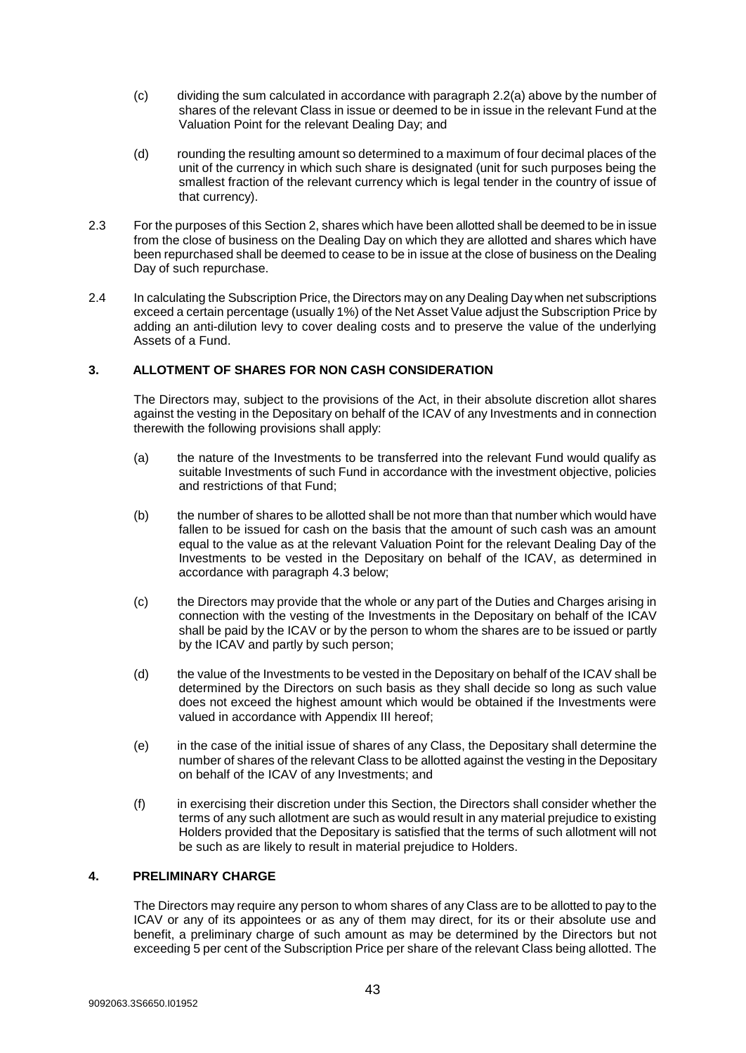(c) dividing the sum calculated in accordance with paragraph 2.2(a) above by the number of shares of the relevant Class in issue or deemed to be in issue in the relevant Fund at the Valuation Point for the relevant Dealing Day; and

(d) rounding the resulting amount so determined to a maximum of four decimal places of the unit of the currency in which such share is designated (unit for such purposes being the smallest fraction of the relevant currency which is legal tender in the country of issue of that currency).

2.3 For the purposes of this Section 2, shares which have been allotted shall be deemed to be in issue from the close of business on the Dealing Day on which they are allotted and shares which have been repurchased shall be deemed to cease to be in issue at the close of business on the Dealing Day of such repurchase.

2.4 In calculating the Subscription Price, the Directors may on any Dealing Day when net subscriptions exceed a certain percentage (usually 1%) of the Net Asset Value adjust the Subscription Price by adding an anti-dilution levy to cover dealing costs and to preserve the value of the underlying Assets of a Fund.

## 3. ALLOTMENT OF SHARES FOR NON CASH CONSIDERATION

The Directors may, subject to the provisions of the Act, in their absolute discretion allot shares against the vesting in the Depositary on behalf of the ICAV of any Investments and in connection therewith the following provisions shall apply:

(a) the nature of the Investments to be transferred into the relevant Fund would qualify as suitable Investments of such Fund in accordance with the investment objective, policies and restrictions of that Fund;

(b) the number of shares to be allotted shall be not more than that number which would have fallen to be issued for cash on the basis that the amount of such cash was an amount equal to the value as at the relevant Valuation Point for the relevant Dealing Day of the Investments to be vested in the Depositary on behalf of the ICAV, as determined in accordance with paragraph 4.3 below;

(c) the Directors may provide that the whole or any part of the Duties and Charges arising in connection with the vesting of the Investments in the Depositary on behalf of the ICAV shall be paid by the ICAV or by the person to whom the shares are to be issued or partly by the ICAV and partly by such person;

(d) the value of the Investments to be vested in the Depositary on behalf of the ICAV shall be determined by the Directors on such basis as they shall decide so long as such value does not exceed the highest amount which would be obtained if the Investments were valued in accordance with Appendix III hereof;

(e) in the case of the initial issue of shares of any Class, the Depositary shall determine the number of shares of the relevant Class to be allotted against the vesting in the Depositary on behalf of the ICAV of any Investments; and

(f) in exercising their discretion under this Section, the Directors shall consider whether the terms of any such allotment are such as would result in any material prejudice to existing Holders provided that the Depositary is satisfied that the terms of such allotment will not be such as are likely to result in material prejudice to Holders.

## 4. PRELIMINARY CHARGE

The Directors may require any person to whom shares of any Class are to be allotted to pay to the ICAV or any of its appointees or as any of them may direct, for its or their absolute use and benefit, a preliminary charge of such amount as may be determined by the Directors but not exceeding 5 per cent of the Subscription Price per share of the relevant Class being allotted. The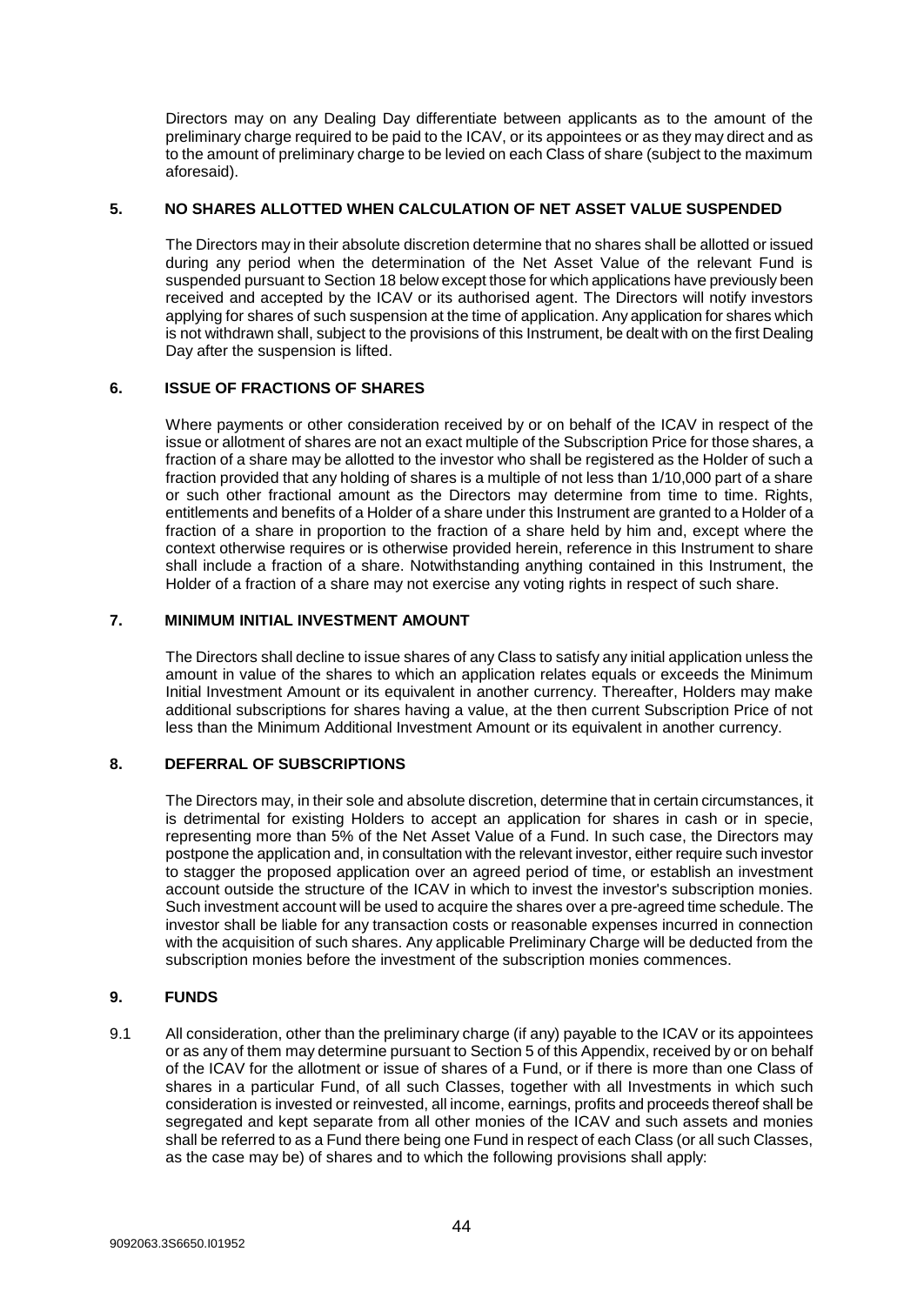Directors may on any Dealing Day differentiate between applicants as to the amount of the preliminary charge required to be paid to the ICAV, or its appointees or as they may direct and as to the amount of preliminary charge to be levied on each Class of share (subject to the maximum aforesaid).

## 5. NO SHARES ALLOTTED WHEN CALCULATION OF NET ASSET VALUE SUSPENDED

The Directors may in their absolute discretion determine that no shares shall be allotted or issued during any period when the determination of the Net Asset Value of the relevant Fund is suspended pursuant to Section 18 below except those for which applications have previously been received and accepted by the ICAV or its authorised agent. The Directors will notify investors applying for shares of such suspension at the time of application. Any application for shares which is not withdrawn shall, subject to the provisions of this Instrument, be dealt with on the first Dealing Day after the suspension is lifted.

## 6. ISSUE OF FRACTIONS OF SHARES

Where payments or other consideration received by or on behalf of the ICAV in respect of the issue or allotment of shares are not an exact multiple of the Subscription Price for those shares, a fraction of a share may be allotted to the investor who shall be registered as the Holder of such a fraction provided that any holding of shares is a multiple of not less than 1/10,000 part of a share or such other fractional amount as the Directors may determine from time to time. Rights, entitlements and benefits of a Holder of a share under this Instrument are granted to a Holder of a fraction of a share in proportion to the fraction of a share held by him and, except where the context otherwise requires or is otherwise provided herein, reference in this Instrument to share shall include a fraction of a share. Notwithstanding anything contained in this Instrument, the Holder of a fraction of a share may not exercise any voting rights in respect of such share.

## 7. MINIMUM INITIAL INVESTMENT AMOUNT

The Directors shall decline to issue shares of any Class to satisfy any initial application unless the amount in value of the shares to which an application relates equals or exceeds the Minimum Initial Investment Amount or its equivalent in another currency. Thereafter, Holders may make additional subscriptions for shares having a value, at the then current Subscription Price of not less than the Minimum Additional Investment Amount or its equivalent in another currency.

## 8. DEFERRAL OF SUBSCRIPTIONS

The Directors may, in their sole and absolute discretion, determine that in certain circumstances, it is detrimental for existing Holders to accept an application for shares in cash or in specie, representing more than 5% of the Net Asset Value of a Fund. In such case, the Directors may postpone the application and, in consultation with the relevant investor, either require such investor to stagger the proposed application over an agreed period of time, or establish an investment account outside the structure of the ICAV in which to invest the investor's subscription monies. Such investment account will be used to acquire the shares over a pre-agreed time schedule. The investor shall be liable for any transaction costs or reasonable expenses incurred in connection with the acquisition of such shares. Any applicable Preliminary Charge will be deducted from the subscription monies before the investment of the subscription monies commences.

## 9. FUNDS

9.1 All consideration, other than the preliminary charge (if any) payable to the ICAV or its appointees or as any of them may determine pursuant to Section 5 of this Appendix, received by or on behalf of the ICAV for the allotment or issue of shares of a Fund, or if there is more than one Class of shares in a particular Fund, of all such Classes, together with all Investments in which such consideration is invested or reinvested, all income, earnings, profits and proceeds thereof shall be segregated and kept separate from all other monies of the ICAV and such assets and monies shall be referred to as a Fund there being one Fund in respect of each Class (or all such Classes, as the case may be) of shares and to which the following provisions shall apply: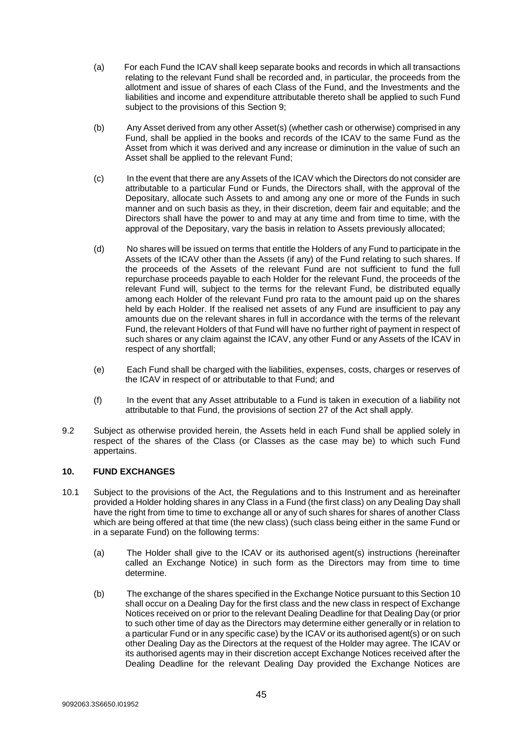(a) For each Fund the ICAV shall keep separate books and records in which all transactions relating to the relevant Fund shall be recorded and, in particular, the proceeds from the allotment and issue of shares of each Class of the Fund, and the Investments and the liabilities and income and expenditure attributable thereto shall be applied to such Fund subject to the provisions of this Section 9;

(b) Any Asset derived from any other Asset(s) (whether cash or otherwise) comprised in any Fund, shall be applied in the books and records of the ICAV to the same Fund as the Asset from which it was derived and any increase or diminution in the value of such an Asset shall be applied to the relevant Fund;

(c) In the event that there are any Assets of the ICAV which the Directors do not consider are attributable to a particular Fund or Funds, the Directors shall, with the approval of the Depositary, allocate such Assets to and among any one or more of the Funds in such manner and on such basis as they, in their discretion, deem fair and equitable; and the Directors shall have the power to and may at any time and from time to time, with the approval of the Depositary, vary the basis in relation to Assets previously allocated;

(d) No shares will be issued on terms that entitle the Holders of any Fund to participate in the Assets of the ICAV other than the Assets (if any) of the Fund relating to such shares. If the proceeds of the Assets of the relevant Fund are not sufficient to fund the full repurchase proceeds payable to each Holder for the relevant Fund, the proceeds of the relevant Fund will, subject to the terms for the relevant Fund, be distributed equally among each Holder of the relevant Fund pro rata to the amount paid up on the shares held by each Holder. If the realised net assets of any Fund are insufficient to pay any amounts due on the relevant shares in full in accordance with the terms of the relevant Fund, the relevant Holders of that Fund will have no further right of payment in respect of such shares or any claim against the ICAV, any other Fund or any Assets of the ICAV in respect of any shortfall;

(e) Each Fund shall be charged with the liabilities, expenses, costs, charges or reserves of the ICAV in respect of or attributable to that Fund; and

(f) In the event that any Asset attributable to a Fund is taken in execution of a liability not attributable to that Fund, the provisions of section 27 of the Act shall apply.

9.2 Subject as otherwise provided herein, the Assets held in each Fund shall be applied solely in respect of the shares of the Class (or Classes as the case may be) to which such Fund appertains.

## 10. FUND EXCHANGES

10.1 Subject to the provisions of the Act, the Regulations and to this Instrument and as hereinafter provided a Holder holding shares in any Class in a Fund (the first class) on any Dealing Day shall have the right from time to time to exchange all or any of such shares for shares of another Class which are being offered at that time (the new class) (such class being either in the same Fund or in a separate Fund) on the following terms:

(a) The Holder shall give to the ICAV or its authorised agent(s) instructions (hereinafter called an Exchange Notice) in such form as the Directors may from time to time determine.

(b) The exchange of the shares specified in the Exchange Notice pursuant to this Section 10 shall occur on a Dealing Day for the first class and the new class in respect of Exchange Notices received on or prior to the relevant Dealing Deadline for that Dealing Day (or prior to such other time of day as the Directors may determine either generally or in relation to a particular Fund or in any specific case) by the ICAV or its authorised agent(s) or on such other Dealing Day as the Directors at the request of the Holder may agree. The ICAV or its authorised agents may in their discretion accept Exchange Notices received after the Dealing Deadline for the relevant Dealing Day provided the Exchange Notices are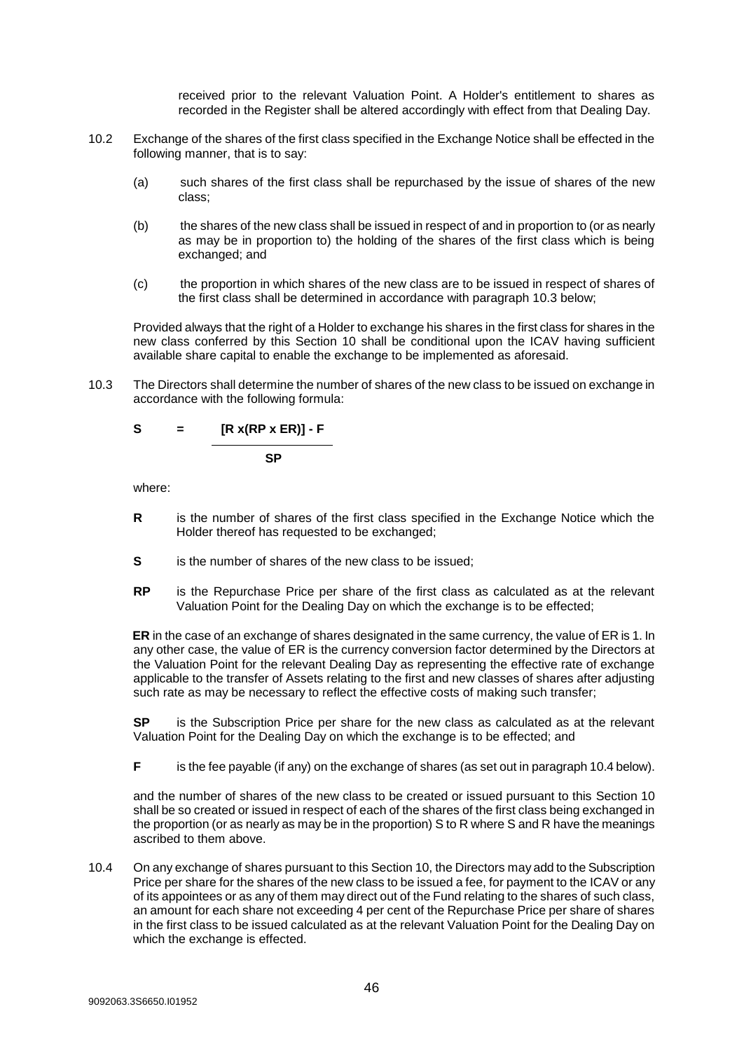received prior to the relevant Valuation Point. A Holder's entitlement to shares as recorded in the Register shall be altered accordingly with effect from that Dealing Day.

10.2 Exchange of the shares of the first class specified in the Exchange Notice shall be effected in the following manner, that is to say:

(a) such shares of the first class shall be repurchased by the issue of shares of the new class;

(b) the shares of the new class shall be issued in respect of and in proportion to (or as nearly as may be in proportion to) the holding of the shares of the first class which is being exchanged; and

(c) the proportion in which shares of the new class are to be issued in respect of shares of the first class shall be determined in accordance with paragraph 10.3 below;

Provided always that the right of a Holder to exchange his shares in the first class for shares in the new class conferred by this Section 10 shall be conditional upon the ICAV having sufficient available share capital to enable the exchange to be implemented as aforesaid.

10.3 The Directors shall determine the number of shares of the new class to be issued on exchange in accordance with the following formula:

$$S = \frac{[R \times (RP \times ER)] - F}{SP}$$

where:

**R** is the number of shares of the first class specified in the Exchange Notice which the Holder thereof has requested to be exchanged;

**S** is the number of shares of the new class to be issued;

**RP** is the Repurchase Price per share of the first class as calculated as at the relevant Valuation Point for the Dealing Day on which the exchange is to be effected;

**ER** in the case of an exchange of shares designated in the same currency, the value of ER is 1. In any other case, the value of ER is the currency conversion factor determined by the Directors at the Valuation Point for the relevant Dealing Day as representing the effective rate of exchange applicable to the transfer of Assets relating to the first and new classes of shares after adjusting such rate as may be necessary to reflect the effective costs of making such transfer;

**SP** is the Subscription Price per share for the new class as calculated as at the relevant Valuation Point for the Dealing Day on which the exchange is to be effected; and

**F** is the fee payable (if any) on the exchange of shares (as set out in paragraph 10.4 below).

and the number of shares of the new class to be created or issued pursuant to this Section 10 shall be so created or issued in respect of each of the shares of the first class being exchanged in the proportion (or as nearly as may be in the proportion) S to R where S and R have the meanings ascribed to them above.

10.4 On any exchange of shares pursuant to this Section 10, the Directors may add to the Subscription Price per share for the shares of the new class to be issued a fee, for payment to the ICAV or any of its appointees or as any of them may direct out of the Fund relating to the shares of such class, an amount for each share not exceeding 4 per cent of the Repurchase Price per share of shares in the first class to be issued calculated as at the relevant Valuation Point for the Dealing Day on which the exchange is effected.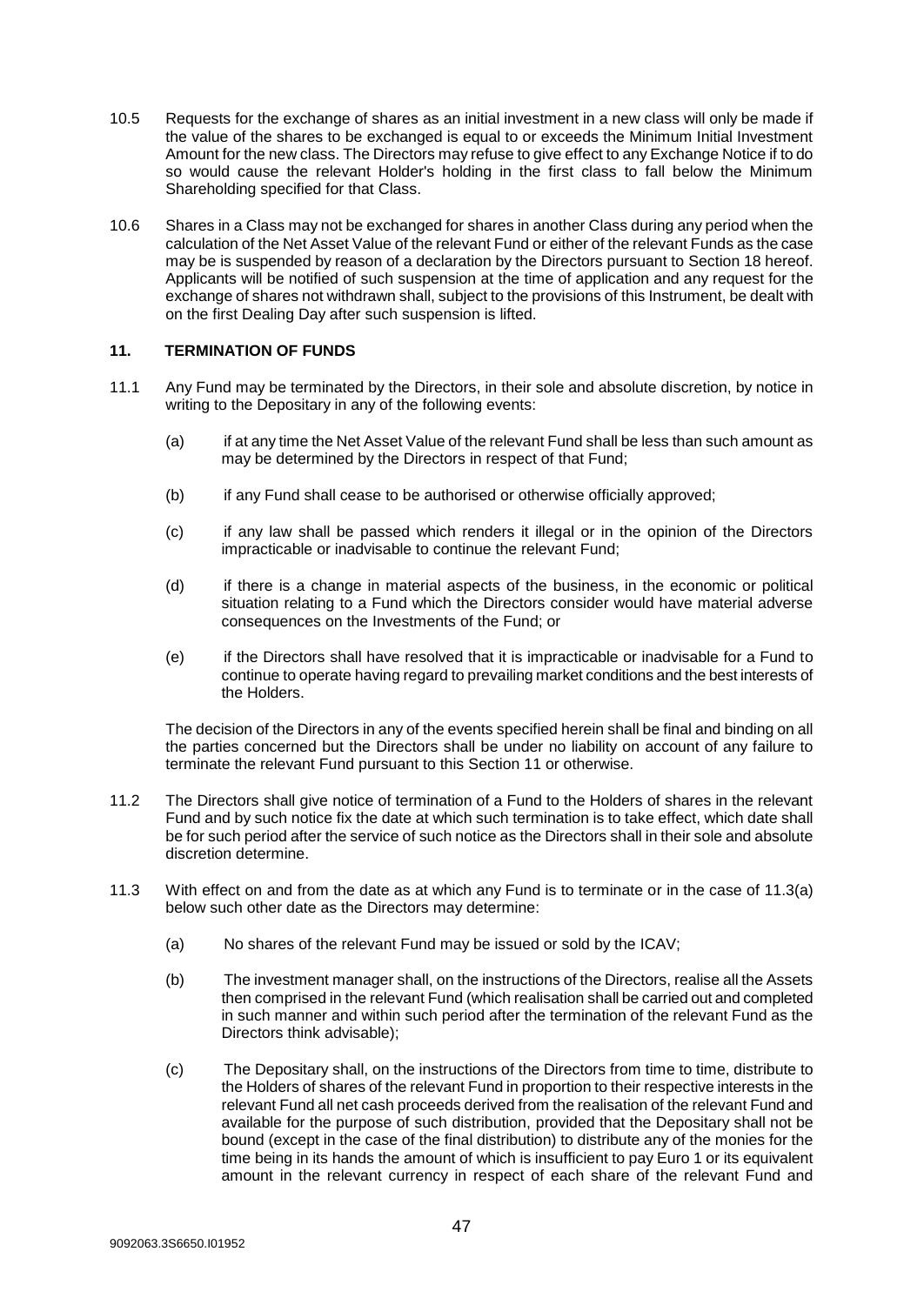10.5 Requests for the exchange of shares as an initial investment in a new class will only be made if the value of the shares to be exchanged is equal to or exceeds the Minimum Initial Investment Amount for the new class. The Directors may refuse to give effect to any Exchange Notice if to do so would cause the relevant Holder's holding in the first class to fall below the Minimum Shareholding specified for that Class.

10.6 Shares in a Class may not be exchanged for shares in another Class during any period when the calculation of the Net Asset Value of the relevant Fund or either of the relevant Funds as the case may be is suspended by reason of a declaration by the Directors pursuant to Section 18 hereof. Applicants will be notified of such suspension at the time of application and any request for the exchange of shares not withdrawn shall, subject to the provisions of this Instrument, be dealt with on the first Dealing Day after such suspension is lifted.

## 11. TERMINATION OF FUNDS

11.1 Any Fund may be terminated by the Directors, in their sole and absolute discretion, by notice in writing to the Depositary in any of the following events:

(a) if at any time the Net Asset Value of the relevant Fund shall be less than such amount as may be determined by the Directors in respect of that Fund;

(b) if any Fund shall cease to be authorised or otherwise officially approved;

(c) if any law shall be passed which renders it illegal or in the opinion of the Directors impracticable or inadvisable to continue the relevant Fund;

(d) if there is a change in material aspects of the business, in the economic or political situation relating to a Fund which the Directors consider would have material adverse consequences on the Investments of the Fund; or

(e) if the Directors shall have resolved that it is impracticable or inadvisable for a Fund to continue to operate having regard to prevailing market conditions and the best interests of the Holders.

The decision of the Directors in any of the events specified herein shall be final and binding on all the parties concerned but the Directors shall be under no liability on account of any failure to terminate the relevant Fund pursuant to this Section 11 or otherwise.

11.2 The Directors shall give notice of termination of a Fund to the Holders of shares in the relevant Fund and by such notice fix the date at which such termination is to take effect, which date shall be for such period after the service of such notice as the Directors shall in their sole and absolute discretion determine.

11.3 With effect on and from the date as at which any Fund is to terminate or in the case of 11.3(a) below such other date as the Directors may determine:

(a) No shares of the relevant Fund may be issued or sold by the ICAV;

(b) The investment manager shall, on the instructions of the Directors, realise all the Assets then comprised in the relevant Fund (which realisation shall be carried out and completed in such manner and within such period after the termination of the relevant Fund as the Directors think advisable);

(c) The Depositary shall, on the instructions of the Directors from time to time, distribute to the Holders of shares of the relevant Fund in proportion to their respective interests in the relevant Fund all net cash proceeds derived from the realisation of the relevant Fund and available for the purpose of such distribution, provided that the Depositary shall not be bound (except in the case of the final distribution) to distribute any of the monies for the time being in its hands the amount of which is insufficient to pay Euro 1 or its equivalent amount in the relevant currency in respect of each share of the relevant Fund and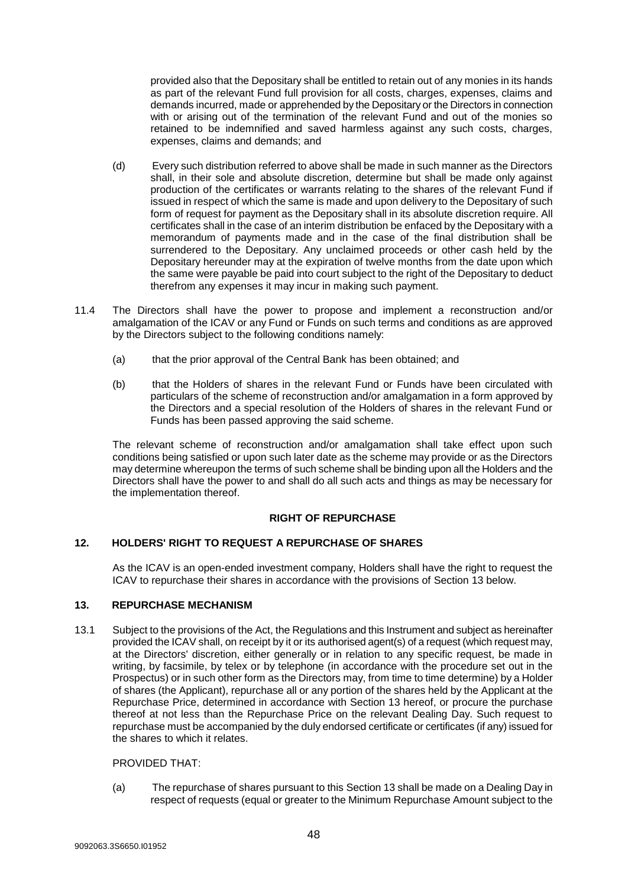provided also that the Depositary shall be entitled to retain out of any monies in its hands as part of the relevant Fund full provision for all costs, charges, expenses, claims and demands incurred, made or apprehended by the Depositary or the Directors in connection with or arising out of the termination of the relevant Fund and out of the monies so retained to be indemnified and saved harmless against any such costs, charges, expenses, claims and demands; and

(d) Every such distribution referred to above shall be made in such manner as the Directors shall, in their sole and absolute discretion, determine but shall be made only against production of the certificates or warrants relating to the shares of the relevant Fund if issued in respect of which the same is made and upon delivery to the Depositary of such form of request for payment as the Depositary shall in its absolute discretion require. All certificates shall in the case of an interim distribution be enfaced by the Depositary with a memorandum of payments made and in the case of the final distribution shall be surrendered to the Depositary. Any unclaimed proceeds or other cash held by the Depositary hereunder may at the expiration of twelve months from the date upon which the same were payable be paid into court subject to the right of the Depositary to deduct therefrom any expenses it may incur in making such payment.

11.4 The Directors shall have the power to propose and implement a reconstruction and/or amalgamation of the ICAV or any Fund or Funds on such terms and conditions as are approved by the Directors subject to the following conditions namely:

(a) that the prior approval of the Central Bank has been obtained; and

(b) that the Holders of shares in the relevant Fund or Funds have been circulated with particulars of the scheme of reconstruction and/or amalgamation in a form approved by the Directors and a special resolution of the Holders of shares in the relevant Fund or Funds has been passed approving the said scheme.

The relevant scheme of reconstruction and/or amalgamation shall take effect upon such conditions being satisfied or upon such later date as the scheme may provide or as the Directors may determine whereupon the terms of such scheme shall be binding upon all the Holders and the Directors shall have the power to and shall do all such acts and things as may be necessary for the implementation thereof.

## RIGHT OF REPURCHASE

## 12. HOLDERS' RIGHT TO REQUEST A REPURCHASE OF SHARES

As the ICAV is an open-ended investment company, Holders shall have the right to request the ICAV to repurchase their shares in accordance with the provisions of Section 13 below.

## 13. REPURCHASE MECHANISM

13.1 Subject to the provisions of the Act, the Regulations and this Instrument and subject as hereinafter provided the ICAV shall, on receipt by it or its authorised agent(s) of a request (which request may, at the Directors' discretion, either generally or in relation to any specific request, be made in writing, by facsimile, by telex or by telephone (in accordance with the procedure set out in the Prospectus) or in such other form as the Directors may, from time to time determine) by a Holder of shares (the Applicant), repurchase all or any portion of the shares held by the Applicant at the Repurchase Price, determined in accordance with Section 13 hereof, or procure the purchase thereof at not less than the Repurchase Price on the relevant Dealing Day. Such request to repurchase must be accompanied by the duly endorsed certificate or certificates (if any) issued for the shares to which it relates.

PROVIDED THAT:

(a) The repurchase of shares pursuant to this Section 13 shall be made on a Dealing Day in respect of requests (equal or greater to the Minimum Repurchase Amount subject to the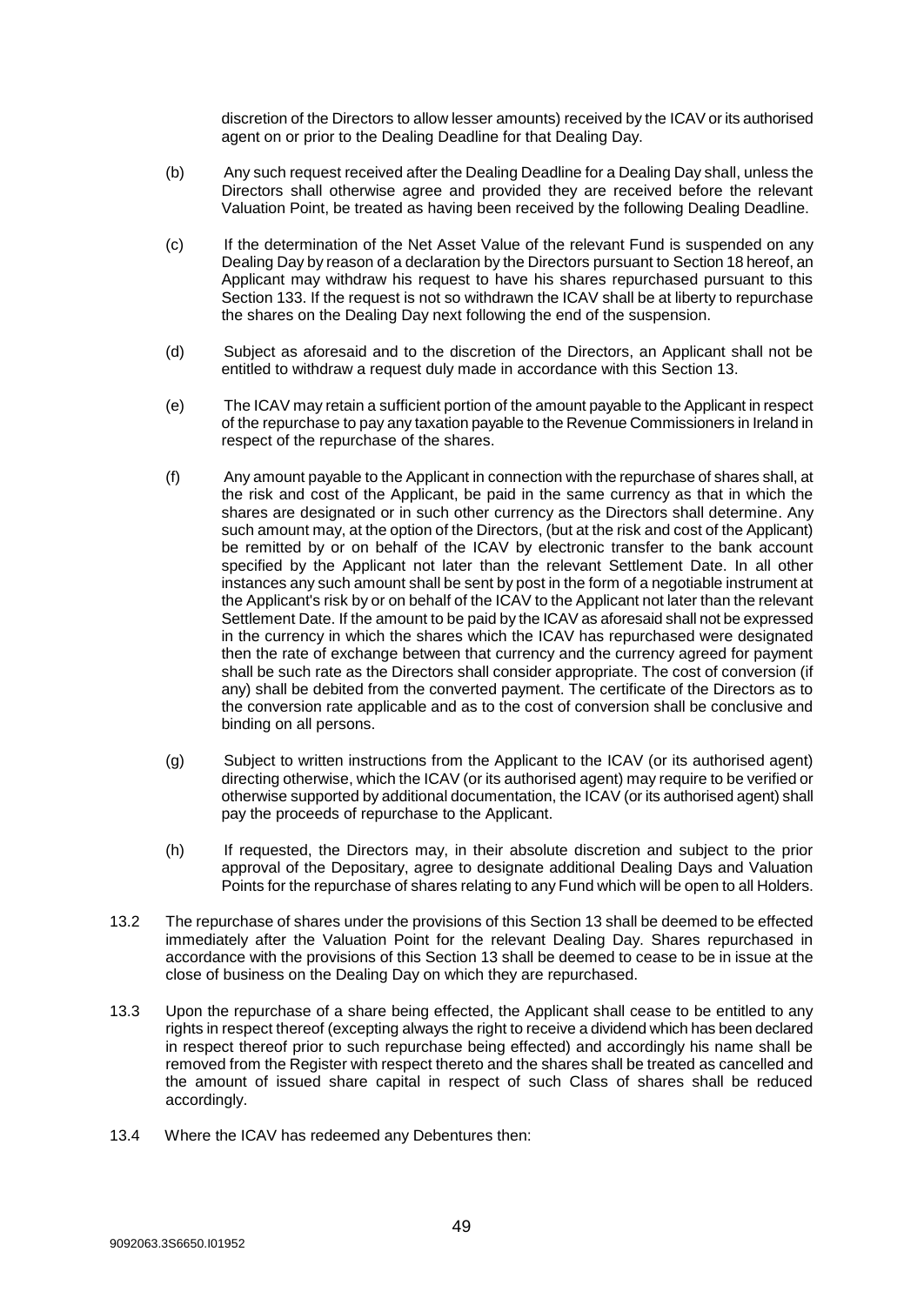discretion of the Directors to allow lesser amounts) received by the ICAV or its authorised agent on or prior to the Dealing Deadline for that Dealing Day.

(b) Any such request received after the Dealing Deadline for a Dealing Day shall, unless the Directors shall otherwise agree and provided they are received before the relevant Valuation Point, be treated as having been received by the following Dealing Deadline.

(c) If the determination of the Net Asset Value of the relevant Fund is suspended on any Dealing Day by reason of a declaration by the Directors pursuant to Section 18 hereof, an Applicant may withdraw his request to have his shares repurchased pursuant to this Section 133. If the request is not so withdrawn the ICAV shall be at liberty to repurchase the shares on the Dealing Day next following the end of the suspension.

(d) Subject as aforesaid and to the discretion of the Directors, an Applicant shall not be entitled to withdraw a request duly made in accordance with this Section 13.

(e) The ICAV may retain a sufficient portion of the amount payable to the Applicant in respect of the repurchase to pay any taxation payable to the Revenue Commissioners in Ireland in respect of the repurchase of the shares.

(f) Any amount payable to the Applicant in connection with the repurchase of shares shall, at the risk and cost of the Applicant, be paid in the same currency as that in which the shares are designated or in such other currency as the Directors shall determine. Any such amount may, at the option of the Directors, (but at the risk and cost of the Applicant) be remitted by or on behalf of the ICAV by electronic transfer to the bank account specified by the Applicant not later than the relevant Settlement Date. In all other instances any such amount shall be sent by post in the form of a negotiable instrument at the Applicant's risk by or on behalf of the ICAV to the Applicant not later than the relevant Settlement Date. If the amount to be paid by the ICAV as aforesaid shall not be expressed in the currency in which the shares which the ICAV has repurchased were designated then the rate of exchange between that currency and the currency agreed for payment shall be such rate as the Directors shall consider appropriate. The cost of conversion (if any) shall be debited from the converted payment. The certificate of the Directors as to the conversion rate applicable and as to the cost of conversion shall be conclusive and binding on all persons.

(g) Subject to written instructions from the Applicant to the ICAV (or its authorised agent) directing otherwise, which the ICAV (or its authorised agent) may require to be verified or otherwise supported by additional documentation, the ICAV (or its authorised agent) shall pay the proceeds of repurchase to the Applicant.

(h) If requested, the Directors may, in their absolute discretion and subject to the prior approval of the Depositary, agree to designate additional Dealing Days and Valuation Points for the repurchase of shares relating to any Fund which will be open to all Holders.

13.2 The repurchase of shares under the provisions of this Section 13 shall be deemed to be effected immediately after the Valuation Point for the relevant Dealing Day. Shares repurchased in accordance with the provisions of this Section 13 shall be deemed to cease to be in issue at the close of business on the Dealing Day on which they are repurchased.

13.3 Upon the repurchase of a share being effected, the Applicant shall cease to be entitled to any rights in respect thereof (excepting always the right to receive a dividend which has been declared in respect thereof prior to such repurchase being effected) and accordingly his name shall be removed from the Register with respect thereto and the shares shall be treated as cancelled and the amount of issued share capital in respect of such Class of shares shall be reduced accordingly.

13.4 Where the ICAV has redeemed any Debentures then: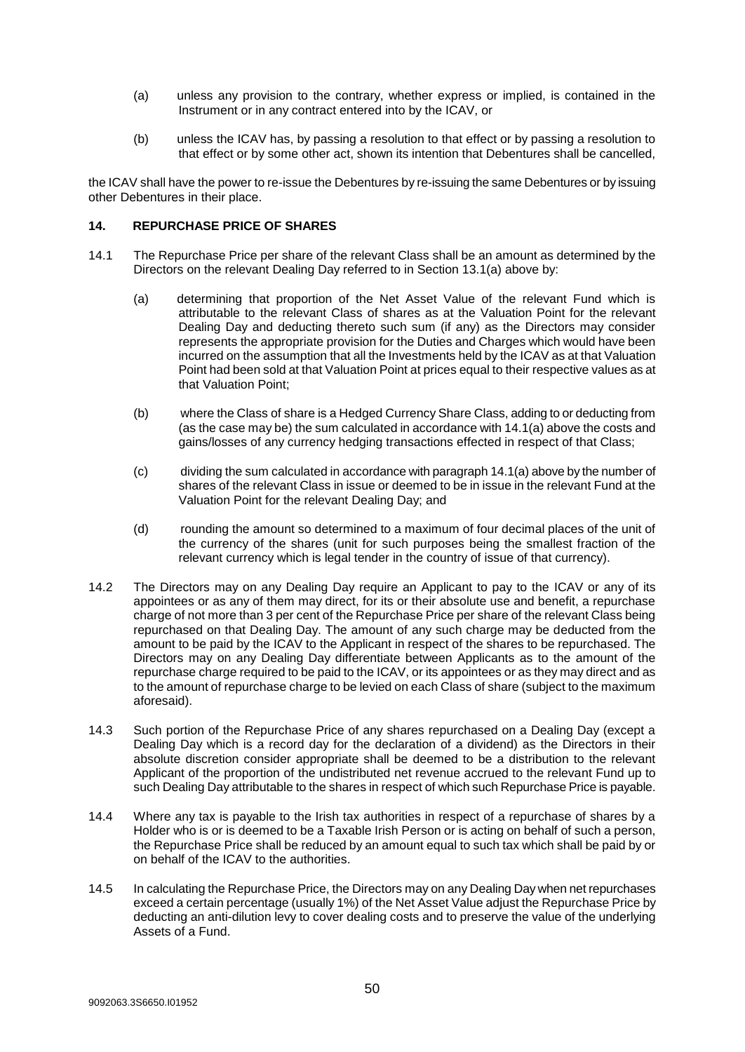(a) unless any provision to the contrary, whether express or implied, is contained in the Instrument or in any contract entered into by the ICAV, or

(b) unless the ICAV has, by passing a resolution to that effect or by passing a resolution to that effect or by some other act, shown its intention that Debentures shall be cancelled,

the ICAV shall have the power to re-issue the Debentures by re-issuing the same Debentures or by issuing other Debentures in their place.

## 14. REPURCHASE PRICE OF SHARES

14.1 The Repurchase Price per share of the relevant Class shall be an amount as determined by the Directors on the relevant Dealing Day referred to in Section 13.1(a) above by:

(a) determining that proportion of the Net Asset Value of the relevant Fund which is attributable to the relevant Class of shares as at the Valuation Point for the relevant Dealing Day and deducting thereto such sum (if any) as the Directors may consider represents the appropriate provision for the Duties and Charges which would have been incurred on the assumption that all the Investments held by the ICAV as at that Valuation Point had been sold at that Valuation Point at prices equal to their respective values as at that Valuation Point;

(b) where the Class of share is a Hedged Currency Share Class, adding to or deducting from (as the case may be) the sum calculated in accordance with 14.1(a) above the costs and gains/losses of any currency hedging transactions effected in respect of that Class;

(c) dividing the sum calculated in accordance with paragraph 14.1(a) above by the number of shares of the relevant Class in issue or deemed to be in issue in the relevant Fund at the Valuation Point for the relevant Dealing Day; and

(d) rounding the amount so determined to a maximum of four decimal places of the unit of the currency of the shares (unit for such purposes being the smallest fraction of the relevant currency which is legal tender in the country of issue of that currency).

14.2 The Directors may on any Dealing Day require an Applicant to pay to the ICAV or any of its appointees or as any of them may direct, for its or their absolute use and benefit, a repurchase charge of not more than 3 per cent of the Repurchase Price per share of the relevant Class being repurchased on that Dealing Day. The amount of any such charge may be deducted from the amount to be paid by the ICAV to the Applicant in respect of the shares to be repurchased. The Directors may on any Dealing Day differentiate between Applicants as to the amount of the repurchase charge required to be paid to the ICAV, or its appointees or as they may direct and as to the amount of repurchase charge to be levied on each Class of share (subject to the maximum aforesaid).

14.3 Such portion of the Repurchase Price of any shares repurchased on a Dealing Day (except a Dealing Day which is a record day for the declaration of a dividend) as the Directors in their absolute discretion consider appropriate shall be deemed to be a distribution to the relevant Applicant of the proportion of the undistributed net revenue accrued to the relevant Fund up to such Dealing Day attributable to the shares in respect of which such Repurchase Price is payable.

14.4 Where any tax is payable to the Irish tax authorities in respect of a repurchase of shares by a Holder who is or is deemed to be a Taxable Irish Person or is acting on behalf of such a person, the Repurchase Price shall be reduced by an amount equal to such tax which shall be paid by or on behalf of the ICAV to the authorities.

14.5 In calculating the Repurchase Price, the Directors may on any Dealing Day when net repurchases exceed a certain percentage (usually 1%) of the Net Asset Value adjust the Repurchase Price by deducting an anti-dilution levy to cover dealing costs and to preserve the value of the underlying Assets of a Fund.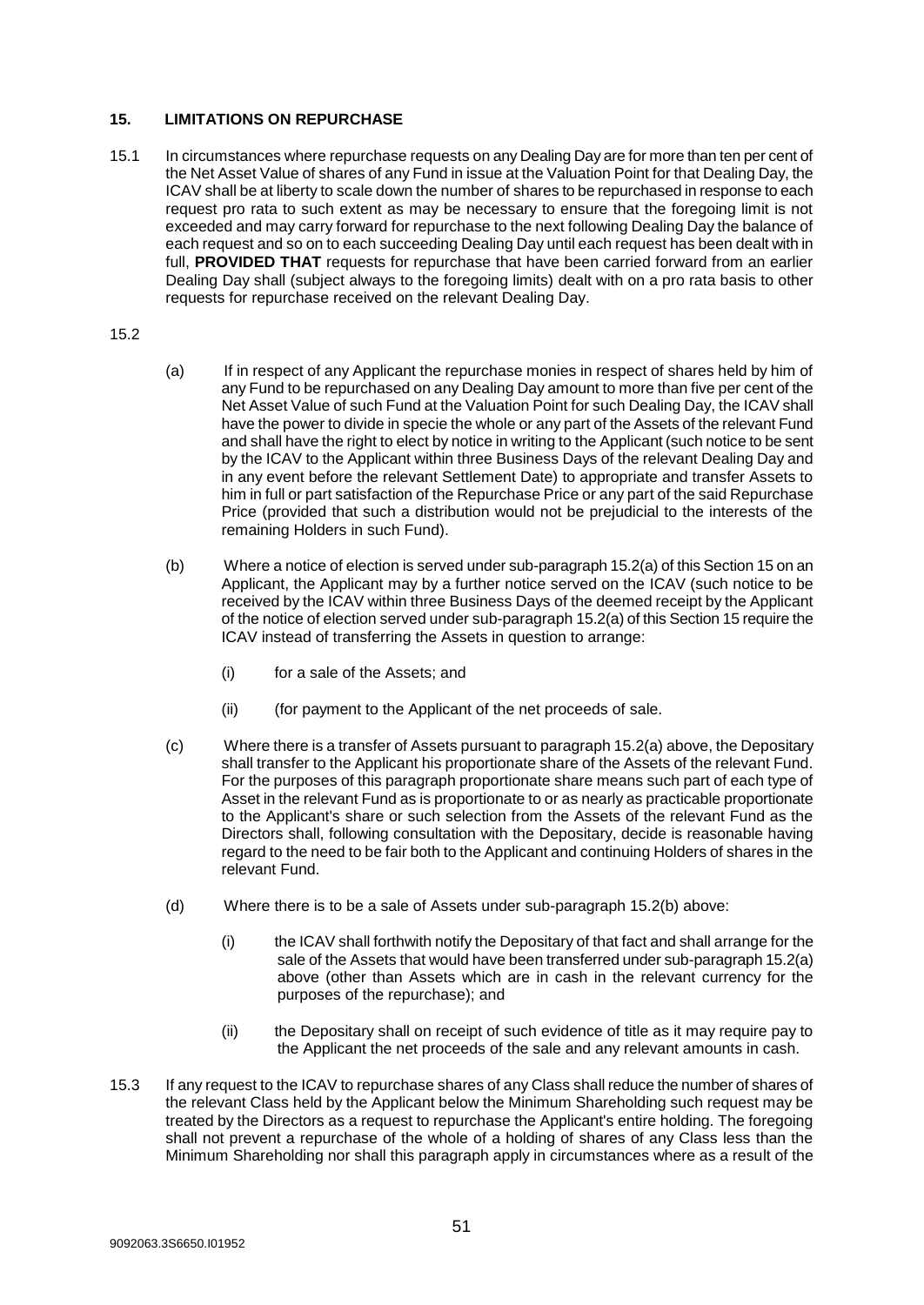## 15. LIMITATIONS ON REPURCHASE

15.1 In circumstances where repurchase requests on any Dealing Day are for more than ten per cent of the Net Asset Value of shares of any Fund in issue at the Valuation Point for that Dealing Day, the ICAV shall be at liberty to scale down the number of shares to be repurchased in response to each request pro rata to such extent as may be necessary to ensure that the foregoing limit is not exceeded and may carry forward for repurchase to the next following Dealing Day the balance of each request and so on to each succeeding Dealing Day until each request has been dealt with in full, **PROVIDED THAT** requests for repurchase that have been carried forward from an earlier Dealing Day shall (subject always to the foregoing limits) dealt with on a pro rata basis to other requests for repurchase received on the relevant Dealing Day.

15.2

(a) If in respect of any Applicant the repurchase monies in respect of shares held by him of any Fund to be repurchased on any Dealing Day amount to more than five per cent of the Net Asset Value of such Fund at the Valuation Point for such Dealing Day, the ICAV shall have the power to divide in specie the whole or any part of the Assets of the relevant Fund and shall have the right to elect by notice in writing to the Applicant (such notice to be sent by the ICAV to the Applicant within three Business Days of the relevant Dealing Day and in any event before the relevant Settlement Date) to appropriate and transfer Assets to him in full or part satisfaction of the Repurchase Price or any part of the said Repurchase Price (provided that such a distribution would not be prejudicial to the interests of the remaining Holders in such Fund).

(b) Where a notice of election is served under sub-paragraph 15.2(a) of this Section 15 on an Applicant, the Applicant may by a further notice served on the ICAV (such notice to be received by the ICAV within three Business Days of the deemed receipt by the Applicant of the notice of election served under sub-paragraph 15.2(a) of this Section 15 require the ICAV instead of transferring the Assets in question to arrange:

(i) for a sale of the Assets; and

(ii) (for payment to the Applicant of the net proceeds of sale.

(c) Where there is a transfer of Assets pursuant to paragraph 15.2(a) above, the Depositary shall transfer to the Applicant his proportionate share of the Assets of the relevant Fund. For the purposes of this paragraph proportionate share means such part of each type of Asset in the relevant Fund as is proportionate to or as nearly as practicable proportionate to the Applicant's share or such selection from the Assets of the relevant Fund as the Directors shall, following consultation with the Depositary, decide is reasonable having regard to the need to be fair both to the Applicant and continuing Holders of shares in the relevant Fund.

(d) Where there is to be a sale of Assets under sub-paragraph 15.2(b) above:

(i) the ICAV shall forthwith notify the Depositary of that fact and shall arrange for the sale of the Assets that would have been transferred under sub-paragraph 15.2(a) above (other than Assets which are in cash in the relevant currency for the purposes of the repurchase); and

(ii) the Depositary shall on receipt of such evidence of title as it may require pay to the Applicant the net proceeds of the sale and any relevant amounts in cash.

15.3 If any request to the ICAV to repurchase shares of any Class shall reduce the number of shares of the relevant Class held by the Applicant below the Minimum Shareholding such request may be treated by the Directors as a request to repurchase the Applicant's entire holding. The foregoing shall not prevent a repurchase of the whole of a holding of shares of any Class less than the Minimum Shareholding nor shall this paragraph apply in circumstances where as a result of the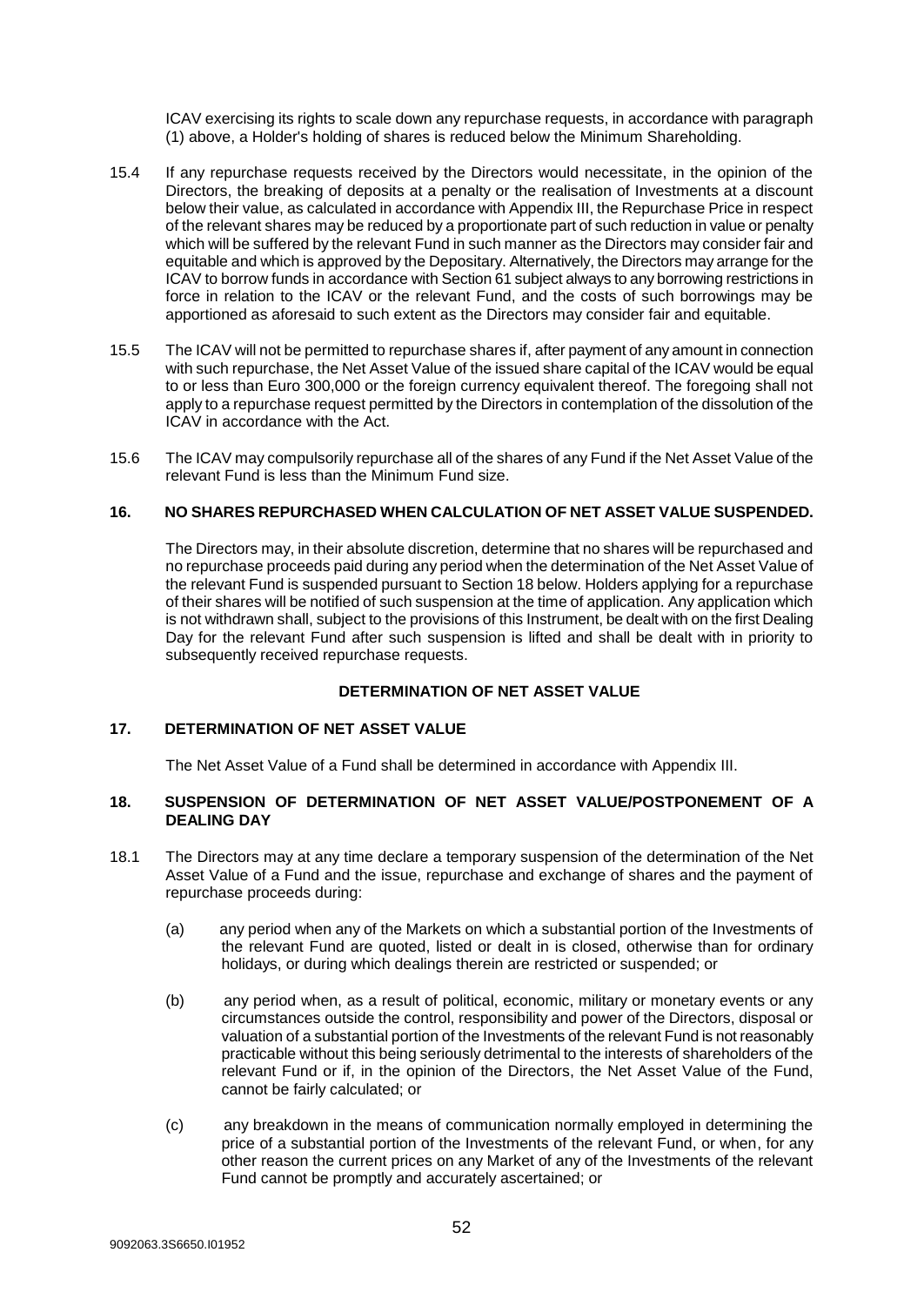ICAV exercising its rights to scale down any repurchase requests, in accordance with paragraph (1) above, a Holder's holding of shares is reduced below the Minimum Shareholding.

15.4 If any repurchase requests received by the Directors would necessitate, in the opinion of the Directors, the breaking of deposits at a penalty or the realisation of Investments at a discount below their value, as calculated in accordance with Appendix III, the Repurchase Price in respect of the relevant shares may be reduced by a proportionate part of such reduction in value or penalty which will be suffered by the relevant Fund in such manner as the Directors may consider fair and equitable and which is approved by the Depositary. Alternatively, the Directors may arrange for the ICAV to borrow funds in accordance with Section 61 subject always to any borrowing restrictions in force in relation to the ICAV or the relevant Fund, and the costs of such borrowings may be apportioned as aforesaid to such extent as the Directors may consider fair and equitable.

15.5 The ICAV will not be permitted to repurchase shares if, after payment of any amount in connection with such repurchase, the Net Asset Value of the issued share capital of the ICAV would be equal to or less than Euro 300,000 or the foreign currency equivalent thereof. The foregoing shall not apply to a repurchase request permitted by the Directors in contemplation of the dissolution of the ICAV in accordance with the Act.

15.6 The ICAV may compulsorily repurchase all of the shares of any Fund if the Net Asset Value of the relevant Fund is less than the Minimum Fund size.

## 16. NO SHARES REPURCHASED WHEN CALCULATION OF NET ASSET VALUE SUSPENDED.

The Directors may, in their absolute discretion, determine that no shares will be repurchased and no repurchase proceeds paid during any period when the determination of the Net Asset Value of the relevant Fund is suspended pursuant to Section 18 below. Holders applying for a repurchase of their shares will be notified of such suspension at the time of application. Any application which is not withdrawn shall, subject to the provisions of this Instrument, be dealt with on the first Dealing Day for the relevant Fund after such suspension is lifted and shall be dealt with in priority to subsequently received repurchase requests.

## DETERMINATION OF NET ASSET VALUE

## 17. DETERMINATION OF NET ASSET VALUE

The Net Asset Value of a Fund shall be determined in accordance with Appendix III.

## 18. SUSPENSION OF DETERMINATION OF NET ASSET VALUE/POSTPONEMENT OF A DEALING DAY

18.1 The Directors may at any time declare a temporary suspension of the determination of the Net Asset Value of a Fund and the issue, repurchase and exchange of shares and the payment of repurchase proceeds during:

(a) any period when any of the Markets on which a substantial portion of the Investments of the relevant Fund are quoted, listed or dealt in is closed, otherwise than for ordinary holidays, or during which dealings therein are restricted or suspended; or

(b) any period when, as a result of political, economic, military or monetary events or any circumstances outside the control, responsibility and power of the Directors, disposal or valuation of a substantial portion of the Investments of the relevant Fund is not reasonably practicable without this being seriously detrimental to the interests of shareholders of the relevant Fund or if, in the opinion of the Directors, the Net Asset Value of the Fund, cannot be fairly calculated; or

(c) any breakdown in the means of communication normally employed in determining the price of a substantial portion of the Investments of the relevant Fund, or when, for any other reason the current prices on any Market of any of the Investments of the relevant Fund cannot be promptly and accurately ascertained; or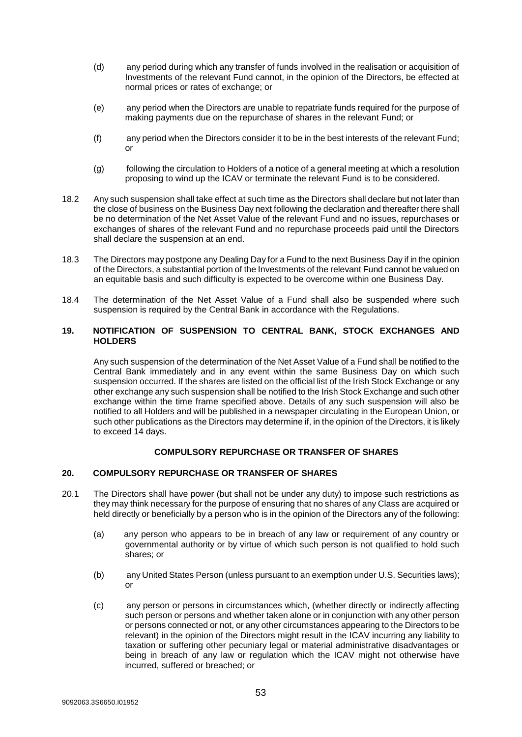(d) any period during which any transfer of funds involved in the realisation or acquisition of Investments of the relevant Fund cannot, in the opinion of the Directors, be effected at normal prices or rates of exchange; or

(e) any period when the Directors are unable to repatriate funds required for the purpose of making payments due on the repurchase of shares in the relevant Fund; or

(f) any period when the Directors consider it to be in the best interests of the relevant Fund; or

(g) following the circulation to Holders of a notice of a general meeting at which a resolution proposing to wind up the ICAV or terminate the relevant Fund is to be considered.

18.2 Any such suspension shall take effect at such time as the Directors shall declare but not later than the close of business on the Business Day next following the declaration and thereafter there shall be no determination of the Net Asset Value of the relevant Fund and no issues, repurchases or exchanges of shares of the relevant Fund and no repurchase proceeds paid until the Directors shall declare the suspension at an end.

18.3 The Directors may postpone any Dealing Day for a Fund to the next Business Day if in the opinion of the Directors, a substantial portion of the Investments of the relevant Fund cannot be valued on an equitable basis and such difficulty is expected to be overcome within one Business Day.

18.4 The determination of the Net Asset Value of a Fund shall also be suspended where such suspension is required by the Central Bank in accordance with the Regulations.

## 19. NOTIFICATION OF SUSPENSION TO CENTRAL BANK, STOCK EXCHANGES AND HOLDERS

Any such suspension of the determination of the Net Asset Value of a Fund shall be notified to the Central Bank immediately and in any event within the same Business Day on which such suspension occurred. If the shares are listed on the official list of the Irish Stock Exchange or any other exchange any such suspension shall be notified to the Irish Stock Exchange and such other exchange within the time frame specified above. Details of any such suspension will also be notified to all Holders and will be published in a newspaper circulating in the European Union, or such other publications as the Directors may determine if, in the opinion of the Directors, it is likely to exceed 14 days.

## COMPULSORY REPURCHASE OR TRANSFER OF SHARES

## 20. COMPULSORY REPURCHASE OR TRANSFER OF SHARES

20.1 The Directors shall have power (but shall not be under any duty) to impose such restrictions as they may think necessary for the purpose of ensuring that no shares of any Class are acquired or held directly or beneficially by a person who is in the opinion of the Directors any of the following:

(a) any person who appears to be in breach of any law or requirement of any country or governmental authority or by virtue of which such person is not qualified to hold such shares; or

(b) any United States Person (unless pursuant to an exemption under U.S. Securities laws); or

(c) any person or persons in circumstances which, (whether directly or indirectly affecting such person or persons and whether taken alone or in conjunction with any other person or persons connected or not, or any other circumstances appearing to the Directors to be relevant) in the opinion of the Directors might result in the ICAV incurring any liability to taxation or suffering other pecuniary legal or material administrative disadvantages or being in breach of any law or regulation which the ICAV might not otherwise have incurred, suffered or breached; or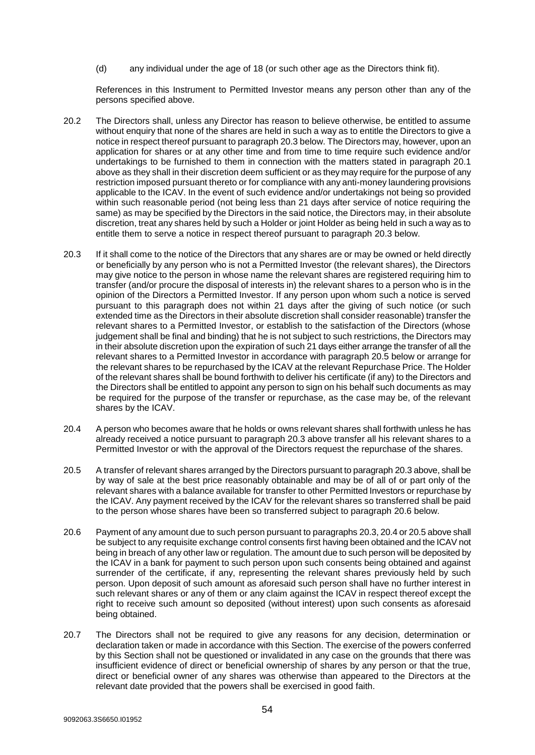(d) any individual under the age of 18 (or such other age as the Directors think fit).

References in this Instrument to Permitted Investor means any person other than any of the persons specified above.

20.2 The Directors shall, unless any Director has reason to believe otherwise, be entitled to assume without enquiry that none of the shares are held in such a way as to entitle the Directors to give a notice in respect thereof pursuant to paragraph 20.3 below. The Directors may, however, upon an application for shares or at any other time and from time to time require such evidence and/or undertakings to be furnished to them in connection with the matters stated in paragraph 20.1 above as they shall in their discretion deem sufficient or as they may require for the purpose of any restriction imposed pursuant thereto or for compliance with any anti-money laundering provisions applicable to the ICAV. In the event of such evidence and/or undertakings not being so provided within such reasonable period (not being less than 21 days after service of notice requiring the same) as may be specified by the Directors in the said notice, the Directors may, in their absolute discretion, treat any shares held by such a Holder or joint Holder as being held in such a way as to entitle them to serve a notice in respect thereof pursuant to paragraph 20.3 below.

20.3 If it shall come to the notice of the Directors that any shares are or may be owned or held directly or beneficially by any person who is not a Permitted Investor (the relevant shares), the Directors may give notice to the person in whose name the relevant shares are registered requiring him to transfer (and/or procure the disposal of interests in) the relevant shares to a person who is in the opinion of the Directors a Permitted Investor. If any person upon whom such a notice is served pursuant to this paragraph does not within 21 days after the giving of such notice (or such extended time as the Directors in their absolute discretion shall consider reasonable) transfer the relevant shares to a Permitted Investor, or establish to the satisfaction of the Directors (whose judgement shall be final and binding) that he is not subject to such restrictions, the Directors may in their absolute discretion upon the expiration of such 21 days either arrange the transfer of all the relevant shares to a Permitted Investor in accordance with paragraph 20.5 below or arrange for the relevant shares to be repurchased by the ICAV at the relevant Repurchase Price. The Holder of the relevant shares shall be bound forthwith to deliver his certificate (if any) to the Directors and the Directors shall be entitled to appoint any person to sign on his behalf such documents as may be required for the purpose of the transfer or repurchase, as the case may be, of the relevant shares by the ICAV.

20.4 A person who becomes aware that he holds or owns relevant shares shall forthwith unless he has already received a notice pursuant to paragraph 20.3 above transfer all his relevant shares to a Permitted Investor or with the approval of the Directors request the repurchase of the shares.

20.5 A transfer of relevant shares arranged by the Directors pursuant to paragraph 20.3 above, shall be by way of sale at the best price reasonably obtainable and may be of all of or part only of the relevant shares with a balance available for transfer to other Permitted Investors or repurchase by the ICAV. Any payment received by the ICAV for the relevant shares so transferred shall be paid to the person whose shares have been so transferred subject to paragraph 20.6 below.

20.6 Payment of any amount due to such person pursuant to paragraphs 20.3, 20.4 or 20.5 above shall be subject to any requisite exchange control consents first having been obtained and the ICAV not being in breach of any other law or regulation. The amount due to such person will be deposited by the ICAV in a bank for payment to such person upon such consents being obtained and against surrender of the certificate, if any, representing the relevant shares previously held by such person. Upon deposit of such amount as aforesaid such person shall have no further interest in such relevant shares or any of them or any claim against the ICAV in respect thereof except the right to receive such amount so deposited (without interest) upon such consents as aforesaid being obtained.

20.7 The Directors shall not be required to give any reasons for any decision, determination or declaration taken or made in accordance with this Section. The exercise of the powers conferred by this Section shall not be questioned or invalidated in any case on the grounds that there was insufficient evidence of direct or beneficial ownership of shares by any person or that the true, direct or beneficial owner of any shares was otherwise than appeared to the Directors at the relevant date provided that the powers shall be exercised in good faith.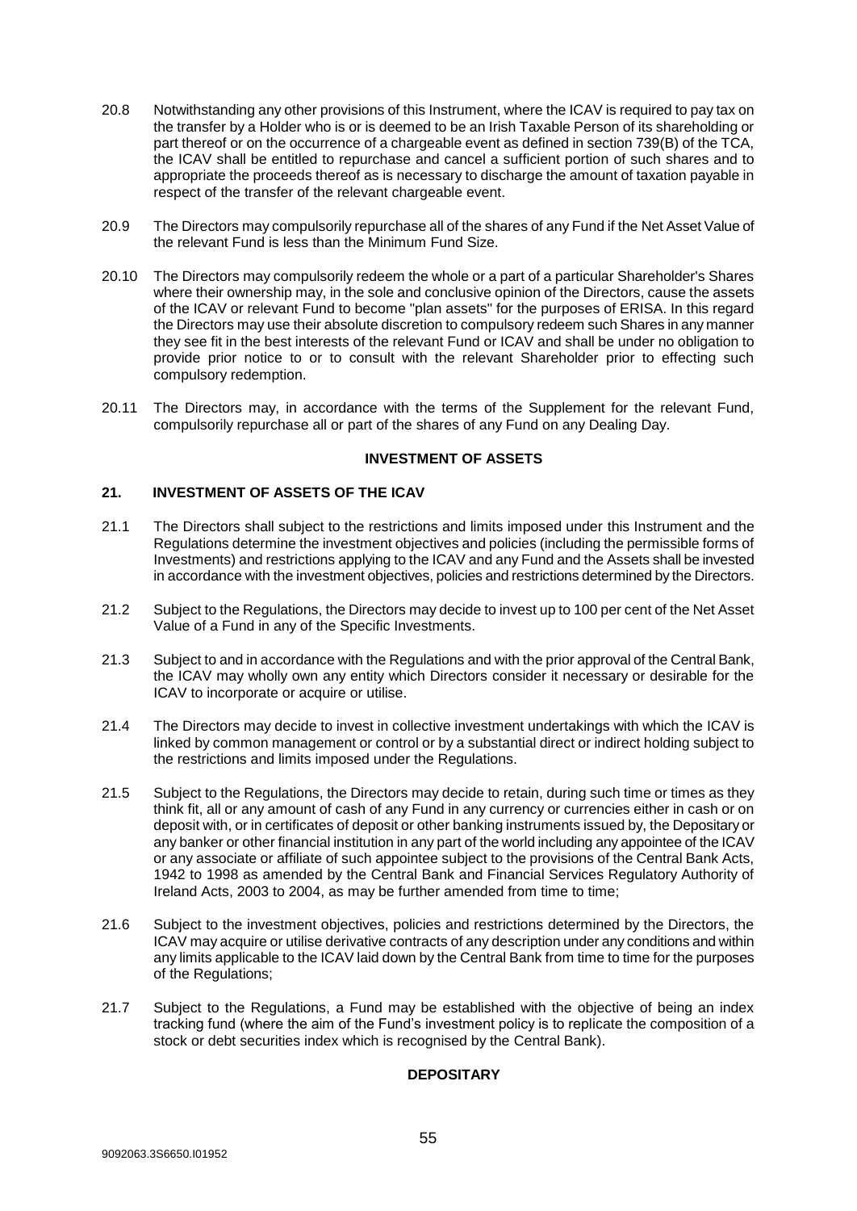20.8 Notwithstanding any other provisions of this Instrument, where the ICAV is required to pay tax on the transfer by a Holder who is or is deemed to be an Irish Taxable Person of its shareholding or part thereof or on the occurrence of a chargeable event as defined in section 739(B) of the TCA, the ICAV shall be entitled to repurchase and cancel a sufficient portion of such shares and to appropriate the proceeds thereof as is necessary to discharge the amount of taxation payable in respect of the transfer of the relevant chargeable event.

20.9 The Directors may compulsorily repurchase all of the shares of any Fund if the Net Asset Value of the relevant Fund is less than the Minimum Fund Size.

20.10 The Directors may compulsorily redeem the whole or a part of a particular Shareholder's Shares where their ownership may, in the sole and conclusive opinion of the Directors, cause the assets of the ICAV or relevant Fund to become "plan assets" for the purposes of ERISA. In this regard the Directors may use their absolute discretion to compulsory redeem such Shares in any manner they see fit in the best interests of the relevant Fund or ICAV and shall be under no obligation to provide prior notice to or to consult with the relevant Shareholder prior to effecting such compulsory redemption.

20.11 The Directors may, in accordance with the terms of the Supplement for the relevant Fund, compulsorily repurchase all or part of the shares of any Fund on any Dealing Day.

**INVESTMENT OF ASSETS**

## 21. INVESTMENT OF ASSETS OF THE ICAV

21.1 The Directors shall subject to the restrictions and limits imposed under this Instrument and the Regulations determine the investment objectives and policies (including the permissible forms of Investments) and restrictions applying to the ICAV and any Fund and the Assets shall be invested in accordance with the investment objectives, policies and restrictions determined by the Directors.

21.2 Subject to the Regulations, the Directors may decide to invest up to 100 per cent of the Net Asset Value of a Fund in any of the Specific Investments.

21.3 Subject to and in accordance with the Regulations and with the prior approval of the Central Bank, the ICAV may wholly own any entity which Directors consider it necessary or desirable for the ICAV to incorporate or acquire or utilise.

21.4 The Directors may decide to invest in collective investment undertakings with which the ICAV is linked by common management or control or by a substantial direct or indirect holding subject to the restrictions and limits imposed under the Regulations.

21.5 Subject to the Regulations, the Directors may decide to retain, during such time or times as they think fit, all or any amount of cash of any Fund in any currency or currencies either in cash or on deposit with, or in certificates of deposit or other banking instruments issued by, the Depositary or any banker or other financial institution in any part of the world including any appointee of the ICAV or any associate or affiliate of such appointee subject to the provisions of the Central Bank Acts, 1942 to 1998 as amended by the Central Bank and Financial Services Regulatory Authority of Ireland Acts, 2003 to 2004, as may be further amended from time to time;

21.6 Subject to the investment objectives, policies and restrictions determined by the Directors, the ICAV may acquire or utilise derivative contracts of any description under any conditions and within any limits applicable to the ICAV laid down by the Central Bank from time to time for the purposes of the Regulations;

21.7 Subject to the Regulations, a Fund may be established with the objective of being an index tracking fund (where the aim of the Fund's investment policy is to replicate the composition of a stock or debt securities index which is recognised by the Central Bank).

**DEPOSITARY**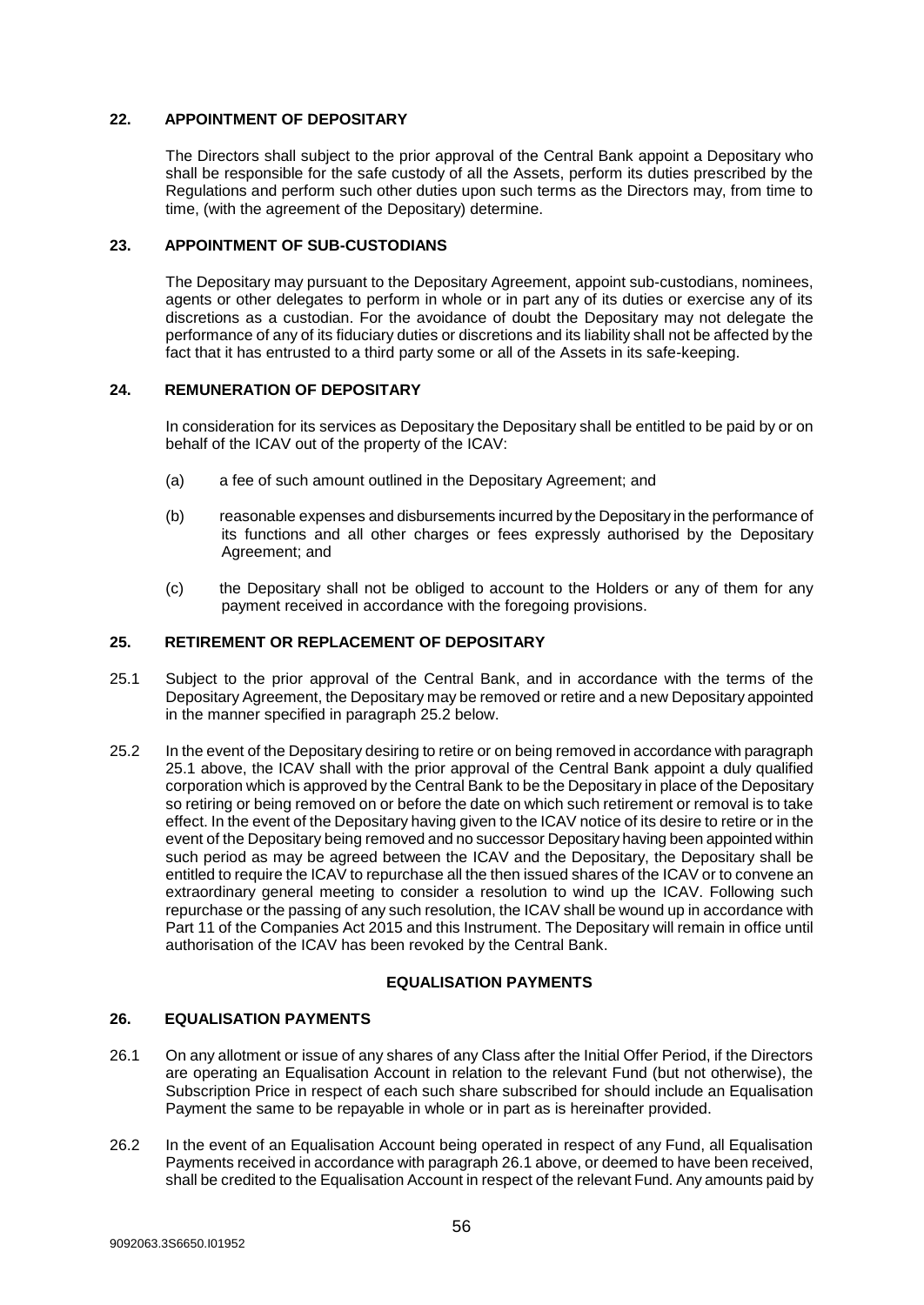## 22. APPOINTMENT OF DEPOSITARY

The Directors shall subject to the prior approval of the Central Bank appoint a Depositary who shall be responsible for the safe custody of all the Assets, perform its duties prescribed by the Regulations and perform such other duties upon such terms as the Directors may, from time to time, (with the agreement of the Depositary) determine.

## 23. APPOINTMENT OF SUB-CUSTODIANS

The Depositary may pursuant to the Depositary Agreement, appoint sub-custodians, nominees, agents or other delegates to perform in whole or in part any of its duties or exercise any of its discretions as a custodian. For the avoidance of doubt the Depositary may not delegate the performance of any of its fiduciary duties or discretions and its liability shall not be affected by the fact that it has entrusted to a third party some or all of the Assets in its safe-keeping.

## 24. REMUNERATION OF DEPOSITARY

In consideration for its services as Depositary the Depositary shall be entitled to be paid by or on behalf of the ICAV out of the property of the ICAV:

(a) a fee of such amount outlined in the Depositary Agreement; and

(b) reasonable expenses and disbursements incurred by the Depositary in the performance of its functions and all other charges or fees expressly authorised by the Depositary Agreement; and

(c) the Depositary shall not be obliged to account to the Holders or any of them for any payment received in accordance with the foregoing provisions.

## 25. RETIREMENT OR REPLACEMENT OF DEPOSITARY

25.1 Subject to the prior approval of the Central Bank, and in accordance with the terms of the Depositary Agreement, the Depositary may be removed or retire and a new Depositary appointed in the manner specified in paragraph 25.2 below.

25.2 In the event of the Depositary desiring to retire or on being removed in accordance with paragraph 25.1 above, the ICAV shall with the prior approval of the Central Bank appoint a duly qualified corporation which is approved by the Central Bank to be the Depositary in place of the Depositary so retiring or being removed on or before the date on which such retirement or removal is to take effect. In the event of the Depositary having given to the ICAV notice of its desire to retire or in the event of the Depositary being removed and no successor Depositary having been appointed within such period as may be agreed between the ICAV and the Depositary, the Depositary shall be entitled to require the ICAV to repurchase all the then issued shares of the ICAV or to convene an extraordinary general meeting to consider a resolution to wind up the ICAV. Following such repurchase or the passing of any such resolution, the ICAV shall be wound up in accordance with Part 11 of the Companies Act 2015 and this Instrument. The Depositary will remain in office until authorisation of the ICAV has been revoked by the Central Bank.

## EQUALISATION PAYMENTS

## 26. EQUALISATION PAYMENTS

26.1 On any allotment or issue of any shares of any Class after the Initial Offer Period, if the Directors are operating an Equalisation Account in relation to the relevant Fund (but not otherwise), the Subscription Price in respect of each such share subscribed for should include an Equalisation Payment the same to be repayable in whole or in part as is hereinafter provided.

26.2 In the event of an Equalisation Account being operated in respect of any Fund, all Equalisation Payments received in accordance with paragraph 26.1 above, or deemed to have been received, shall be credited to the Equalisation Account in respect of the relevant Fund. Any amounts paid by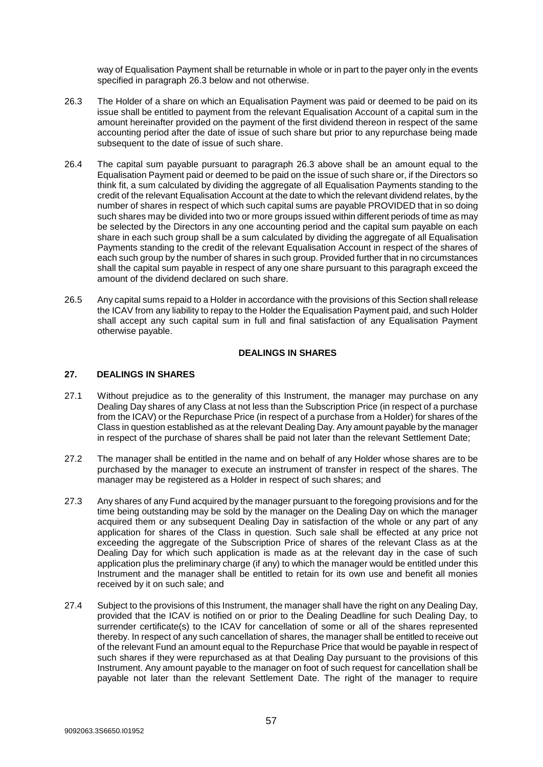way of Equalisation Payment shall be returnable in whole or in part to the payer only in the events specified in paragraph 26.3 below and not otherwise.

26.3 The Holder of a share on which an Equalisation Payment was paid or deemed to be paid on its issue shall be entitled to payment from the relevant Equalisation Account of a capital sum in the amount hereinafter provided on the payment of the first dividend thereon in respect of the same accounting period after the date of issue of such share but prior to any repurchase being made subsequent to the date of issue of such share.

26.4 The capital sum payable pursuant to paragraph 26.3 above shall be an amount equal to the Equalisation Payment paid or deemed to be paid on the issue of such share or, if the Directors so think fit, a sum calculated by dividing the aggregate of all Equalisation Payments standing to the credit of the relevant Equalisation Account at the date to which the relevant dividend relates, by the number of shares in respect of which such capital sums are payable PROVIDED that in so doing such shares may be divided into two or more groups issued within different periods of time as may be selected by the Directors in any one accounting period and the capital sum payable on each share in each such group shall be a sum calculated by dividing the aggregate of all Equalisation Payments standing to the credit of the relevant Equalisation Account in respect of the shares of each such group by the number of shares in such group. Provided further that in no circumstances shall the capital sum payable in respect of any one share pursuant to this paragraph exceed the amount of the dividend declared on such share.

26.5 Any capital sums repaid to a Holder in accordance with the provisions of this Section shall release the ICAV from any liability to repay to the Holder the Equalisation Payment paid, and such Holder shall accept any such capital sum in full and final satisfaction of any Equalisation Payment otherwise payable.

**DEALINGS IN SHARES**

## 27. DEALINGS IN SHARES

27.1 Without prejudice as to the generality of this Instrument, the manager may purchase on any Dealing Day shares of any Class at not less than the Subscription Price (in respect of a purchase from the ICAV) or the Repurchase Price (in respect of a purchase from a Holder) for shares of the Class in question established as at the relevant Dealing Day. Any amount payable by the manager in respect of the purchase of shares shall be paid not later than the relevant Settlement Date;

27.2 The manager shall be entitled in the name and on behalf of any Holder whose shares are to be purchased by the manager to execute an instrument of transfer in respect of the shares. The manager may be registered as a Holder in respect of such shares; and

27.3 Any shares of any Fund acquired by the manager pursuant to the foregoing provisions and for the time being outstanding may be sold by the manager on the Dealing Day on which the manager acquired them or any subsequent Dealing Day in satisfaction of the whole or any part of any application for shares of the Class in question. Such sale shall be effected at any price not exceeding the aggregate of the Subscription Price of shares of the relevant Class as at the Dealing Day for which such application is made as at the relevant day in the case of such application plus the preliminary charge (if any) to which the manager would be entitled under this Instrument and the manager shall be entitled to retain for its own use and benefit all monies received by it on such sale; and

27.4 Subject to the provisions of this Instrument, the manager shall have the right on any Dealing Day, provided that the ICAV is notified on or prior to the Dealing Deadline for such Dealing Day, to surrender certificate(s) to the ICAV for cancellation of some or all of the shares represented thereby. In respect of any such cancellation of shares, the manager shall be entitled to receive out of the relevant Fund an amount equal to the Repurchase Price that would be payable in respect of such shares if they were repurchased as at that Dealing Day pursuant to the provisions of this Instrument. Any amount payable to the manager on foot of such request for cancellation shall be payable not later than the relevant Settlement Date. The right of the manager to require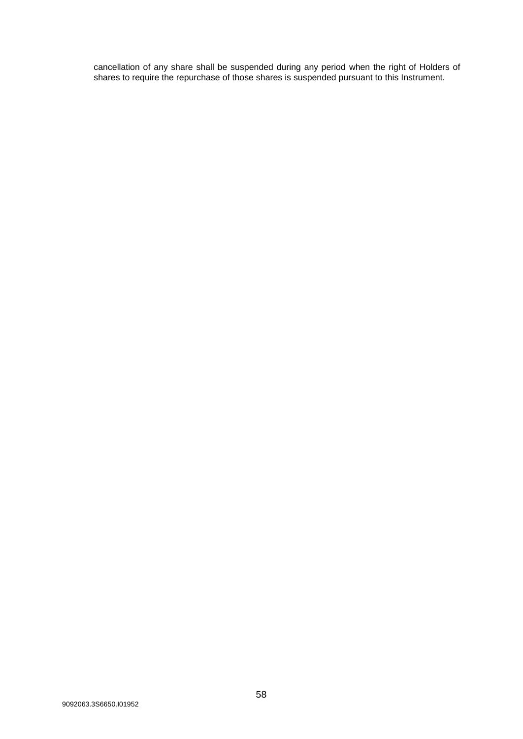cancellation of any share shall be suspended during any period when the right of Holders of shares to require the repurchase of those shares is suspended pursuant to this Instrument.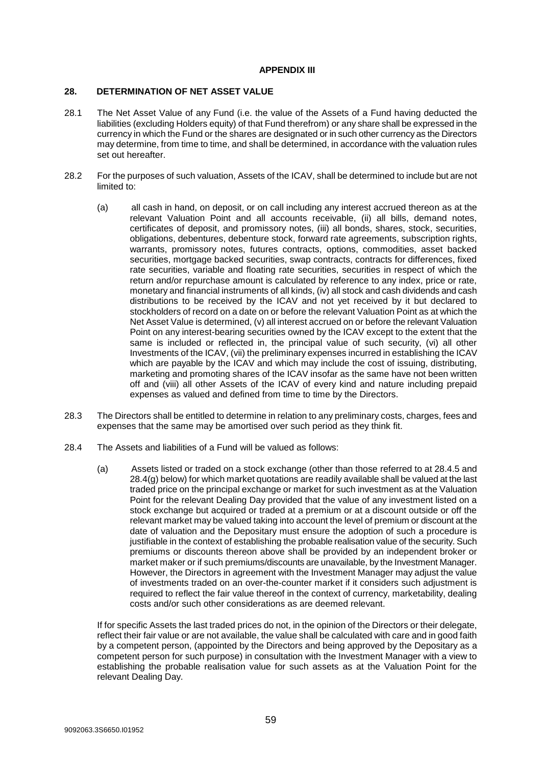**APPENDIX III**

## 28. DETERMINATION OF NET ASSET VALUE

28.1 The Net Asset Value of any Fund (i.e. the value of the Assets of a Fund having deducted the liabilities (excluding Holders equity) of that Fund therefrom) or any share shall be expressed in the currency in which the Fund or the shares are designated or in such other currency as the Directors may determine, from time to time, and shall be determined, in accordance with the valuation rules set out hereafter.

28.2 For the purposes of such valuation, Assets of the ICAV, shall be determined to include but are not limited to:

(a) all cash in hand, on deposit, or on call including any interest accrued thereon as at the relevant Valuation Point and all accounts receivable, (ii) all bills, demand notes, certificates of deposit, and promissory notes, (iii) all bonds, shares, stock, securities, obligations, debentures, debenture stock, forward rate agreements, subscription rights, warrants, promissory notes, futures contracts, options, commodities, asset backed securities, mortgage backed securities, swap contracts, contracts for differences, fixed rate securities, variable and floating rate securities, securities in respect of which the return and/or repurchase amount is calculated by reference to any index, price or rate, monetary and financial instruments of all kinds, (iv) all stock and cash dividends and cash distributions to be received by the ICAV and not yet received by it but declared to stockholders of record on a date on or before the relevant Valuation Point as at which the Net Asset Value is determined, (v) all interest accrued on or before the relevant Valuation Point on any interest-bearing securities owned by the ICAV except to the extent that the same is included or reflected in, the principal value of such security, (vi) all other Investments of the ICAV, (vii) the preliminary expenses incurred in establishing the ICAV which are payable by the ICAV and which may include the cost of issuing, distributing, marketing and promoting shares of the ICAV insofar as the same have not been written off and (viii) all other Assets of the ICAV of every kind and nature including prepaid expenses as valued and defined from time to time by the Directors.

28.3 The Directors shall be entitled to determine in relation to any preliminary costs, charges, fees and expenses that the same may be amortised over such period as they think fit.

28.4 The Assets and liabilities of a Fund will be valued as follows:

(a) Assets listed or traded on a stock exchange (other than those referred to at 28.4.5 and 28.4(g) below) for which market quotations are readily available shall be valued at the last traded price on the principal exchange or market for such investment as at the Valuation Point for the relevant Dealing Day provided that the value of any investment listed on a stock exchange but acquired or traded at a premium or at a discount outside or off the relevant market may be valued taking into account the level of premium or discount at the date of valuation and the Depositary must ensure the adoption of such a procedure is justifiable in the context of establishing the probable realisation value of the security. Such premiums or discounts thereon above shall be provided by an independent broker or market maker or if such premiums/discounts are unavailable, by the Investment Manager. However, the Directors in agreement with the Investment Manager may adjust the value of investments traded on an over-the-counter market if it considers such adjustment is required to reflect the fair value thereof in the context of currency, marketability, dealing costs and/or such other considerations as are deemed relevant.

If for specific Assets the last traded prices do not, in the opinion of the Directors or their delegate, reflect their fair value or are not available, the value shall be calculated with care and in good faith by a competent person, (appointed by the Directors and being approved by the Depositary as a competent person for such purpose) in consultation with the Investment Manager with a view to establishing the probable realisation value for such assets as at the Valuation Point for the relevant Dealing Day.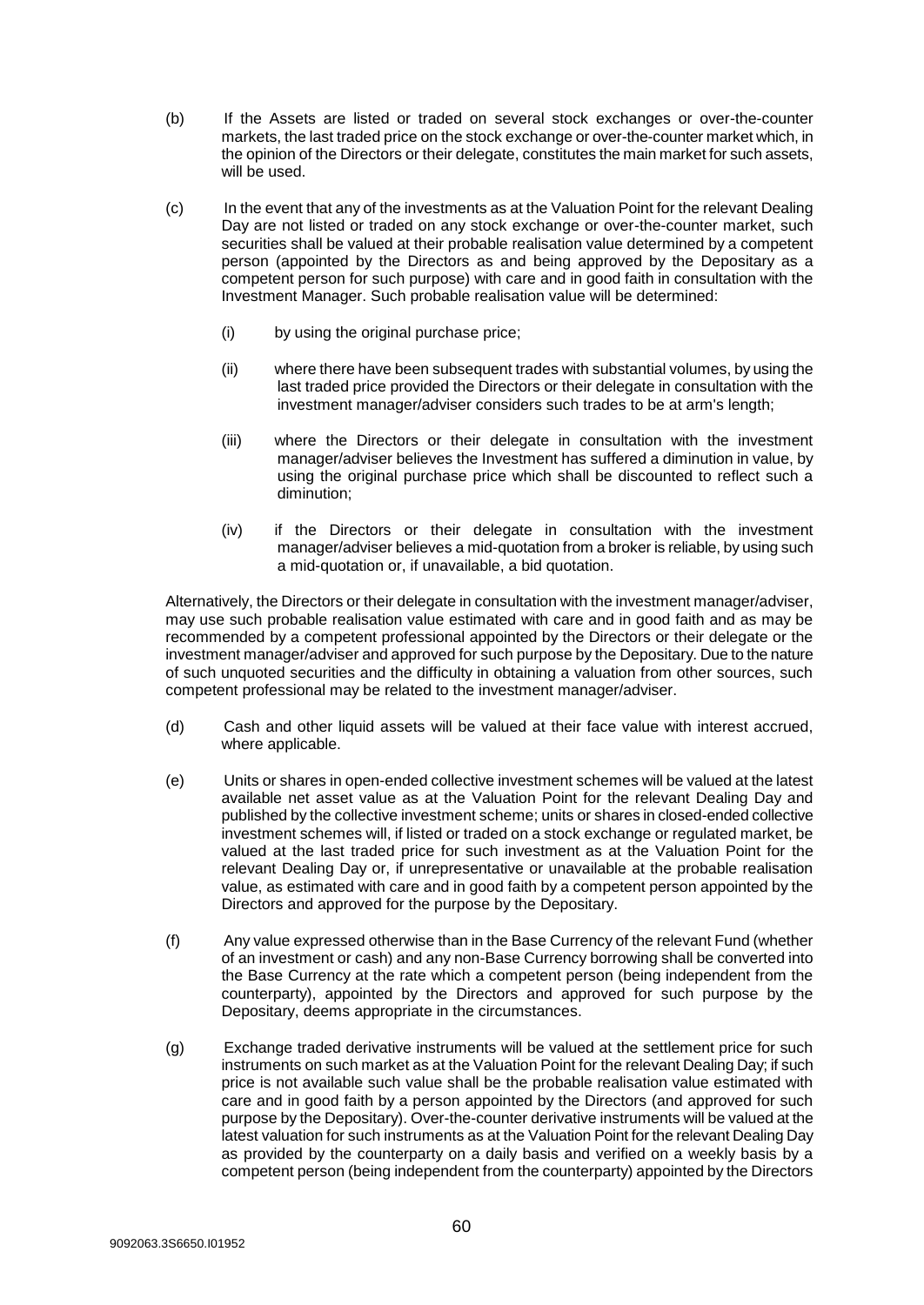(b) If the Assets are listed or traded on several stock exchanges or over-the-counter markets, the last traded price on the stock exchange or over-the-counter market which, in the opinion of the Directors or their delegate, constitutes the main market for such assets, will be used.

(c) In the event that any of the investments as at the Valuation Point for the relevant Dealing Day are not listed or traded on any stock exchange or over-the-counter market, such securities shall be valued at their probable realisation value determined by a competent person (appointed by the Directors as and being approved by the Depositary as a competent person for such purpose) with care and in good faith in consultation with the Investment Manager. Such probable realisation value will be determined:

  (i) by using the original purchase price;

  (ii) where there have been subsequent trades with substantial volumes, by using the last traded price provided the Directors or their delegate in consultation with the investment manager/adviser considers such trades to be at arm's length;

  (iii) where the Directors or their delegate in consultation with the investment manager/adviser believes the Investment has suffered a diminution in value, by using the original purchase price which shall be discounted to reflect such a diminution;

  (iv) if the Directors or their delegate in consultation with the investment manager/adviser believes a mid-quotation from a broker is reliable, by using such a mid-quotation or, if unavailable, a bid quotation.

Alternatively, the Directors or their delegate in consultation with the investment manager/adviser, may use such probable realisation value estimated with care and in good faith and as may be recommended by a competent professional appointed by the Directors or their delegate or the investment manager/adviser and approved for such purpose by the Depositary. Due to the nature of such unquoted securities and the difficulty in obtaining a valuation from other sources, such competent professional may be related to the investment manager/adviser.

(d) Cash and other liquid assets will be valued at their face value with interest accrued, where applicable.

(e) Units or shares in open-ended collective investment schemes will be valued at the latest available net asset value as at the Valuation Point for the relevant Dealing Day and published by the collective investment scheme; units or shares in closed-ended collective investment schemes will, if listed or traded on a stock exchange or regulated market, be valued at the last traded price for such investment as at the Valuation Point for the relevant Dealing Day or, if unrepresentative or unavailable at the probable realisation value, as estimated with care and in good faith by a competent person appointed by the Directors and approved for the purpose by the Depositary.

(f) Any value expressed otherwise than in the Base Currency of the relevant Fund (whether of an investment or cash) and any non-Base Currency borrowing shall be converted into the Base Currency at the rate which a competent person (being independent from the counterparty), appointed by the Directors and approved for such purpose by the Depositary, deems appropriate in the circumstances.

(g) Exchange traded derivative instruments will be valued at the settlement price for such instruments on such market as at the Valuation Point for the relevant Dealing Day; if such price is not available such value shall be the probable realisation value estimated with care and in good faith by a person appointed by the Directors (and approved for such purpose by the Depositary). Over-the-counter derivative instruments will be valued at the latest valuation for such instruments as at the Valuation Point for the relevant Dealing Day as provided by the counterparty on a daily basis and verified on a weekly basis by a competent person (being independent from the counterparty) appointed by the Directors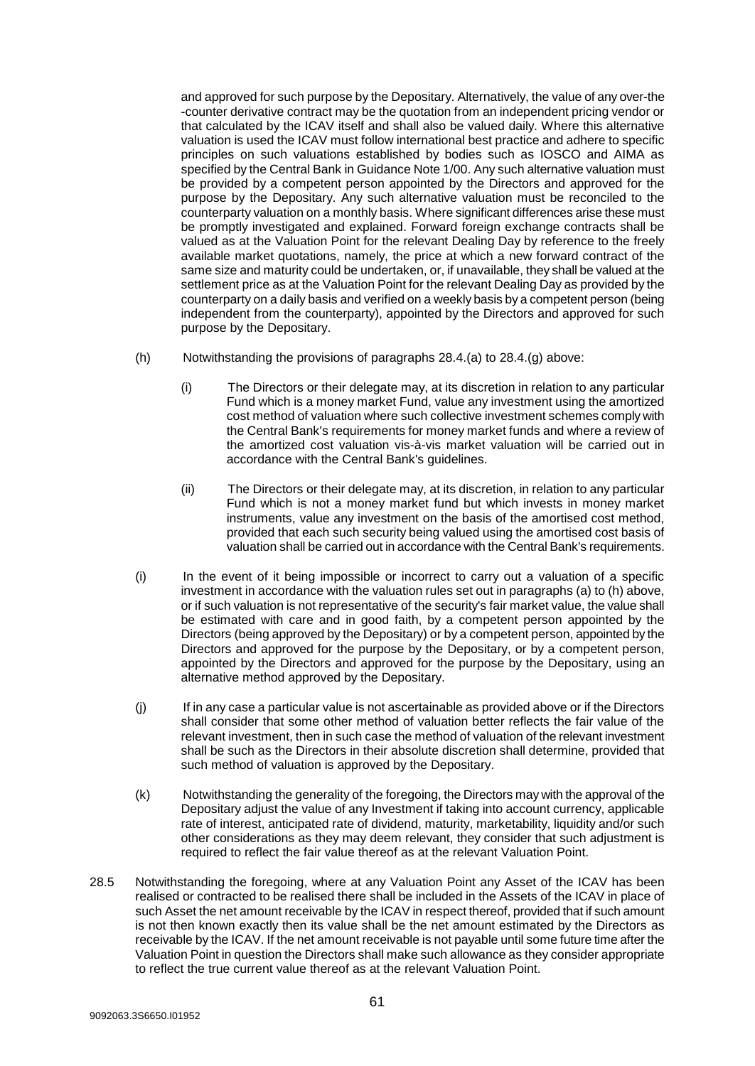and approved for such purpose by the Depositary. Alternatively, the value of any over-the -counter derivative contract may be the quotation from an independent pricing vendor or that calculated by the ICAV itself and shall also be valued daily. Where this alternative valuation is used the ICAV must follow international best practice and adhere to specific principles on such valuations established by bodies such as IOSCO and AIMA as specified by the Central Bank in Guidance Note 1/00. Any such alternative valuation must be provided by a competent person appointed by the Directors and approved for the purpose by the Depositary. Any such alternative valuation must be reconciled to the counterparty valuation on a monthly basis. Where significant differences arise these must be promptly investigated and explained. Forward foreign exchange contracts shall be valued as at the Valuation Point for the relevant Dealing Day by reference to the freely available market quotations, namely, the price at which a new forward contract of the same size and maturity could be undertaken, or, if unavailable, they shall be valued at the settlement price as at the Valuation Point for the relevant Dealing Day as provided by the counterparty on a daily basis and verified on a weekly basis by a competent person (being independent from the counterparty), appointed by the Directors and approved for such purpose by the Depositary.

(h) Notwithstanding the provisions of paragraphs 28.4.(a) to 28.4.(g) above:

(i) The Directors or their delegate may, at its discretion in relation to any particular Fund which is a money market Fund, value any investment using the amortized cost method of valuation where such collective investment schemes comply with the Central Bank's requirements for money market funds and where a review of the amortized cost valuation vis-à-vis market valuation will be carried out in accordance with the Central Bank's guidelines.

(ii) The Directors or their delegate may, at its discretion, in relation to any particular Fund which is not a money market fund but which invests in money market instruments, value any investment on the basis of the amortised cost method, provided that each such security being valued using the amortised cost basis of valuation shall be carried out in accordance with the Central Bank's requirements.

(i) In the event of it being impossible or incorrect to carry out a valuation of a specific investment in accordance with the valuation rules set out in paragraphs (a) to (h) above, or if such valuation is not representative of the security's fair market value, the value shall be estimated with care and in good faith, by a competent person appointed by the Directors (being approved by the Depositary) or by a competent person, appointed by the Directors and approved for the purpose by the Depositary, or by a competent person, appointed by the Directors and approved for the purpose by the Depositary, using an alternative method approved by the Depositary.

(j) If in any case a particular value is not ascertainable as provided above or if the Directors shall consider that some other method of valuation better reflects the fair value of the relevant investment, then in such case the method of valuation of the relevant investment shall be such as the Directors in their absolute discretion shall determine, provided that such method of valuation is approved by the Depositary.

(k) Notwithstanding the generality of the foregoing, the Directors may with the approval of the Depositary adjust the value of any Investment if taking into account currency, applicable rate of interest, anticipated rate of dividend, maturity, marketability, liquidity and/or such other considerations as they may deem relevant, they consider that such adjustment is required to reflect the fair value thereof as at the relevant Valuation Point.

28.5 Notwithstanding the foregoing, where at any Valuation Point any Asset of the ICAV has been realised or contracted to be realised there shall be included in the Assets of the ICAV in place of such Asset the net amount receivable by the ICAV in respect thereof, provided that if such amount is not then known exactly then its value shall be the net amount estimated by the Directors as receivable by the ICAV. If the net amount receivable is not payable until some future time after the Valuation Point in question the Directors shall make such allowance as they consider appropriate to reflect the true current value thereof as at the relevant Valuation Point.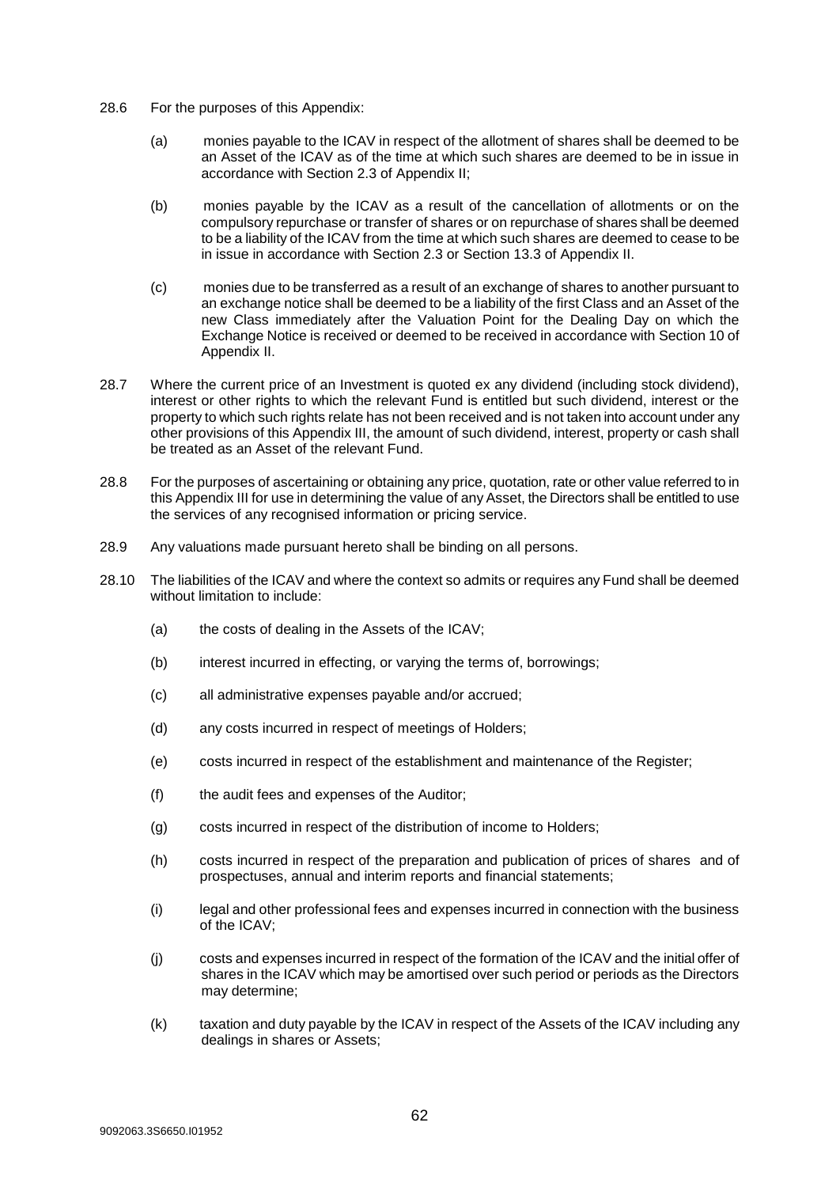28.6 For the purposes of this Appendix:

(a) monies payable to the ICAV in respect of the allotment of shares shall be deemed to be an Asset of the ICAV as of the time at which such shares are deemed to be in issue in accordance with Section 2.3 of Appendix II;

(b) monies payable by the ICAV as a result of the cancellation of allotments or on the compulsory repurchase or transfer of shares or on repurchase of shares shall be deemed to be a liability of the ICAV from the time at which such shares are deemed to cease to be in issue in accordance with Section 2.3 or Section 13.3 of Appendix II.

(c) monies due to be transferred as a result of an exchange of shares to another pursuant to an exchange notice shall be deemed to be a liability of the first Class and an Asset of the new Class immediately after the Valuation Point for the Dealing Day on which the Exchange Notice is received or deemed to be received in accordance with Section 10 of Appendix II.

28.7 Where the current price of an Investment is quoted ex any dividend (including stock dividend), interest or other rights to which the relevant Fund is entitled but such dividend, interest or the property to which such rights relate has not been received and is not taken into account under any other provisions of this Appendix III, the amount of such dividend, interest, property or cash shall be treated as an Asset of the relevant Fund.

28.8 For the purposes of ascertaining or obtaining any price, quotation, rate or other value referred to in this Appendix III for use in determining the value of any Asset, the Directors shall be entitled to use the services of any recognised information or pricing service.

28.9 Any valuations made pursuant hereto shall be binding on all persons.

28.10 The liabilities of the ICAV and where the context so admits or requires any Fund shall be deemed without limitation to include:

(a) the costs of dealing in the Assets of the ICAV;

(b) interest incurred in effecting, or varying the terms of, borrowings;

(c) all administrative expenses payable and/or accrued;

(d) any costs incurred in respect of meetings of Holders;

(e) costs incurred in respect of the establishment and maintenance of the Register;

(f) the audit fees and expenses of the Auditor;

(g) costs incurred in respect of the distribution of income to Holders;

(h) costs incurred in respect of the preparation and publication of prices of shares and of prospectuses, annual and interim reports and financial statements;

(i) legal and other professional fees and expenses incurred in connection with the business of the ICAV;

(j) costs and expenses incurred in respect of the formation of the ICAV and the initial offer of shares in the ICAV which may be amortised over such period or periods as the Directors may determine;

(k) taxation and duty payable by the ICAV in respect of the Assets of the ICAV including any dealings in shares or Assets;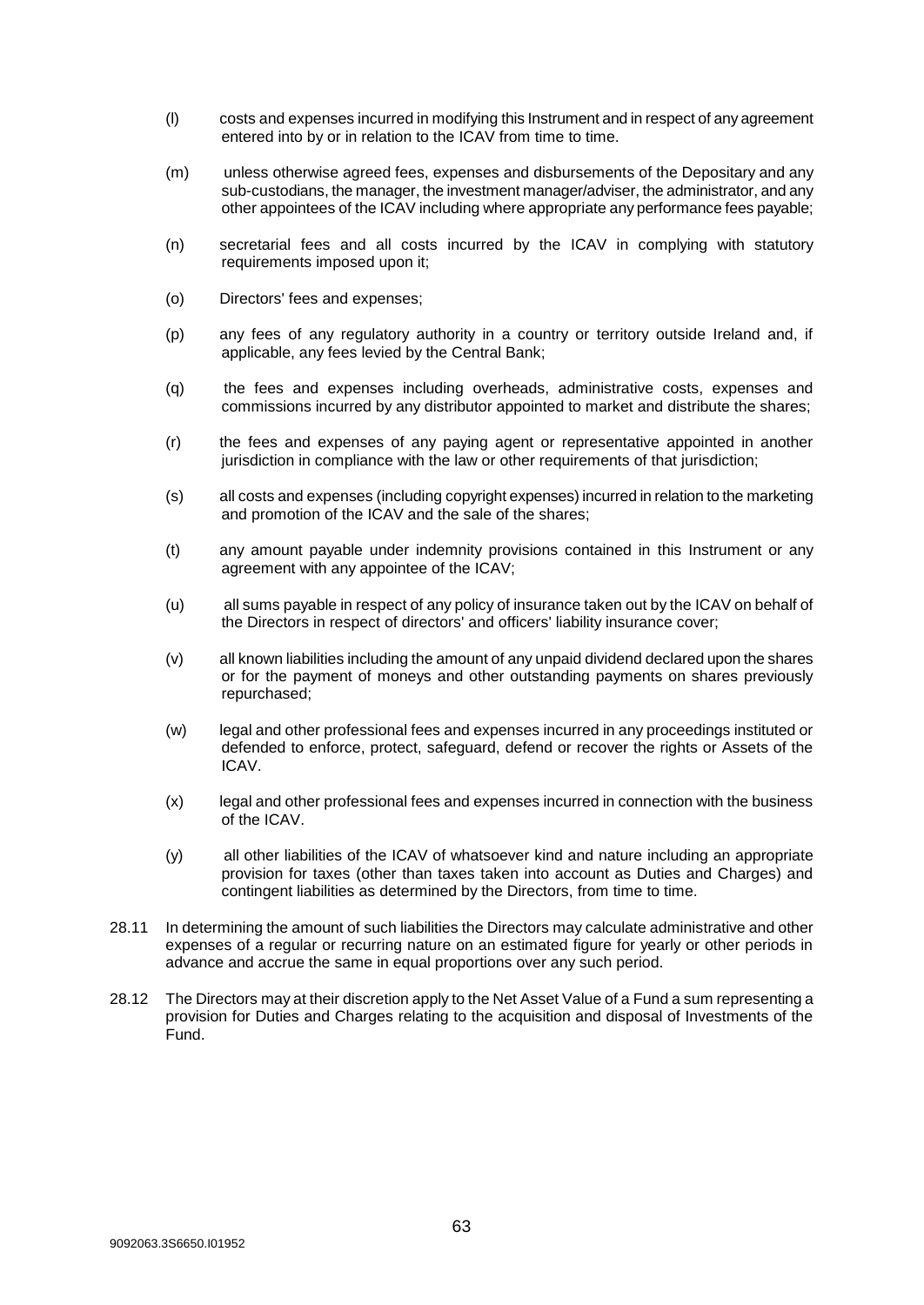(l) costs and expenses incurred in modifying this Instrument and in respect of any agreement entered into by or in relation to the ICAV from time to time.

(m) unless otherwise agreed fees, expenses and disbursements of the Depositary and any sub-custodians, the manager, the investment manager/adviser, the administrator, and any other appointees of the ICAV including where appropriate any performance fees payable;

(n) secretarial fees and all costs incurred by the ICAV in complying with statutory requirements imposed upon it;

(o) Directors' fees and expenses;

(p) any fees of any regulatory authority in a country or territory outside Ireland and, if applicable, any fees levied by the Central Bank;

(q) the fees and expenses including overheads, administrative costs, expenses and commissions incurred by any distributor appointed to market and distribute the shares;

(r) the fees and expenses of any paying agent or representative appointed in another jurisdiction in compliance with the law or other requirements of that jurisdiction;

(s) all costs and expenses (including copyright expenses) incurred in relation to the marketing and promotion of the ICAV and the sale of the shares;

(t) any amount payable under indemnity provisions contained in this Instrument or any agreement with any appointee of the ICAV;

(u) all sums payable in respect of any policy of insurance taken out by the ICAV on behalf of the Directors in respect of directors' and officers' liability insurance cover;

(v) all known liabilities including the amount of any unpaid dividend declared upon the shares or for the payment of moneys and other outstanding payments on shares previously repurchased;

(w) legal and other professional fees and expenses incurred in any proceedings instituted or defended to enforce, protect, safeguard, defend or recover the rights or Assets of the ICAV.

(x) legal and other professional fees and expenses incurred in connection with the business of the ICAV.

(y) all other liabilities of the ICAV of whatsoever kind and nature including an appropriate provision for taxes (other than taxes taken into account as Duties and Charges) and contingent liabilities as determined by the Directors, from time to time.

28.11 In determining the amount of such liabilities the Directors may calculate administrative and other expenses of a regular or recurring nature on an estimated figure for yearly or other periods in advance and accrue the same in equal proportions over any such period.

28.12 The Directors may at their discretion apply to the Net Asset Value of a Fund a sum representing a provision for Duties and Charges relating to the acquisition and disposal of Investments of the Fund.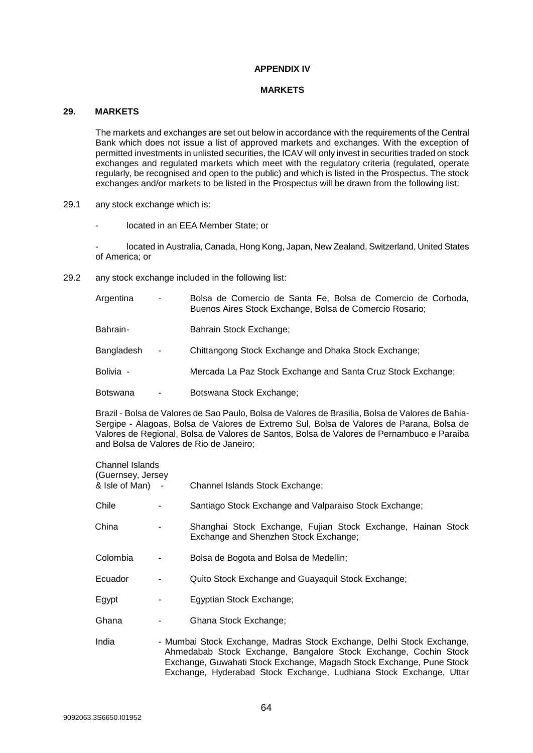**APPENDIX IV**

**MARKETS**

## 29. MARKETS

The markets and exchanges are set out below in accordance with the requirements of the Central Bank which does not issue a list of approved markets and exchanges. With the exception of permitted investments in unlisted securities, the ICAV will only invest in securities traded on stock exchanges and regulated markets which meet with the regulatory criteria (regulated, operate regularly, be recognised and open to the public) and which is listed in the Prospectus. The stock exchanges and/or markets to be listed in the Prospectus will be drawn from the following list:

29.1 any stock exchange which is:

- located in an EEA Member State; or

- located in Australia, Canada, Hong Kong, Japan, New Zealand, Switzerland, United States of America; or

29.2 any stock exchange included in the following list:

Argentina - Bolsa de Comercio de Santa Fe, Bolsa de Comercio de Corboda, Buenos Aires Stock Exchange, Bolsa de Comercio Rosario;

Bahrain- Bahrain Stock Exchange;

Bangladesh - Chittangong Stock Exchange and Dhaka Stock Exchange;

Bolivia - Mercada La Paz Stock Exchange and Santa Cruz Stock Exchange;

Botswana - Botswana Stock Exchange;

Brazil - Bolsa de Valores de Sao Paulo, Bolsa de Valores de Brasilia, Bolsa de Valores de Bahia-Sergipe - Alagoas, Bolsa de Valores de Extremo Sul, Bolsa de Valores de Parana, Bolsa de Valores de Regional, Bolsa de Valores de Santos, Bolsa de Valores de Pernambuco e Paraiba and Bolsa de Valores de Rio de Janeiro;

Channel Islands (Guernsey, Jersey & Isle of Man) - Channel Islands Stock Exchange;

Chile - Santiago Stock Exchange and Valparaiso Stock Exchange;

China - Shanghai Stock Exchange, Fujian Stock Exchange, Hainan Stock Exchange and Shenzhen Stock Exchange;

Colombia - Bolsa de Bogota and Bolsa de Medellin;

Ecuador - Quito Stock Exchange and Guayaquil Stock Exchange;

Egypt - Egyptian Stock Exchange;

Ghana - Ghana Stock Exchange;

India - Mumbai Stock Exchange, Madras Stock Exchange, Delhi Stock Exchange, Ahmedabab Stock Exchange, Bangalore Stock Exchange, Cochin Stock Exchange, Guwahati Stock Exchange, Magadh Stock Exchange, Pune Stock Exchange, Hyderabad Stock Exchange, Ludhiana Stock Exchange, Uttar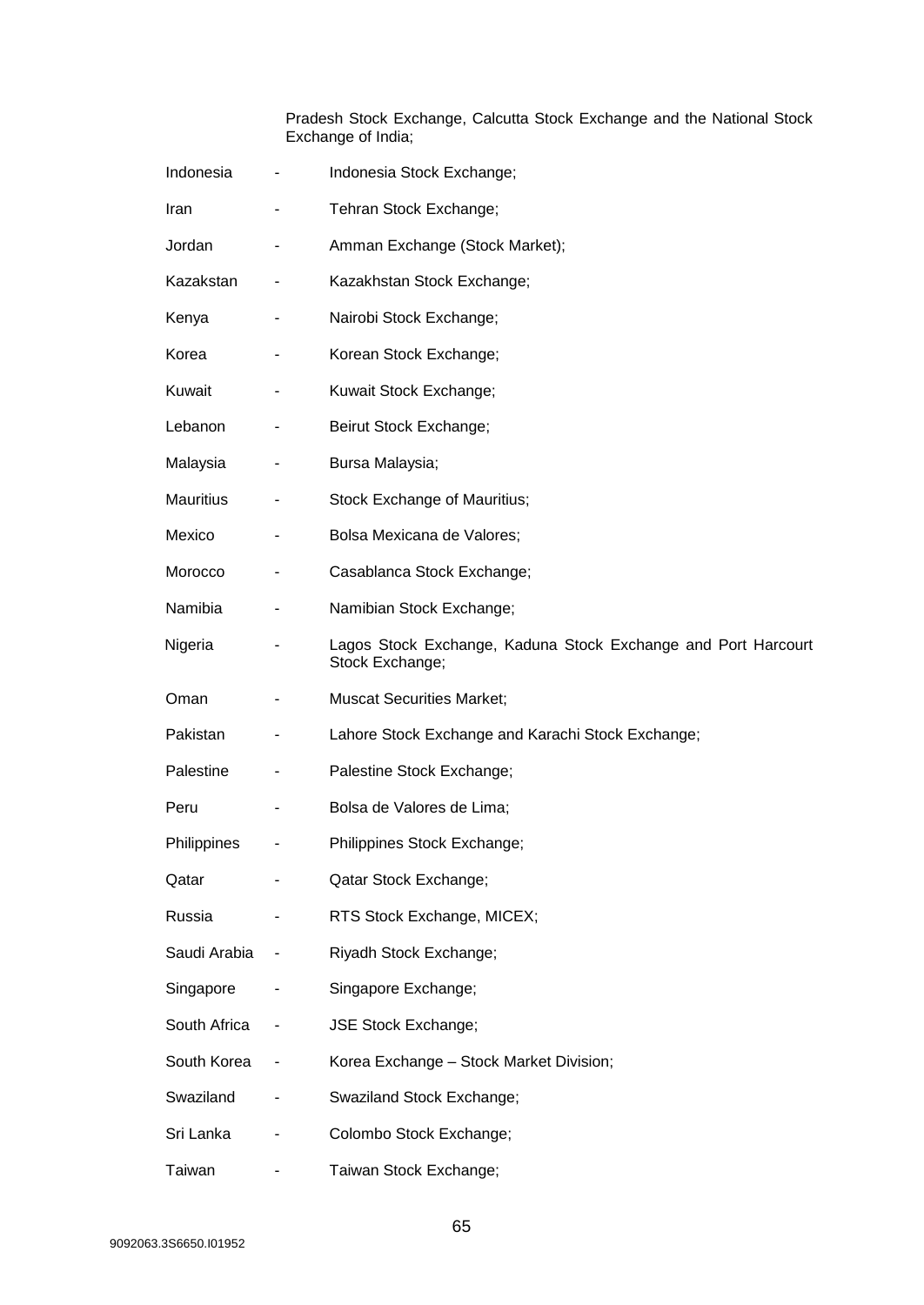Pradesh Stock Exchange, Calcutta Stock Exchange and the National Stock Exchange of India;

| | | |
|---|---|---|
| Indonesia | - | Indonesia Stock Exchange; |
| Iran | - | Tehran Stock Exchange; |
| Jordan | - | Amman Exchange (Stock Market); |
| Kazakstan | - | Kazakhstan Stock Exchange; |
| Kenya | - | Nairobi Stock Exchange; |
| Korea | - | Korean Stock Exchange; |
| Kuwait | - | Kuwait Stock Exchange; |
| Lebanon | - | Beirut Stock Exchange; |
| Malaysia | - | Bursa Malaysia; |
| Mauritius | - | Stock Exchange of Mauritius; |
| Mexico | - | Bolsa Mexicana de Valores; |
| Morocco | - | Casablanca Stock Exchange; |
| Namibia | - | Namibian Stock Exchange; |
| Nigeria | - | Lagos Stock Exchange, Kaduna Stock Exchange and Port Harcourt Stock Exchange; |
| Oman | - | Muscat Securities Market; |
| Pakistan | - | Lahore Stock Exchange and Karachi Stock Exchange; |
| Palestine | - | Palestine Stock Exchange; |
| Peru | - | Bolsa de Valores de Lima; |
| Philippines | - | Philippines Stock Exchange; |
| Qatar | - | Qatar Stock Exchange; |
| Russia | - | RTS Stock Exchange, MICEX; |
| Saudi Arabia | - | Riyadh Stock Exchange; |
| Singapore | - | Singapore Exchange; |
| South Africa | - | JSE Stock Exchange; |
| South Korea | - | Korea Exchange – Stock Market Division; |
| Swaziland | - | Swaziland Stock Exchange; |
| Sri Lanka | - | Colombo Stock Exchange; |
| Taiwan | - | Taiwan Stock Exchange; |

9092063.3S6650.I01952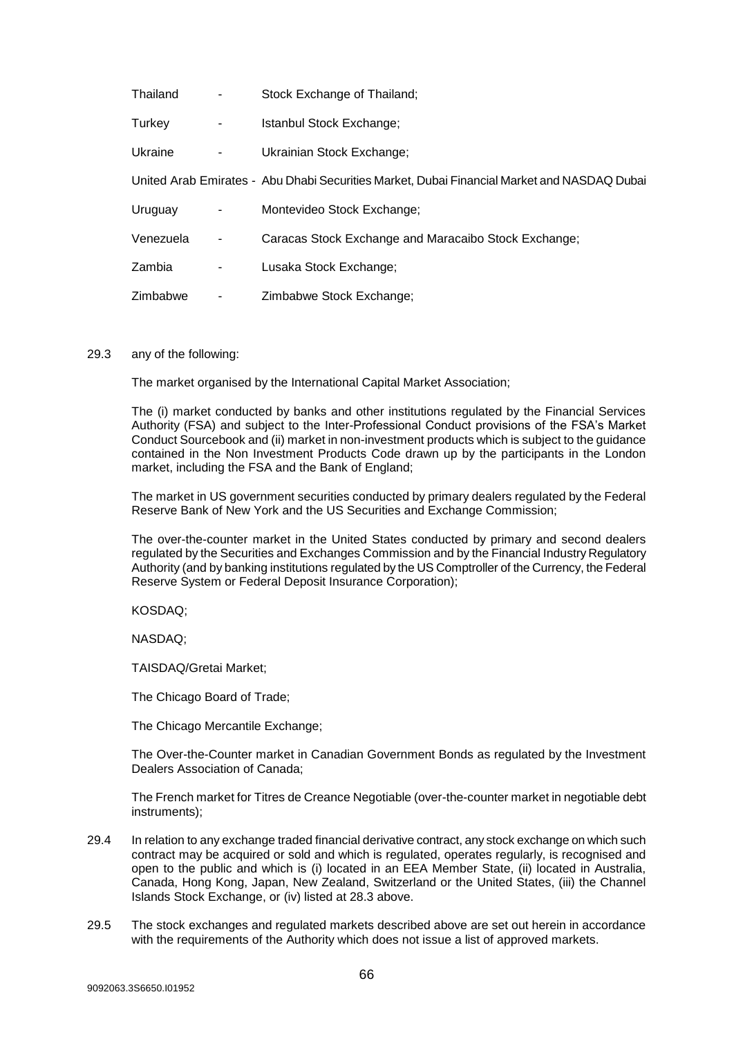| | | |
|---|---|---|
| Thailand | - | Stock Exchange of Thailand; |
| Turkey | - | Istanbul Stock Exchange; |
| Ukraine | - | Ukrainian Stock Exchange; |
| United Arab Emirates | - | Abu Dhabi Securities Market, Dubai Financial Market and NASDAQ Dubai |
| Uruguay | - | Montevideo Stock Exchange; |
| Venezuela | - | Caracas Stock Exchange and Maracaibo Stock Exchange; |
| Zambia | - | Lusaka Stock Exchange; |
| Zimbabwe | - | Zimbabwe Stock Exchange; |

29.3 any of the following:

The market organised by the International Capital Market Association;

The (i) market conducted by banks and other institutions regulated by the Financial Services Authority (FSA) and subject to the Inter-Professional Conduct provisions of the FSA's Market Conduct Sourcebook and (ii) market in non-investment products which is subject to the guidance contained in the Non Investment Products Code drawn up by the participants in the London market, including the FSA and the Bank of England;

The market in US government securities conducted by primary dealers regulated by the Federal Reserve Bank of New York and the US Securities and Exchange Commission;

The over-the-counter market in the United States conducted by primary and second dealers regulated by the Securities and Exchanges Commission and by the Financial Industry Regulatory Authority (and by banking institutions regulated by the US Comptroller of the Currency, the Federal Reserve System or Federal Deposit Insurance Corporation);

KOSDAQ;

NASDAQ;

TAISDAQ/Gretai Market;

The Chicago Board of Trade;

The Chicago Mercantile Exchange;

The Over-the-Counter market in Canadian Government Bonds as regulated by the Investment Dealers Association of Canada;

The French market for Titres de Creance Negotiable (over-the-counter market in negotiable debt instruments);

29.4 In relation to any exchange traded financial derivative contract, any stock exchange on which such contract may be acquired or sold and which is regulated, operates regularly, is recognised and open to the public and which is (i) located in an EEA Member State, (ii) located in Australia, Canada, Hong Kong, Japan, New Zealand, Switzerland or the United States, (iii) the Channel Islands Stock Exchange, or (iv) listed at 28.3 above.

29.5 The stock exchanges and regulated markets described above are set out herein in accordance with the requirements of the Authority which does not issue a list of approved markets.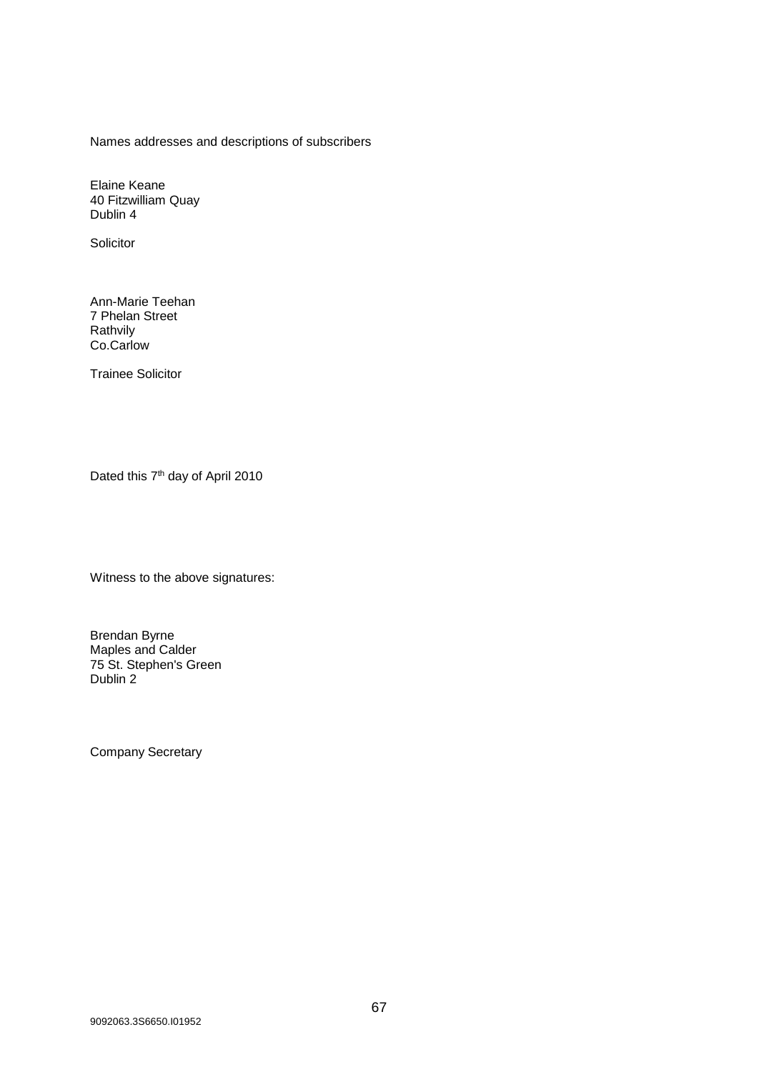Names addresses and descriptions of subscribers

Elaine Keane
40 Fitzwilliam Quay
Dublin 4

Solicitor

Ann-Marie Teehan
7 Phelan Street
Rathvily
Co.Carlow

Trainee Solicitor

Dated this 7th day of April 2010

Witness to the above signatures:

Brendan Byrne
Maples and Calder
75 St. Stephen's Green
Dublin 2

Company Secretary

9092063.3S6650.I01952